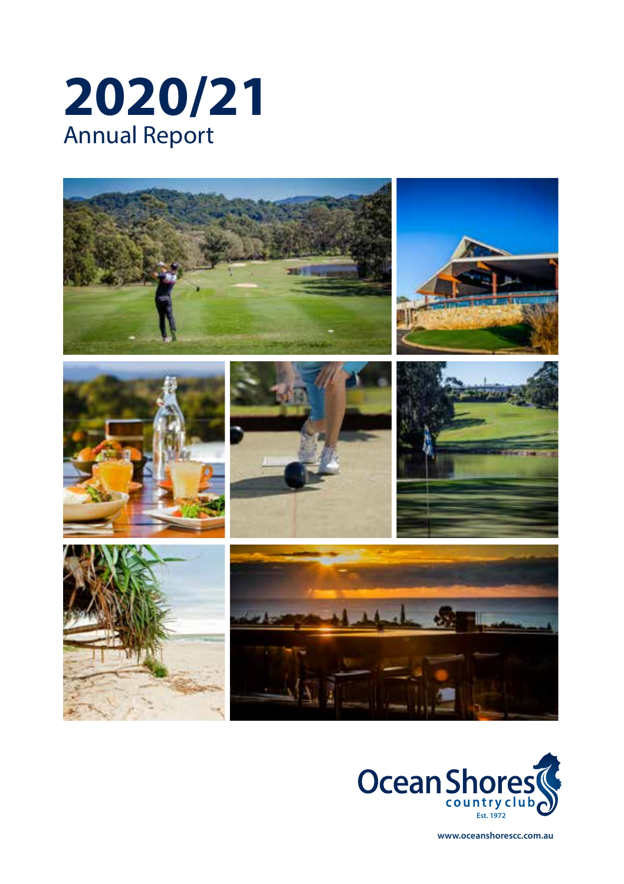# 2020/21

## Annual Report

Ocean Shores country club
Est. 1972

www.oceanshorescc.com.au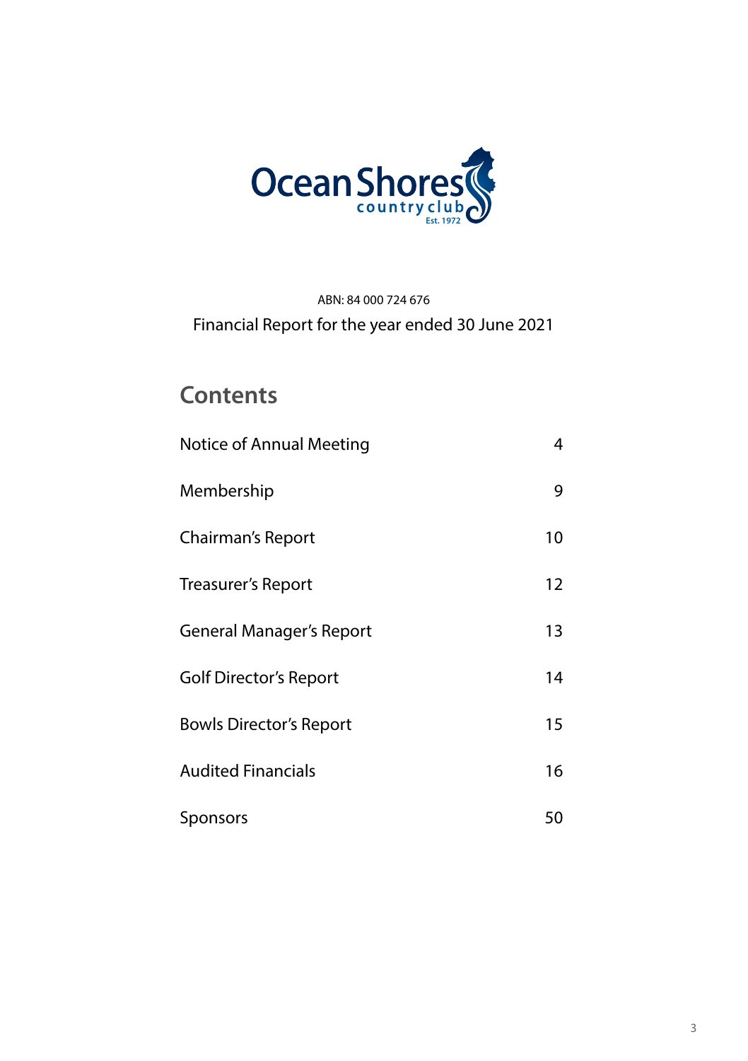Ocean Shores country club Est. 1972

ABN: 84 000 724 676

Financial Report for the year ended 30 June 2021

## Contents

| | |
|---|---|
| Notice of Annual Meeting | 4 |
| Membership | 9 |
| Chairman's Report | 10 |
| Treasurer's Report | 12 |
| General Manager's Report | 13 |
| Golf Director's Report | 14 |
| Bowls Director's Report | 15 |
| Audited Financials | 16 |
| Sponsors | 50 |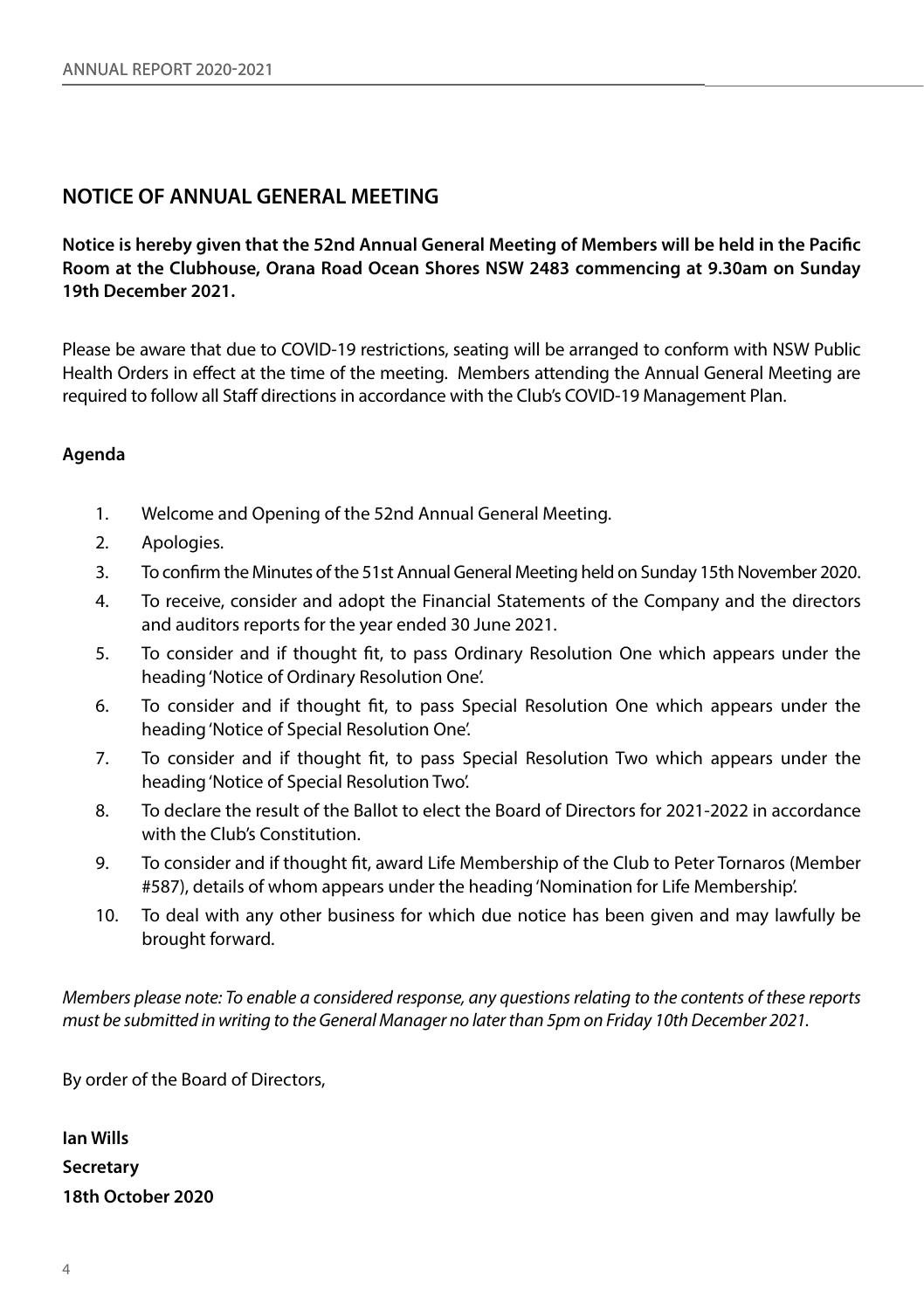## NOTICE OF ANNUAL GENERAL MEETING

**Notice is hereby given that the 52nd Annual General Meeting of Members will be held in the Pacific Room at the Clubhouse, Orana Road Ocean Shores NSW 2483 commencing at 9.30am on Sunday 19th December 2021.**

Please be aware that due to COVID-19 restrictions, seating will be arranged to conform with NSW Public Health Orders in effect at the time of the meeting. Members attending the Annual General Meeting are required to follow all Staff directions in accordance with the Club's COVID-19 Management Plan.

**Agenda**

1. Welcome and Opening of the 52nd Annual General Meeting.
2. Apologies.
3. To confirm the Minutes of the 51st Annual General Meeting held on Sunday 15th November 2020.
4. To receive, consider and adopt the Financial Statements of the Company and the directors and auditors reports for the year ended 30 June 2021.
5. To consider and if thought fit, to pass Ordinary Resolution One which appears under the heading 'Notice of Ordinary Resolution One'.
6. To consider and if thought fit, to pass Special Resolution One which appears under the heading 'Notice of Special Resolution One'.
7. To consider and if thought fit, to pass Special Resolution Two which appears under the heading 'Notice of Special Resolution Two'.
8. To declare the result of the Ballot to elect the Board of Directors for 2021-2022 in accordance with the Club's Constitution.
9. To consider and if thought fit, award Life Membership of the Club to Peter Tornaros (Member #587), details of whom appears under the heading 'Nomination for Life Membership'.
10. To deal with any other business for which due notice has been given and may lawfully be brought forward.

*Members please note: To enable a considered response, any questions relating to the contents of these reports must be submitted in writing to the General Manager no later than 5pm on Friday 10th December 2021.*

By order of the Board of Directors,

**Ian Wills**
**Secretary**
**18th October 2020**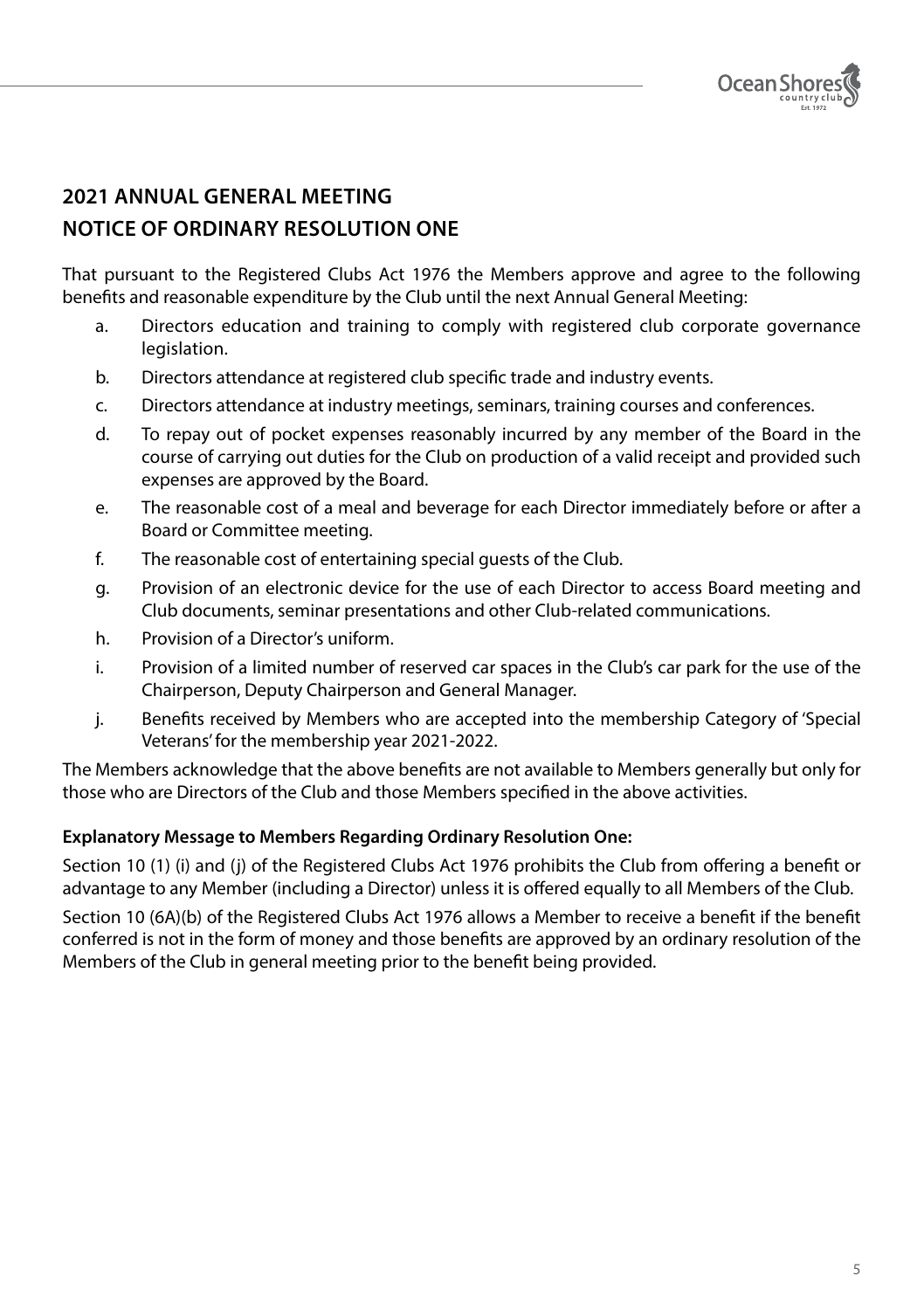## 2021 ANNUAL GENERAL MEETING
## NOTICE OF ORDINARY RESOLUTION ONE

That pursuant to the Registered Clubs Act 1976 the Members approve and agree to the following benefits and reasonable expenditure by the Club until the next Annual General Meeting:

a. Directors education and training to comply with registered club corporate governance legislation.

b. Directors attendance at registered club specific trade and industry events.

c. Directors attendance at industry meetings, seminars, training courses and conferences.

d. To repay out of pocket expenses reasonably incurred by any member of the Board in the course of carrying out duties for the Club on production of a valid receipt and provided such expenses are approved by the Board.

e. The reasonable cost of a meal and beverage for each Director immediately before or after a Board or Committee meeting.

f. The reasonable cost of entertaining special guests of the Club.

g. Provision of an electronic device for the use of each Director to access Board meeting and Club documents, seminar presentations and other Club-related communications.

h. Provision of a Director's uniform.

i. Provision of a limited number of reserved car spaces in the Club's car park for the use of the Chairperson, Deputy Chairperson and General Manager.

j. Benefits received by Members who are accepted into the membership Category of 'Special Veterans' for the membership year 2021-2022.

The Members acknowledge that the above benefits are not available to Members generally but only for those who are Directors of the Club and those Members specified in the above activities.

**Explanatory Message to Members Regarding Ordinary Resolution One:**

Section 10 (1) (i) and (j) of the Registered Clubs Act 1976 prohibits the Club from offering a benefit or advantage to any Member (including a Director) unless it is offered equally to all Members of the Club.

Section 10 (6A)(b) of the Registered Clubs Act 1976 allows a Member to receive a benefit if the benefit conferred is not in the form of money and those benefits are approved by an ordinary resolution of the Members of the Club in general meeting prior to the benefit being provided.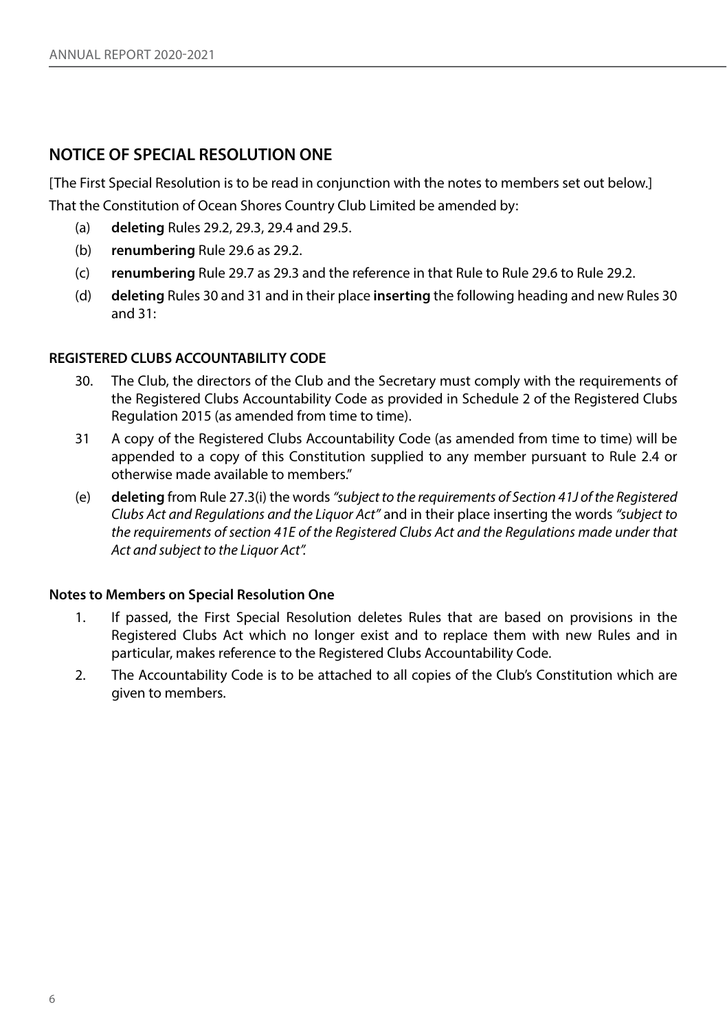## NOTICE OF SPECIAL RESOLUTION ONE

[The First Special Resolution is to be read in conjunction with the notes to members set out below.]

That the Constitution of Ocean Shores Country Club Limited be amended by:

(a) **deleting** Rules 29.2, 29.3, 29.4 and 29.5.

(b) **renumbering** Rule 29.6 as 29.2.

(c) **renumbering** Rule 29.7 as 29.3 and the reference in that Rule to Rule 29.6 to Rule 29.2.

(d) **deleting** Rules 30 and 31 and in their place **inserting** the following heading and new Rules 30 and 31:

**REGISTERED CLUBS ACCOUNTABILITY CODE**

30. The Club, the directors of the Club and the Secretary must comply with the requirements of the Registered Clubs Accountability Code as provided in Schedule 2 of the Registered Clubs Regulation 2015 (as amended from time to time).

31 A copy of the Registered Clubs Accountability Code (as amended from time to time) will be appended to a copy of this Constitution supplied to any member pursuant to Rule 2.4 or otherwise made available to members."

(e) **deleting** from Rule 27.3(i) the words *"subject to the requirements of Section 41J of the Registered Clubs Act and Regulations and the Liquor Act"* and in their place inserting the words *"subject to the requirements of section 41E of the Registered Clubs Act and the Regulations made under that Act and subject to the Liquor Act".*

**Notes to Members on Special Resolution One**

1. If passed, the First Special Resolution deletes Rules that are based on provisions in the Registered Clubs Act which no longer exist and to replace them with new Rules and in particular, makes reference to the Registered Clubs Accountability Code.

2. The Accountability Code is to be attached to all copies of the Club's Constitution which are given to members.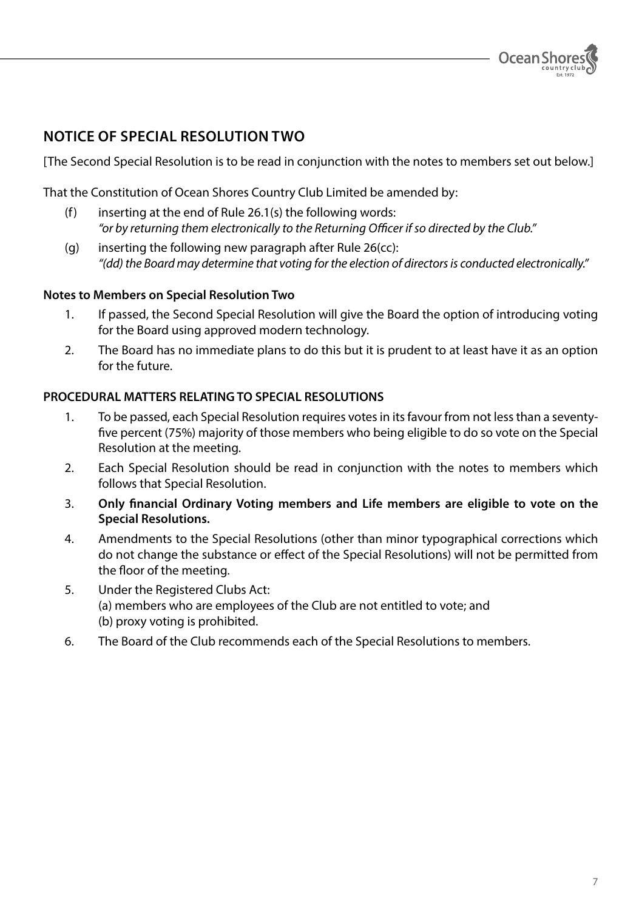## NOTICE OF SPECIAL RESOLUTION TWO

[The Second Special Resolution is to be read in conjunction with the notes to members set out below.]

That the Constitution of Ocean Shores Country Club Limited be amended by:

(f) inserting at the end of Rule 26.1(s) the following words:
*"or by returning them electronically to the Returning Officer if so directed by the Club."*

(g) inserting the following new paragraph after Rule 26(cc):
*"(dd) the Board may determine that voting for the election of directors is conducted electronically."*

**Notes to Members on Special Resolution Two**

1. If passed, the Second Special Resolution will give the Board the option of introducing voting for the Board using approved modern technology.
2. The Board has no immediate plans to do this but it is prudent to at least have it as an option for the future.

**PROCEDURAL MATTERS RELATING TO SPECIAL RESOLUTIONS**

1. To be passed, each Special Resolution requires votes in its favour from not less than a seventy-five percent (75%) majority of those members who being eligible to do so vote on the Special Resolution at the meeting.
2. Each Special Resolution should be read in conjunction with the notes to members which follows that Special Resolution.
3. **Only financial Ordinary Voting members and Life members are eligible to vote on the Special Resolutions.**
4. Amendments to the Special Resolutions (other than minor typographical corrections which do not change the substance or effect of the Special Resolutions) will not be permitted from the floor of the meeting.
5. Under the Registered Clubs Act:
(a) members who are employees of the Club are not entitled to vote; and
(b) proxy voting is prohibited.
6. The Board of the Club recommends each of the Special Resolutions to members.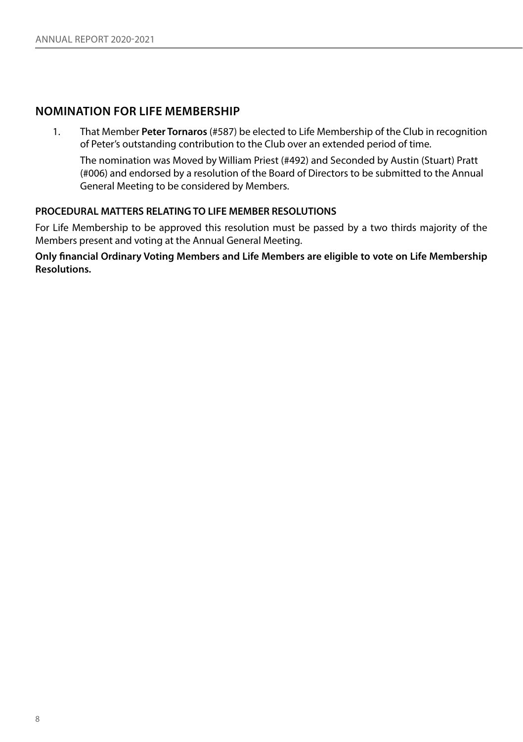## NOMINATION FOR LIFE MEMBERSHIP

1. That Member **Peter Tornaros** (#587) be elected to Life Membership of the Club in recognition of Peter's outstanding contribution to the Club over an extended period of time.

   The nomination was Moved by William Priest (#492) and Seconded by Austin (Stuart) Pratt (#006) and endorsed by a resolution of the Board of Directors to be submitted to the Annual General Meeting to be considered by Members.

### PROCEDURAL MATTERS RELATING TO LIFE MEMBER RESOLUTIONS

For Life Membership to be approved this resolution must be passed by a two thirds majority of the Members present and voting at the Annual General Meeting.

**Only financial Ordinary Voting Members and Life Members are eligible to vote on Life Membership Resolutions.**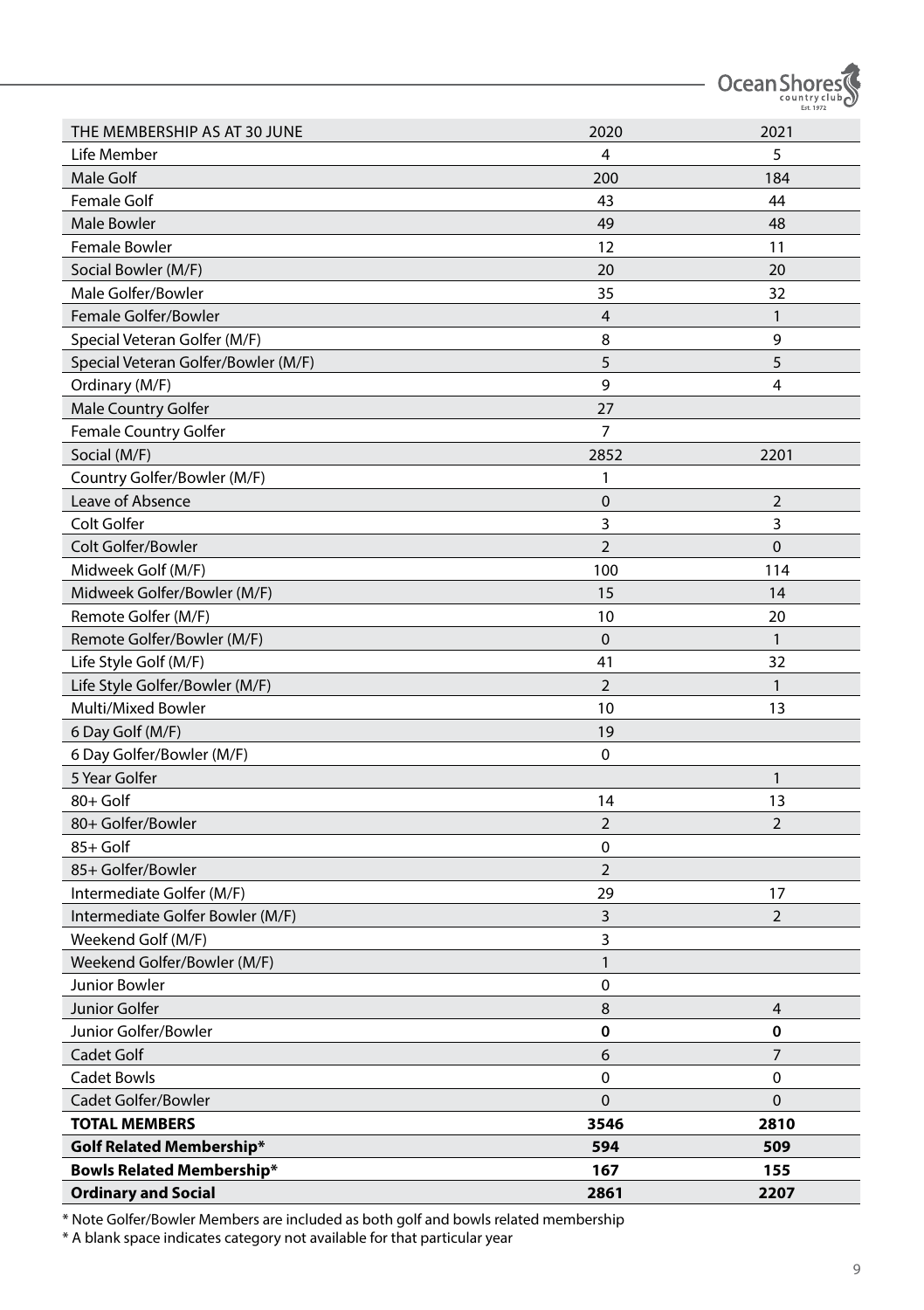| THE MEMBERSHIP AS AT 30 JUNE | 2020 | 2021 |
|---|---|---|
| Life Member | 4 | 5 |
| Male Golf | 200 | 184 |
| Female Golf | 43 | 44 |
| Male Bowler | 49 | 48 |
| Female Bowler | 12 | 11 |
| Social Bowler (M/F) | 20 | 20 |
| Male Golfer/Bowler | 35 | 32 |
| Female Golfer/Bowler | 4 | 1 |
| Special Veteran Golfer (M/F) | 8 | 9 |
| Special Veteran Golfer/Bowler (M/F) | 5 | 5 |
| Ordinary (M/F) | 9 | 4 |
| Male Country Golfer | 27 | |
| Female Country Golfer | 7 | |
| Social (M/F) | 2852 | 2201 |
| Country Golfer/Bowler (M/F) | 1 | |
| Leave of Absence | 0 | 2 |
| Colt Golfer | 3 | 3 |
| Colt Golfer/Bowler | 2 | 0 |
| Midweek Golf (M/F) | 100 | 114 |
| Midweek Golfer/Bowler (M/F) | 15 | 14 |
| Remote Golfer (M/F) | 10 | 20 |
| Remote Golfer/Bowler (M/F) | 0 | 1 |
| Life Style Golf (M/F) | 41 | 32 |
| Life Style Golfer/Bowler (M/F) | 2 | 1 |
| Multi/Mixed Bowler | 10 | 13 |
| 6 Day Golf (M/F) | 19 | |
| 6 Day Golfer/Bowler (M/F) | 0 | |
| 5 Year Golfer | | 1 |
| 80+ Golf | 14 | 13 |
| 80+ Golfer/Bowler | 2 | 2 |
| 85+ Golf | 0 | |
| 85+ Golfer/Bowler | 2 | |
| Intermediate Golfer (M/F) | 29 | 17 |
| Intermediate Golfer Bowler (M/F) | 3 | 2 |
| Weekend Golf (M/F) | 3 | |
| Weekend Golfer/Bowler (M/F) | 1 | |
| Junior Bowler | 0 | |
| Junior Golfer | 8 | 4 |
| Junior Golfer/Bowler | **0** | **0** |
| Cadet Golf | 6 | 7 |
| Cadet Bowls | 0 | 0 |
| Cadet Golfer/Bowler | 0 | 0 |
| **TOTAL MEMBERS** | **3546** | **2810** |
| **Golf Related Membership*** | **594** | **509** |
| **Bowls Related Membership*** | **167** | **155** |
| **Ordinary and Social** | **2861** | **2207** |

* Note Golfer/Bowler Members are included as both golf and bowls related membership

* A blank space indicates category not available for that particular year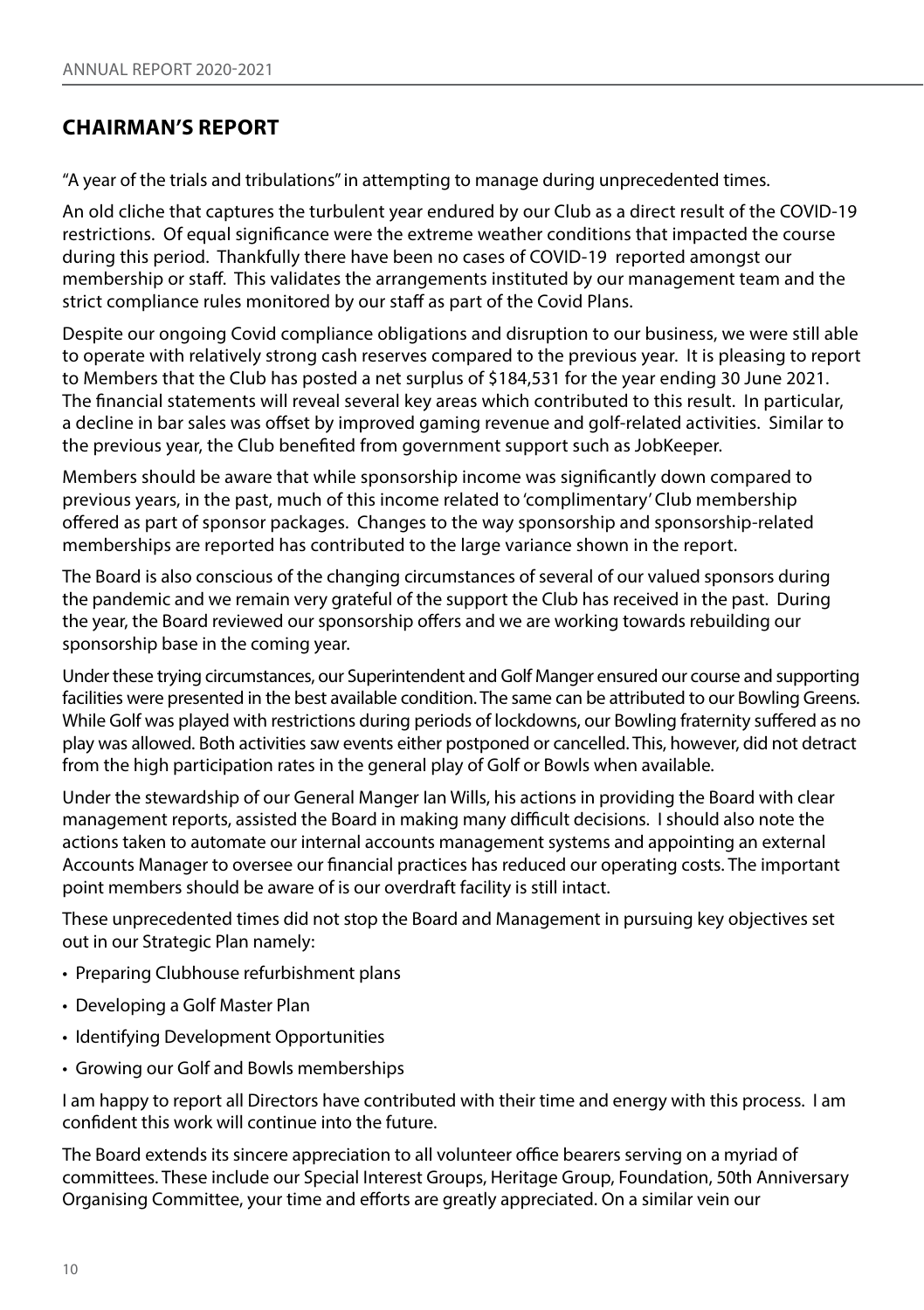## CHAIRMAN'S REPORT

"A year of the trials and tribulations" in attempting to manage during unprecedented times.

An old cliche that captures the turbulent year endured by our Club as a direct result of the COVID-19 restrictions. Of equal significance were the extreme weather conditions that impacted the course during this period. Thankfully there have been no cases of COVID-19 reported amongst our membership or staff. This validates the arrangements instituted by our management team and the strict compliance rules monitored by our staff as part of the Covid Plans.

Despite our ongoing Covid compliance obligations and disruption to our business, we were still able to operate with relatively strong cash reserves compared to the previous year. It is pleasing to report to Members that the Club has posted a net surplus of $184,531 for the year ending 30 June 2021. The financial statements will reveal several key areas which contributed to this result. In particular, a decline in bar sales was offset by improved gaming revenue and golf-related activities. Similar to the previous year, the Club benefited from government support such as JobKeeper.

Members should be aware that while sponsorship income was significantly down compared to previous years, in the past, much of this income related to 'complimentary' Club membership offered as part of sponsor packages. Changes to the way sponsorship and sponsorship-related memberships are reported has contributed to the large variance shown in the report.

The Board is also conscious of the changing circumstances of several of our valued sponsors during the pandemic and we remain very grateful of the support the Club has received in the past. During the year, the Board reviewed our sponsorship offers and we are working towards rebuilding our sponsorship base in the coming year.

Under these trying circumstances, our Superintendent and Golf Manger ensured our course and supporting facilities were presented in the best available condition. The same can be attributed to our Bowling Greens. While Golf was played with restrictions during periods of lockdowns, our Bowling fraternity suffered as no play was allowed. Both activities saw events either postponed or cancelled. This, however, did not detract from the high participation rates in the general play of Golf or Bowls when available.

Under the stewardship of our General Manger Ian Wills, his actions in providing the Board with clear management reports, assisted the Board in making many difficult decisions. I should also note the actions taken to automate our internal accounts management systems and appointing an external Accounts Manager to oversee our financial practices has reduced our operating costs. The important point members should be aware of is our overdraft facility is still intact.

These unprecedented times did not stop the Board and Management in pursuing key objectives set out in our Strategic Plan namely:

- Preparing Clubhouse refurbishment plans
- Developing a Golf Master Plan
- Identifying Development Opportunities
- Growing our Golf and Bowls memberships

I am happy to report all Directors have contributed with their time and energy with this process. I am confident this work will continue into the future.

The Board extends its sincere appreciation to all volunteer office bearers serving on a myriad of committees. These include our Special Interest Groups, Heritage Group, Foundation, 50th Anniversary Organising Committee, your time and efforts are greatly appreciated. On a similar vein our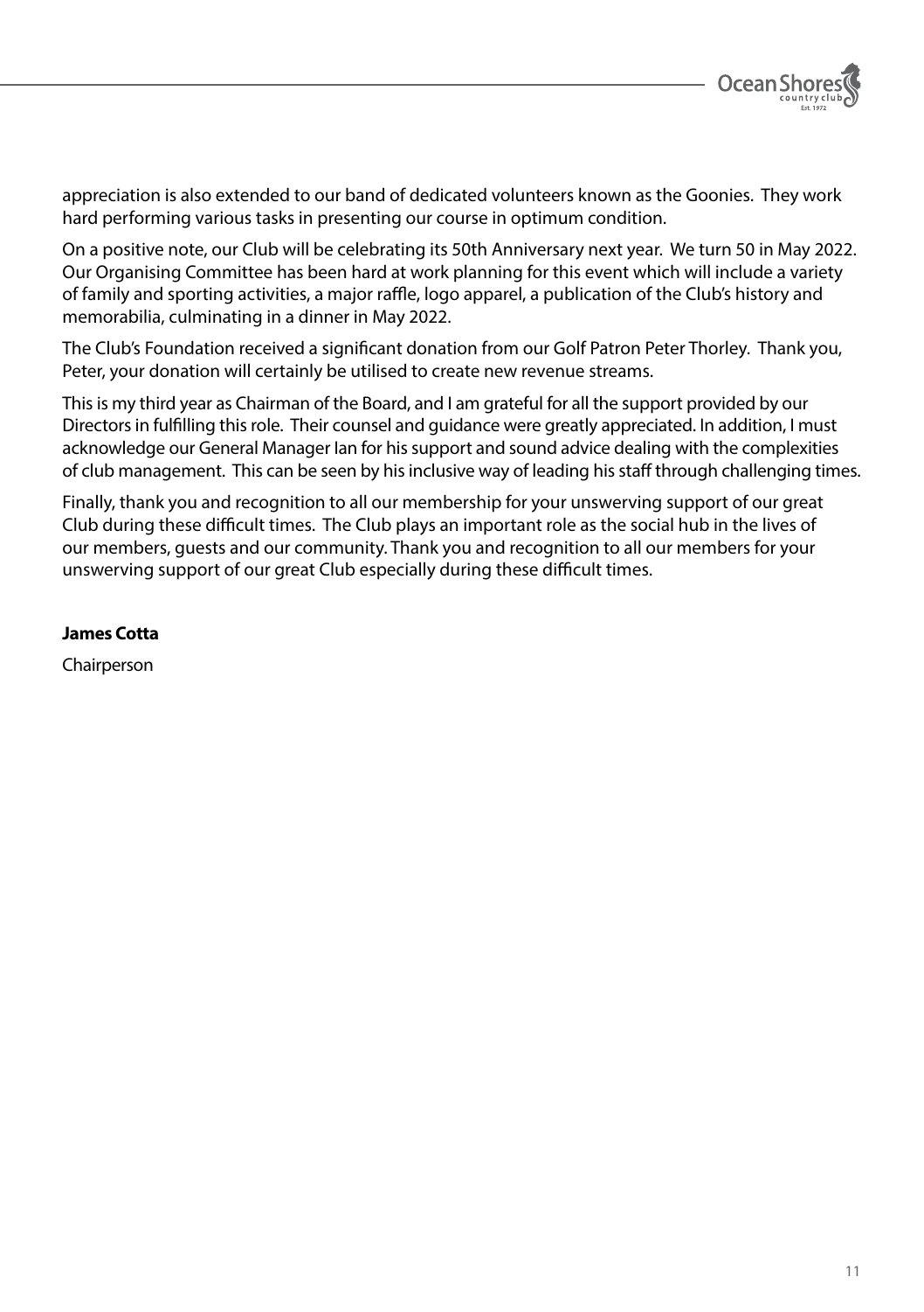appreciation is also extended to our band of dedicated volunteers known as the Goonies. They work hard performing various tasks in presenting our course in optimum condition.

On a positive note, our Club will be celebrating its 50th Anniversary next year. We turn 50 in May 2022. Our Organising Committee has been hard at work planning for this event which will include a variety of family and sporting activities, a major raffle, logo apparel, a publication of the Club's history and memorabilia, culminating in a dinner in May 2022.

The Club's Foundation received a significant donation from our Golf Patron Peter Thorley. Thank you, Peter, your donation will certainly be utilised to create new revenue streams.

This is my third year as Chairman of the Board, and I am grateful for all the support provided by our Directors in fulfilling this role. Their counsel and guidance were greatly appreciated. In addition, I must acknowledge our General Manager Ian for his support and sound advice dealing with the complexities of club management. This can be seen by his inclusive way of leading his staff through challenging times.

Finally, thank you and recognition to all our membership for your unswerving support of our great Club during these difficult times. The Club plays an important role as the social hub in the lives of our members, guests and our community. Thank you and recognition to all our members for your unswerving support of our great Club especially during these difficult times.

**James Cotta**

Chairperson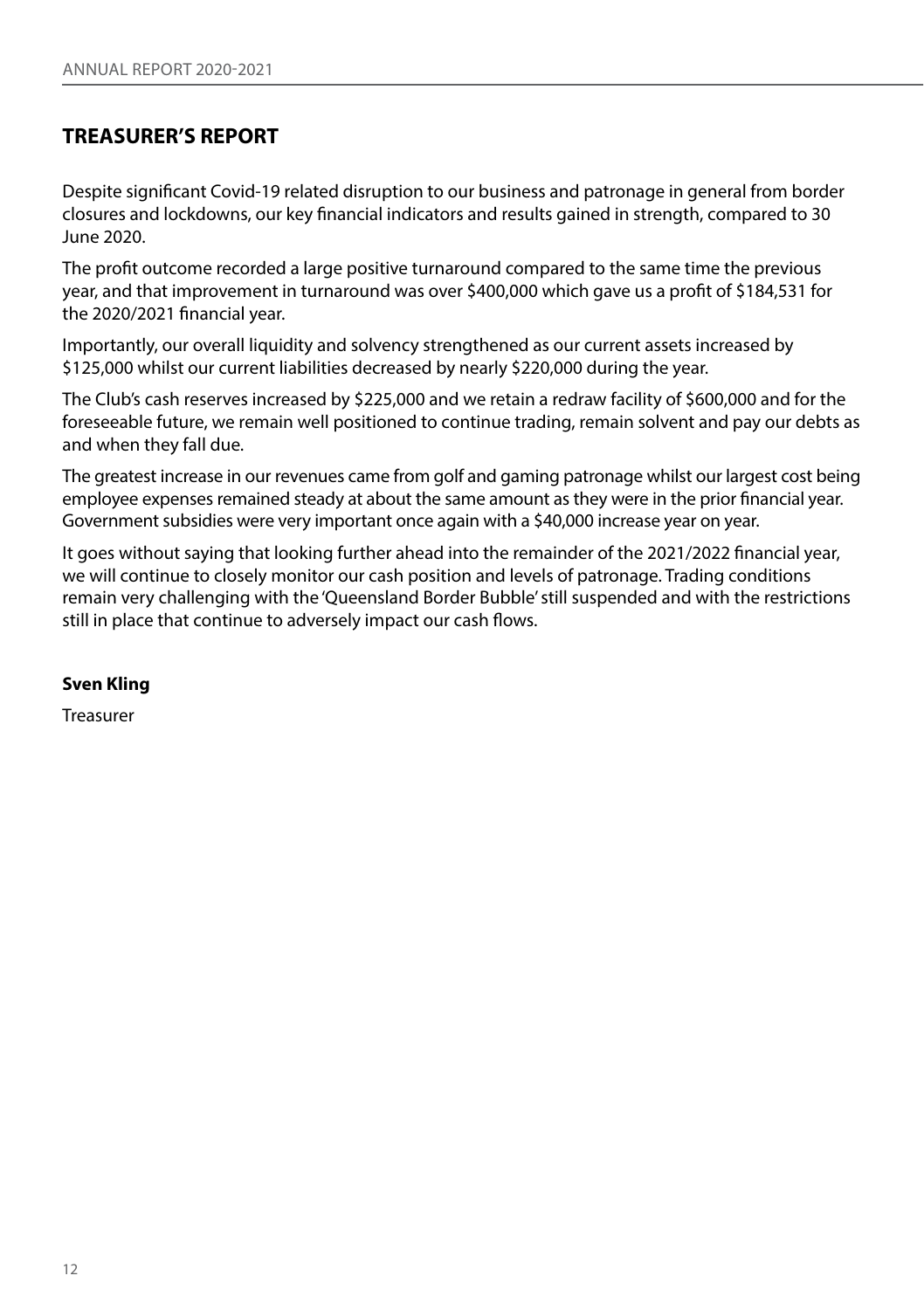## TREASURER'S REPORT

Despite significant Covid-19 related disruption to our business and patronage in general from border closures and lockdowns, our key financial indicators and results gained in strength, compared to 30 June 2020.

The profit outcome recorded a large positive turnaround compared to the same time the previous year, and that improvement in turnaround was over $400,000 which gave us a profit of $184,531 for the 2020/2021 financial year.

Importantly, our overall liquidity and solvency strengthened as our current assets increased by $125,000 whilst our current liabilities decreased by nearly $220,000 during the year.

The Club's cash reserves increased by $225,000 and we retain a redraw facility of $600,000 and for the foreseeable future, we remain well positioned to continue trading, remain solvent and pay our debts as and when they fall due.

The greatest increase in our revenues came from golf and gaming patronage whilst our largest cost being employee expenses remained steady at about the same amount as they were in the prior financial year. Government subsidies were very important once again with a $40,000 increase year on year.

It goes without saying that looking further ahead into the remainder of the 2021/2022 financial year, we will continue to closely monitor our cash position and levels of patronage. Trading conditions remain very challenging with the 'Queensland Border Bubble' still suspended and with the restrictions still in place that continue to adversely impact our cash flows.

**Sven Kling**

Treasurer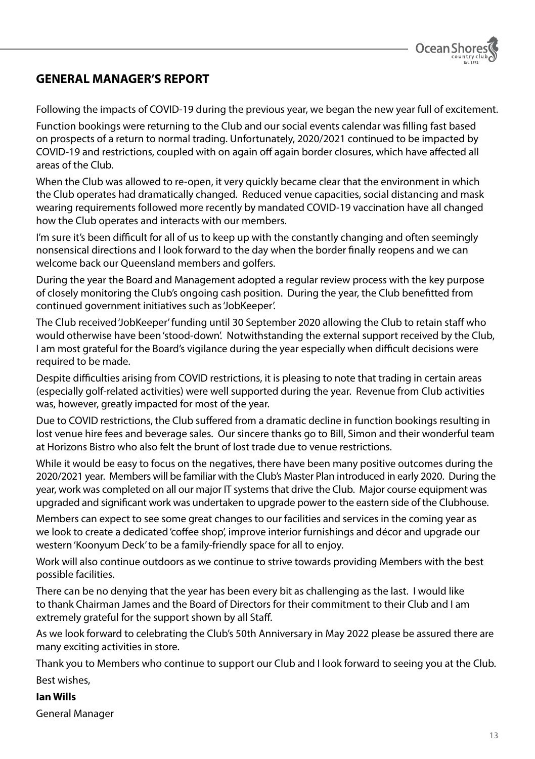## GENERAL MANAGER'S REPORT

Following the impacts of COVID-19 during the previous year, we began the new year full of excitement.

Function bookings were returning to the Club and our social events calendar was filling fast based on prospects of a return to normal trading. Unfortunately, 2020/2021 continued to be impacted by COVID-19 and restrictions, coupled with on again off again border closures, which have affected all areas of the Club.

When the Club was allowed to re-open, it very quickly became clear that the environment in which the Club operates had dramatically changed. Reduced venue capacities, social distancing and mask wearing requirements followed more recently by mandated COVID-19 vaccination have all changed how the Club operates and interacts with our members.

I'm sure it's been difficult for all of us to keep up with the constantly changing and often seemingly nonsensical directions and I look forward to the day when the border finally reopens and we can welcome back our Queensland members and golfers.

During the year the Board and Management adopted a regular review process with the key purpose of closely monitoring the Club's ongoing cash position. During the year, the Club benefitted from continued government initiatives such as 'JobKeeper'.

The Club received 'JobKeeper' funding until 30 September 2020 allowing the Club to retain staff who would otherwise have been 'stood-down'. Notwithstanding the external support received by the Club, I am most grateful for the Board's vigilance during the year especially when difficult decisions were required to be made.

Despite difficulties arising from COVID restrictions, it is pleasing to note that trading in certain areas (especially golf-related activities) were well supported during the year. Revenue from Club activities was, however, greatly impacted for most of the year.

Due to COVID restrictions, the Club suffered from a dramatic decline in function bookings resulting in lost venue hire fees and beverage sales. Our sincere thanks go to Bill, Simon and their wonderful team at Horizons Bistro who also felt the brunt of lost trade due to venue restrictions.

While it would be easy to focus on the negatives, there have been many positive outcomes during the 2020/2021 year. Members will be familiar with the Club's Master Plan introduced in early 2020. During the year, work was completed on all our major IT systems that drive the Club. Major course equipment was upgraded and significant work was undertaken to upgrade power to the eastern side of the Clubhouse.

Members can expect to see some great changes to our facilities and services in the coming year as we look to create a dedicated 'coffee shop', improve interior furnishings and décor and upgrade our western 'Koonyum Deck' to be a family-friendly space for all to enjoy.

Work will also continue outdoors as we continue to strive towards providing Members with the best possible facilities.

There can be no denying that the year has been every bit as challenging as the last. I would like to thank Chairman James and the Board of Directors for their commitment to their Club and I am extremely grateful for the support shown by all Staff.

As we look forward to celebrating the Club's 50th Anniversary in May 2022 please be assured there are many exciting activities in store.

Thank you to Members who continue to support our Club and I look forward to seeing you at the Club.

Best wishes,

**Ian Wills**

General Manager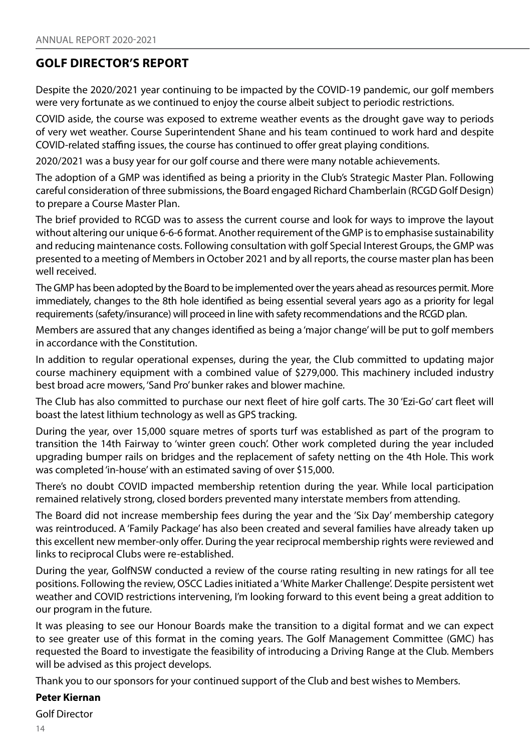## GOLF DIRECTOR'S REPORT

Despite the 2020/2021 year continuing to be impacted by the COVID-19 pandemic, our golf members were very fortunate as we continued to enjoy the course albeit subject to periodic restrictions.

COVID aside, the course was exposed to extreme weather events as the drought gave way to periods of very wet weather. Course Superintendent Shane and his team continued to work hard and despite COVID-related staffing issues, the course has continued to offer great playing conditions.

2020/2021 was a busy year for our golf course and there were many notable achievements.

The adoption of a GMP was identified as being a priority in the Club's Strategic Master Plan. Following careful consideration of three submissions, the Board engaged Richard Chamberlain (RCGD Golf Design) to prepare a Course Master Plan.

The brief provided to RCGD was to assess the current course and look for ways to improve the layout without altering our unique 6-6-6 format. Another requirement of the GMP is to emphasise sustainability and reducing maintenance costs. Following consultation with golf Special Interest Groups, the GMP was presented to a meeting of Members in October 2021 and by all reports, the course master plan has been well received.

The GMP has been adopted by the Board to be implemented over the years ahead as resources permit. More immediately, changes to the 8th hole identified as being essential several years ago as a priority for legal requirements (safety/insurance) will proceed in line with safety recommendations and the RCGD plan.

Members are assured that any changes identified as being a 'major change' will be put to golf members in accordance with the Constitution.

In addition to regular operational expenses, during the year, the Club committed to updating major course machinery equipment with a combined value of $279,000. This machinery included industry best broad acre mowers, 'Sand Pro' bunker rakes and blower machine.

The Club has also committed to purchase our next fleet of hire golf carts. The 30 'Ezi-Go' cart fleet will boast the latest lithium technology as well as GPS tracking.

During the year, over 15,000 square metres of sports turf was established as part of the program to transition the 14th Fairway to 'winter green couch'. Other work completed during the year included upgrading bumper rails on bridges and the replacement of safety netting on the 4th Hole. This work was completed 'in-house' with an estimated saving of over $15,000.

There's no doubt COVID impacted membership retention during the year. While local participation remained relatively strong, closed borders prevented many interstate members from attending.

The Board did not increase membership fees during the year and the 'Six Day' membership category was reintroduced. A 'Family Package' has also been created and several families have already taken up this excellent new member-only offer. During the year reciprocal membership rights were reviewed and links to reciprocal Clubs were re-established.

During the year, GolfNSW conducted a review of the course rating resulting in new ratings for all tee positions. Following the review, OSCC Ladies initiated a 'White Marker Challenge'. Despite persistent wet weather and COVID restrictions intervening, I'm looking forward to this event being a great addition to our program in the future.

It was pleasing to see our Honour Boards make the transition to a digital format and we can expect to see greater use of this format in the coming years. The Golf Management Committee (GMC) has requested the Board to investigate the feasibility of introducing a Driving Range at the Club. Members will be advised as this project develops.

Thank you to our sponsors for your continued support of the Club and best wishes to Members.

**Peter Kiernan**

Golf Director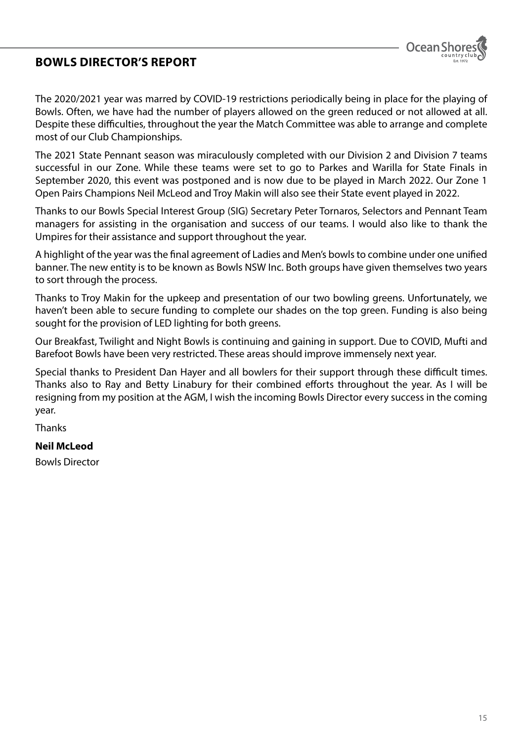## BOWLS DIRECTOR'S REPORT

The 2020/2021 year was marred by COVID-19 restrictions periodically being in place for the playing of Bowls. Often, we have had the number of players allowed on the green reduced or not allowed at all. Despite these difficulties, throughout the year the Match Committee was able to arrange and complete most of our Club Championships.

The 2021 State Pennant season was miraculously completed with our Division 2 and Division 7 teams successful in our Zone. While these teams were set to go to Parkes and Warilla for State Finals in September 2020, this event was postponed and is now due to be played in March 2022. Our Zone 1 Open Pairs Champions Neil McLeod and Troy Makin will also see their State event played in 2022.

Thanks to our Bowls Special Interest Group (SIG) Secretary Peter Tornaros, Selectors and Pennant Team managers for assisting in the organisation and success of our teams. I would also like to thank the Umpires for their assistance and support throughout the year.

A highlight of the year was the final agreement of Ladies and Men's bowls to combine under one unified banner. The new entity is to be known as Bowls NSW Inc. Both groups have given themselves two years to sort through the process.

Thanks to Troy Makin for the upkeep and presentation of our two bowling greens. Unfortunately, we haven't been able to secure funding to complete our shades on the top green. Funding is also being sought for the provision of LED lighting for both greens.

Our Breakfast, Twilight and Night Bowls is continuing and gaining in support. Due to COVID, Mufti and Barefoot Bowls have been very restricted. These areas should improve immensely next year.

Special thanks to President Dan Hayer and all bowlers for their support through these difficult times. Thanks also to Ray and Betty Linabury for their combined efforts throughout the year. As I will be resigning from my position at the AGM, I wish the incoming Bowls Director every success in the coming year.

Thanks

**Neil McLeod**

Bowls Director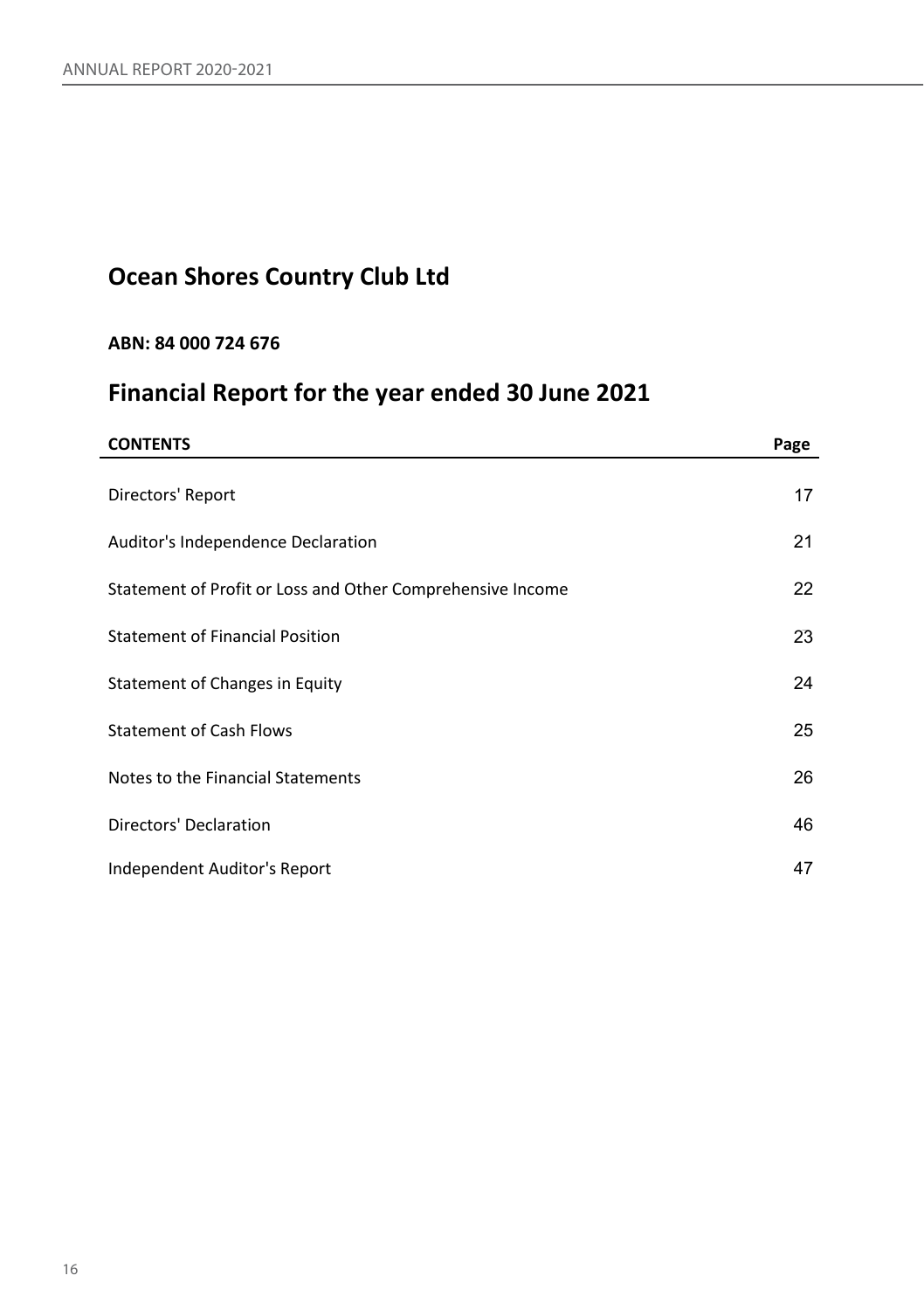# Ocean Shores Country Club Ltd

**ABN: 84 000 724 676**

# Financial Report for the year ended 30 June 2021

| CONTENTS | Page |
|---|---|
| Directors' Report | 17 |
| Auditor's Independence Declaration | 21 |
| Statement of Profit or Loss and Other Comprehensive Income | 22 |
| Statement of Financial Position | 23 |
| Statement of Changes in Equity | 24 |
| Statement of Cash Flows | 25 |
| Notes to the Financial Statements | 26 |
| Directors' Declaration | 46 |
| Independent Auditor's Report | 47 |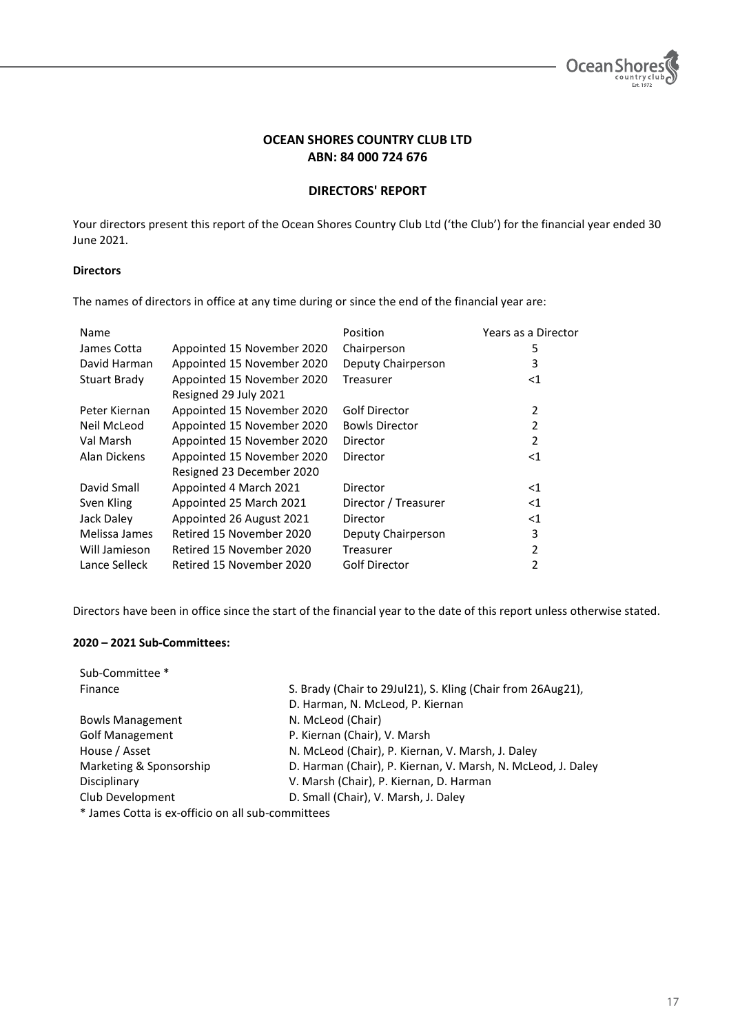**OCEAN SHORES COUNTRY CLUB LTD**
**ABN: 84 000 724 676**

**DIRECTORS' REPORT**

Your directors present this report of the Ocean Shores Country Club Ltd ('the Club') for the financial year ended 30 June 2021.

**Directors**

The names of directors in office at any time during or since the end of the financial year are:

| Name | | Position | Years as a Director |
|---|---|---|---|
| James Cotta | Appointed 15 November 2020 | Chairperson | 5 |
| David Harman | Appointed 15 November 2020 | Deputy Chairperson | 3 |
| Stuart Brady | Appointed 15 November 2020<br>Resigned 29 July 2021 | Treasurer | <1 |
| Peter Kiernan | Appointed 15 November 2020 | Golf Director | 2 |
| Neil McLeod | Appointed 15 November 2020 | Bowls Director | 2 |
| Val Marsh | Appointed 15 November 2020 | Director | 2 |
| Alan Dickens | Appointed 15 November 2020<br>Resigned 23 December 2020 | Director | <1 |
| David Small | Appointed 4 March 2021 | Director | <1 |
| Sven Kling | Appointed 25 March 2021 | Director / Treasurer | <1 |
| Jack Daley | Appointed 26 August 2021 | Director | <1 |
| Melissa James | Retired 15 November 2020 | Deputy Chairperson | 3 |
| Will Jamieson | Retired 15 November 2020 | Treasurer | 2 |
| Lance Selleck | Retired 15 November 2020 | Golf Director | 2 |

Directors have been in office since the start of the financial year to the date of this report unless otherwise stated.

**2020 – 2021 Sub-Committees:**

| Sub-Committee * | |
|---|---|
| Finance | S. Brady (Chair to 29Jul21), S. Kling (Chair from 26Aug21), D. Harman, N. McLeod, P. Kiernan |
| Bowls Management | N. McLeod (Chair) |
| Golf Management | P. Kiernan (Chair), V. Marsh |
| House / Asset | N. McLeod (Chair), P. Kiernan, V. Marsh, J. Daley |
| Marketing & Sponsorship | D. Harman (Chair), P. Kiernan, V. Marsh, N. McLeod, J. Daley |
| Disciplinary | V. Marsh (Chair), P. Kiernan, D. Harman |
| Club Development | D. Small (Chair), V. Marsh, J. Daley |

* James Cotta is ex-officio on all sub-committees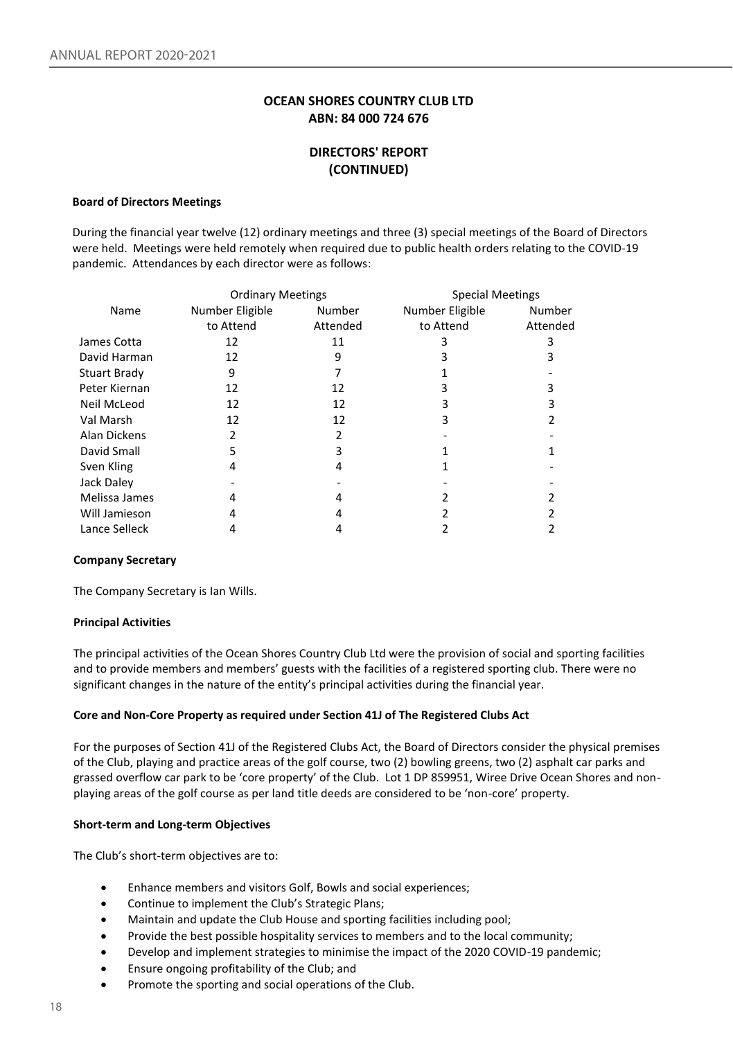# OCEAN SHORES COUNTRY CLUB LTD
## ABN: 84 000 724 676

## DIRECTORS' REPORT (CONTINUED)

**Board of Directors Meetings**

During the financial year twelve (12) ordinary meetings and three (3) special meetings of the Board of Directors were held. Meetings were held remotely when required due to public health orders relating to the COVID-19 pandemic. Attendances by each director were as follows:

| | Ordinary Meetings | | Special Meetings | |
|---|---|---|---|---|
| Name | Number Eligible to Attend | Number Attended | Number Eligible to Attend | Number Attended |
| James Cotta | 12 | 11 | 3 | 3 |
| David Harman | 12 | 9 | 3 | 3 |
| Stuart Brady | 9 | 7 | 1 | - |
| Peter Kiernan | 12 | 12 | 3 | 3 |
| Neil McLeod | 12 | 12 | 3 | 3 |
| Val Marsh | 12 | 12 | 3 | 2 |
| Alan Dickens | 2 | 2 | - | - |
| David Small | 5 | 3 | 1 | 1 |
| Sven Kling | 4 | 4 | 1 | - |
| Jack Daley | - | - | - | - |
| Melissa James | 4 | 4 | 2 | 2 |
| Will Jamieson | 4 | 4 | 2 | 2 |
| Lance Selleck | 4 | 4 | 2 | 2 |

**Company Secretary**

The Company Secretary is Ian Wills.

**Principal Activities**

The principal activities of the Ocean Shores Country Club Ltd were the provision of social and sporting facilities and to provide members and members' guests with the facilities of a registered sporting club. There were no significant changes in the nature of the entity's principal activities during the financial year.

**Core and Non-Core Property as required under Section 41J of The Registered Clubs Act**

For the purposes of Section 41J of the Registered Clubs Act, the Board of Directors consider the physical premises of the Club, playing and practice areas of the golf course, two (2) bowling greens, two (2) asphalt car parks and grassed overflow car park to be 'core property' of the Club. Lot 1 DP 859951, Wiree Drive Ocean Shores and non-playing areas of the golf course as per land title deeds are considered to be 'non-core' property.

**Short-term and Long-term Objectives**

The Club's short-term objectives are to:

- Enhance members and visitors Golf, Bowls and social experiences;
- Continue to implement the Club's Strategic Plans;
- Maintain and update the Club House and sporting facilities including pool;
- Provide the best possible hospitality services to members and to the local community;
- Develop and implement strategies to minimise the impact of the 2020 COVID-19 pandemic;
- Ensure ongoing profitability of the Club; and
- Promote the sporting and social operations of the Club.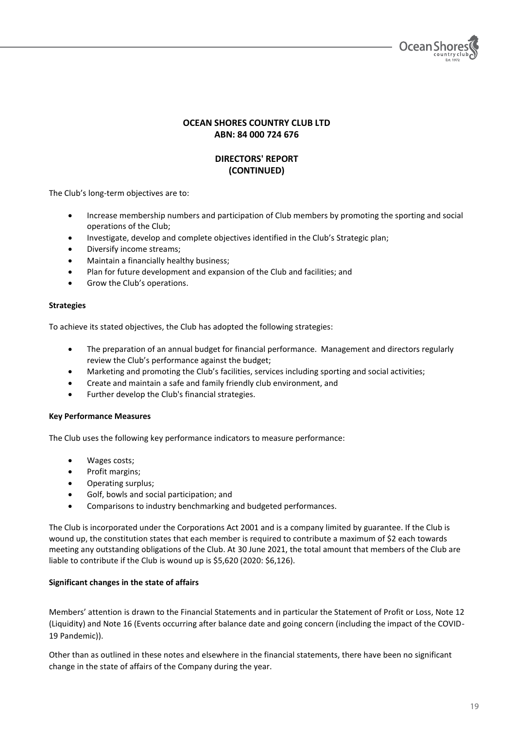# OCEAN SHORES COUNTRY CLUB LTD
# ABN: 84 000 724 676

## DIRECTORS' REPORT
## (CONTINUED)

The Club's long-term objectives are to:

- Increase membership numbers and participation of Club members by promoting the sporting and social operations of the Club;
- Investigate, develop and complete objectives identified in the Club's Strategic plan;
- Diversify income streams;
- Maintain a financially healthy business;
- Plan for future development and expansion of the Club and facilities; and
- Grow the Club's operations.

**Strategies**

To achieve its stated objectives, the Club has adopted the following strategies:

- The preparation of an annual budget for financial performance. Management and directors regularly review the Club's performance against the budget;
- Marketing and promoting the Club's facilities, services including sporting and social activities;
- Create and maintain a safe and family friendly club environment, and
- Further develop the Club's financial strategies.

**Key Performance Measures**

The Club uses the following key performance indicators to measure performance:

- Wages costs;
- Profit margins;
- Operating surplus;
- Golf, bowls and social participation; and
- Comparisons to industry benchmarking and budgeted performances.

The Club is incorporated under the Corporations Act 2001 and is a company limited by guarantee. If the Club is wound up, the constitution states that each member is required to contribute a maximum of $2 each towards meeting any outstanding obligations of the Club. At 30 June 2021, the total amount that members of the Club are liable to contribute if the Club is wound up is $5,620 (2020: $6,126).

**Significant changes in the state of affairs**

Members' attention is drawn to the Financial Statements and in particular the Statement of Profit or Loss, Note 12 (Liquidity) and Note 16 (Events occurring after balance date and going concern (including the impact of the COVID-19 Pandemic)).

Other than as outlined in these notes and elsewhere in the financial statements, there have been no significant change in the state of affairs of the Company during the year.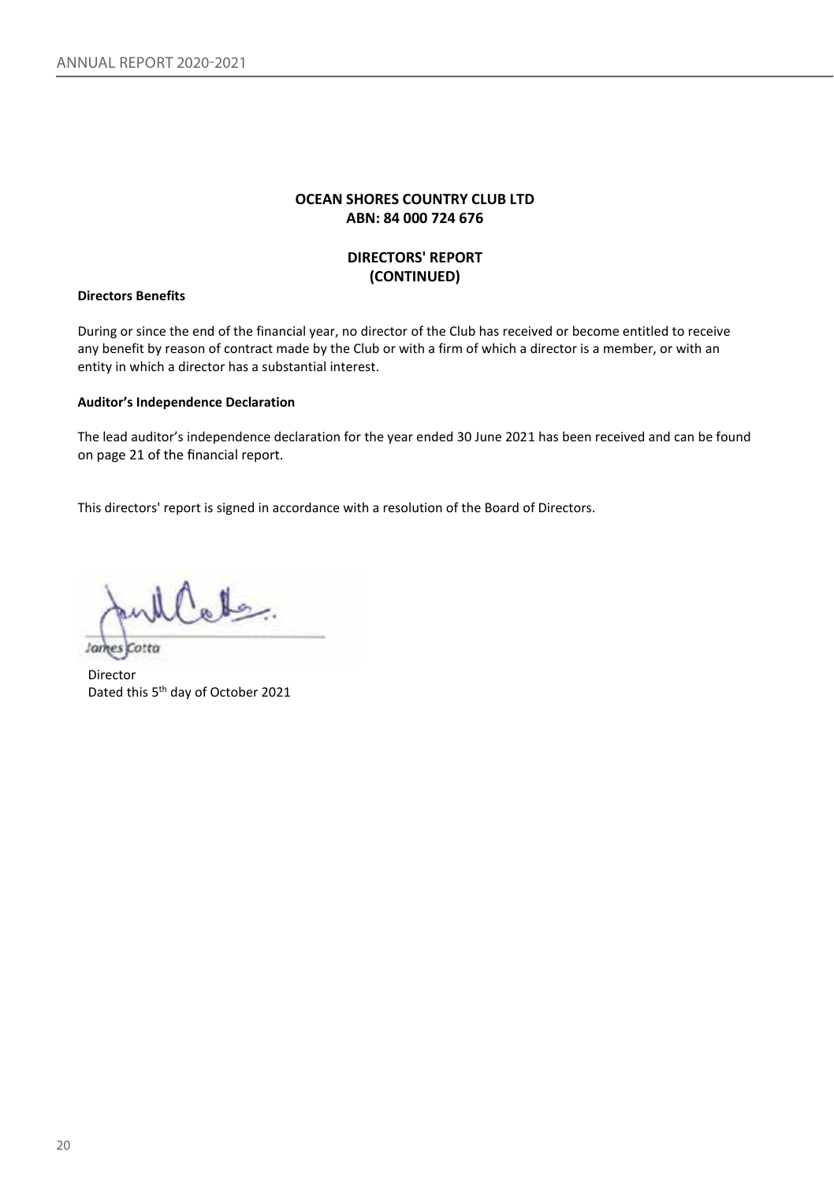**OCEAN SHORES COUNTRY CLUB LTD**
**ABN: 84 000 724 676**

**DIRECTORS' REPORT**
**(CONTINUED)**

**Directors Benefits**

During or since the end of the financial year, no director of the Club has received or become entitled to receive any benefit by reason of contract made by the Club or with a firm of which a director is a member, or with an entity in which a director has a substantial interest.

**Auditor's Independence Declaration**

The lead auditor's independence declaration for the year ended 30 June 2021 has been received and can be found on page 21 of the financial report.

This directors' report is signed in accordance with a resolution of the Board of Directors.

James Cotta

Director
Dated this 5th day of October 2021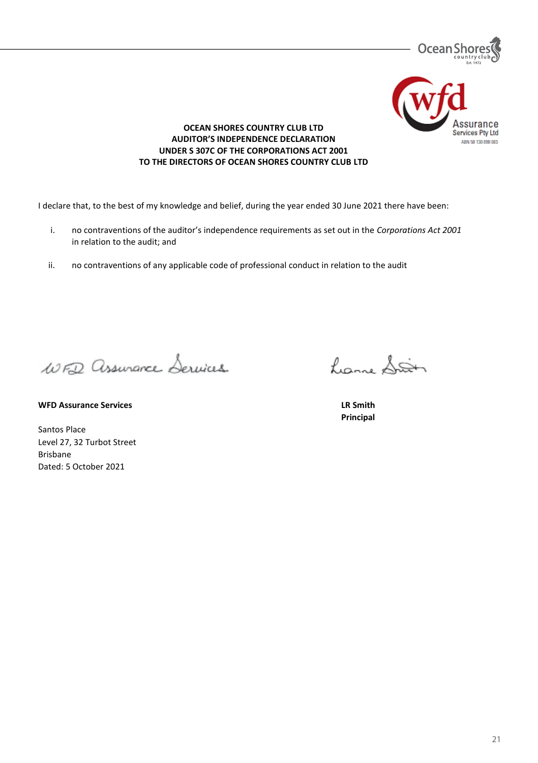**OCEAN SHORES COUNTRY CLUB LTD**
**AUDITOR'S INDEPENDENCE DECLARATION**
**UNDER S 307C OF THE CORPORATIONS ACT 2001**
**TO THE DIRECTORS OF OCEAN SHORES COUNTRY CLUB LTD**

I declare that, to the best of my knowledge and belief, during the year ended 30 June 2021 there have been:

i. no contraventions of the auditor's independence requirements as set out in the *Corporations Act 2001* in relation to the audit; and

ii. no contraventions of any applicable code of professional conduct in relation to the audit

**WFD Assurance Services**

Santos Place
Level 27, 32 Turbot Street
Brisbane
Dated: 5 October 2021

**LR Smith**
**Principal**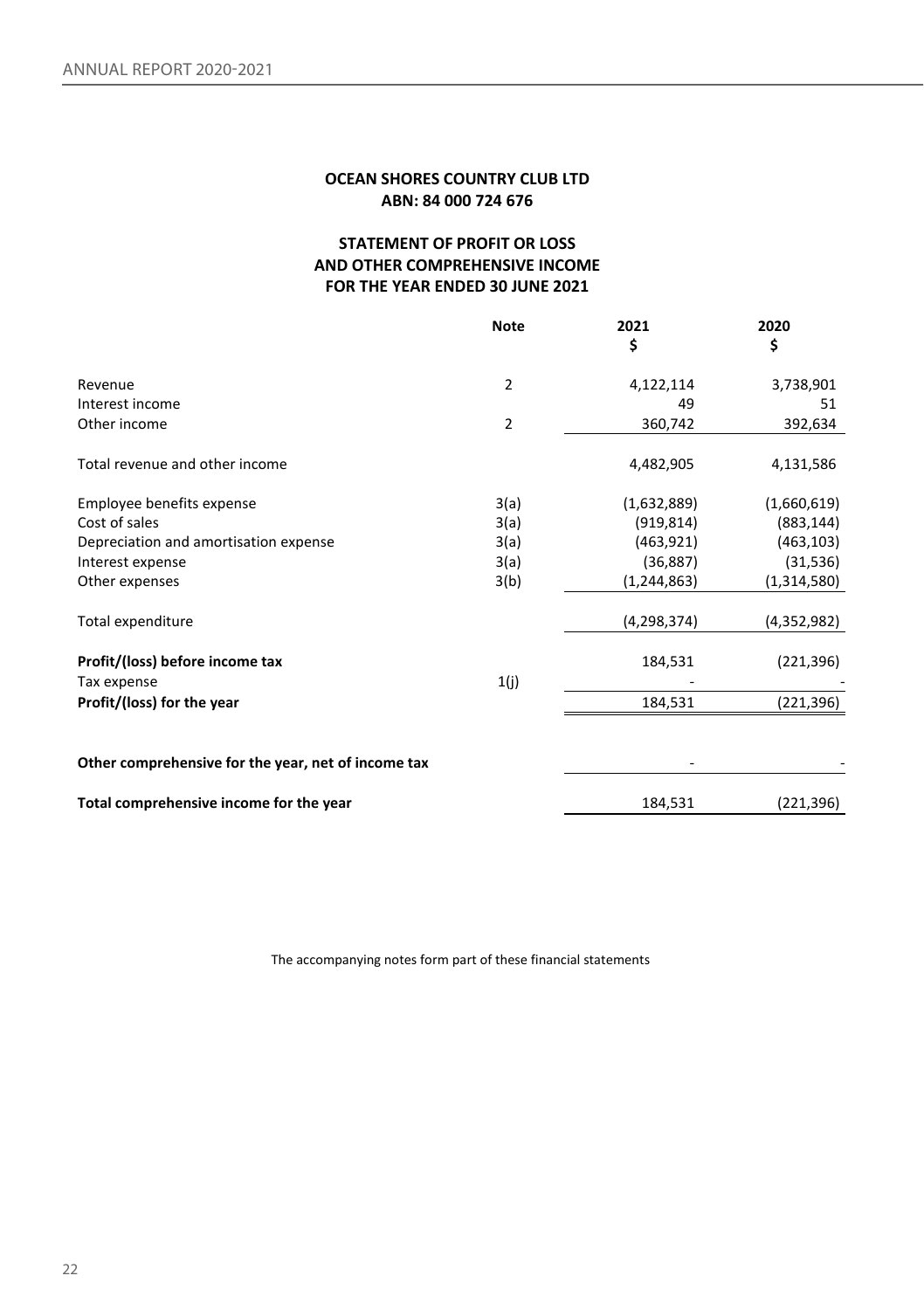**OCEAN SHORES COUNTRY CLUB LTD**
**ABN: 84 000 724 676**

**STATEMENT OF PROFIT OR LOSS AND OTHER COMPREHENSIVE INCOME FOR THE YEAR ENDED 30 JUNE 2021**

| | Note | 2021 $ | 2020 $ |
|---|---|---|---|
| Revenue | 2 | 4,122,114 | 3,738,901 |
| Interest income | | 49 | 51 |
| Other income | 2 | 360,742 | 392,634 |
| Total revenue and other income | | 4,482,905 | 4,131,586 |
| Employee benefits expense | 3(a) | (1,632,889) | (1,660,619) |
| Cost of sales | 3(a) | (919,814) | (883,144) |
| Depreciation and amortisation expense | 3(a) | (463,921) | (463,103) |
| Interest expense | 3(a) | (36,887) | (31,536) |
| Other expenses | 3(b) | (1,244,863) | (1,314,580) |
| Total expenditure | | (4,298,374) | (4,352,982) |
| **Profit/(loss) before income tax** | | 184,531 | (221,396) |
| Tax expense | 1(j) | - | - |
| **Profit/(loss) for the year** | | 184,531 | (221,396) |
| **Other comprehensive for the year, net of income tax** | | - | - |
| **Total comprehensive income for the year** | | 184,531 | (221,396) |

The accompanying notes form part of these financial statements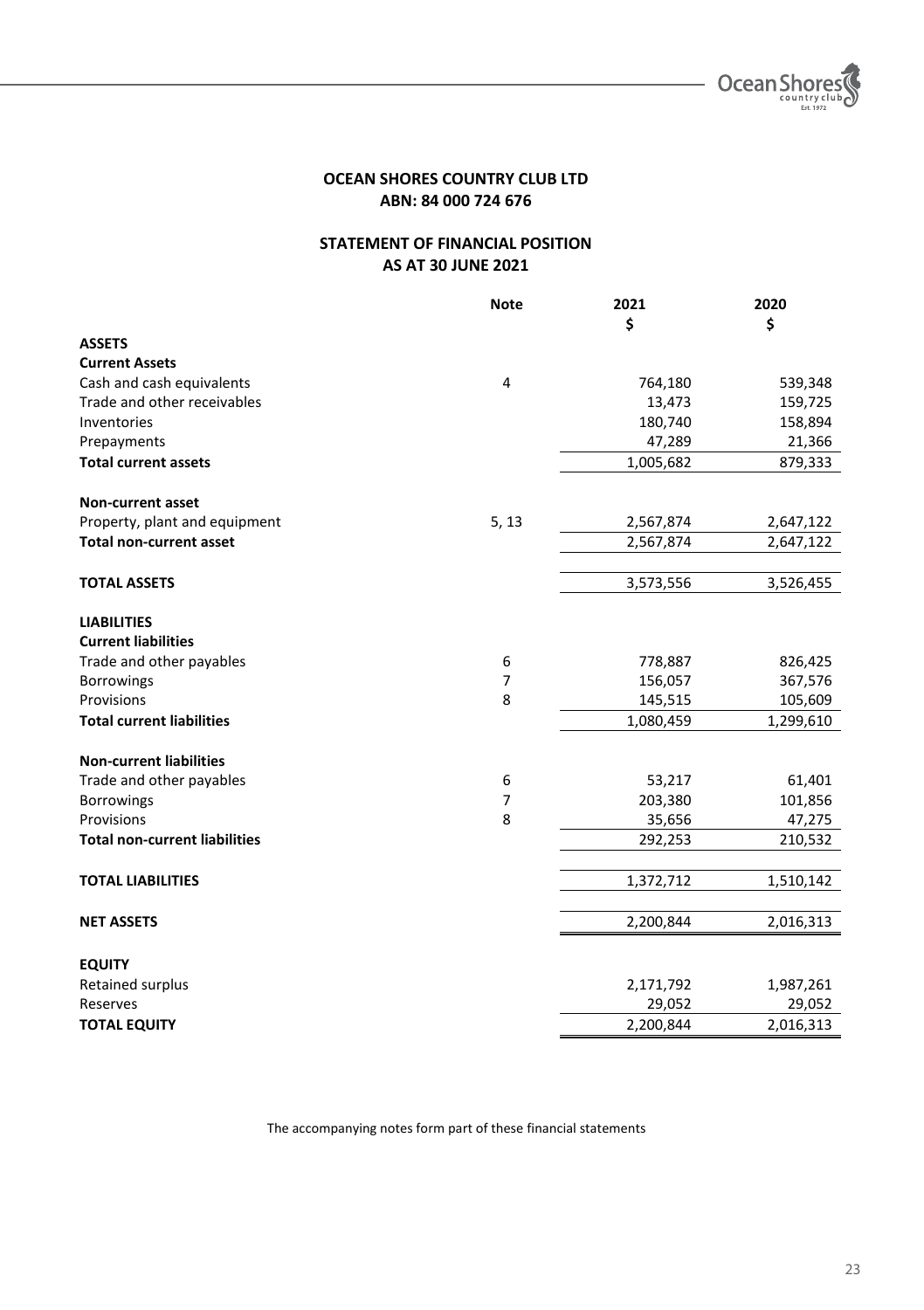**OCEAN SHORES COUNTRY CLUB LTD**
**ABN: 84 000 724 676**

**STATEMENT OF FINANCIAL POSITION**
**AS AT 30 JUNE 2021**

| | Note | 2021 $ | 2020 $ |
|---|---|---|---|
| **ASSETS** | | | |
| **Current Assets** | | | |
| Cash and cash equivalents | 4 | 764,180 | 539,348 |
| Trade and other receivables | | 13,473 | 159,725 |
| Inventories | | 180,740 | 158,894 |
| Prepayments | | 47,289 | 21,366 |
| **Total current assets** | | 1,005,682 | 879,333 |
| | | | |
| **Non-current asset** | | | |
| Property, plant and equipment | 5, 13 | 2,567,874 | 2,647,122 |
| **Total non-current asset** | | 2,567,874 | 2,647,122 |
| | | | |
| **TOTAL ASSETS** | | 3,573,556 | 3,526,455 |
| | | | |
| **LIABILITIES** | | | |
| **Current liabilities** | | | |
| Trade and other payables | 6 | 778,887 | 826,425 |
| Borrowings | 7 | 156,057 | 367,576 |
| Provisions | 8 | 145,515 | 105,609 |
| **Total current liabilities** | | 1,080,459 | 1,299,610 |
| | | | |
| **Non-current liabilities** | | | |
| Trade and other payables | 6 | 53,217 | 61,401 |
| Borrowings | 7 | 203,380 | 101,856 |
| Provisions | 8 | 35,656 | 47,275 |
| **Total non-current liabilities** | | 292,253 | 210,532 |
| | | | |
| **TOTAL LIABILITIES** | | 1,372,712 | 1,510,142 |
| | | | |
| **NET ASSETS** | | 2,200,844 | 2,016,313 |
| | | | |
| **EQUITY** | | | |
| Retained surplus | | 2,171,792 | 1,987,261 |
| Reserves | | 29,052 | 29,052 |
| **TOTAL EQUITY** | | 2,200,844 | 2,016,313 |

The accompanying notes form part of these financial statements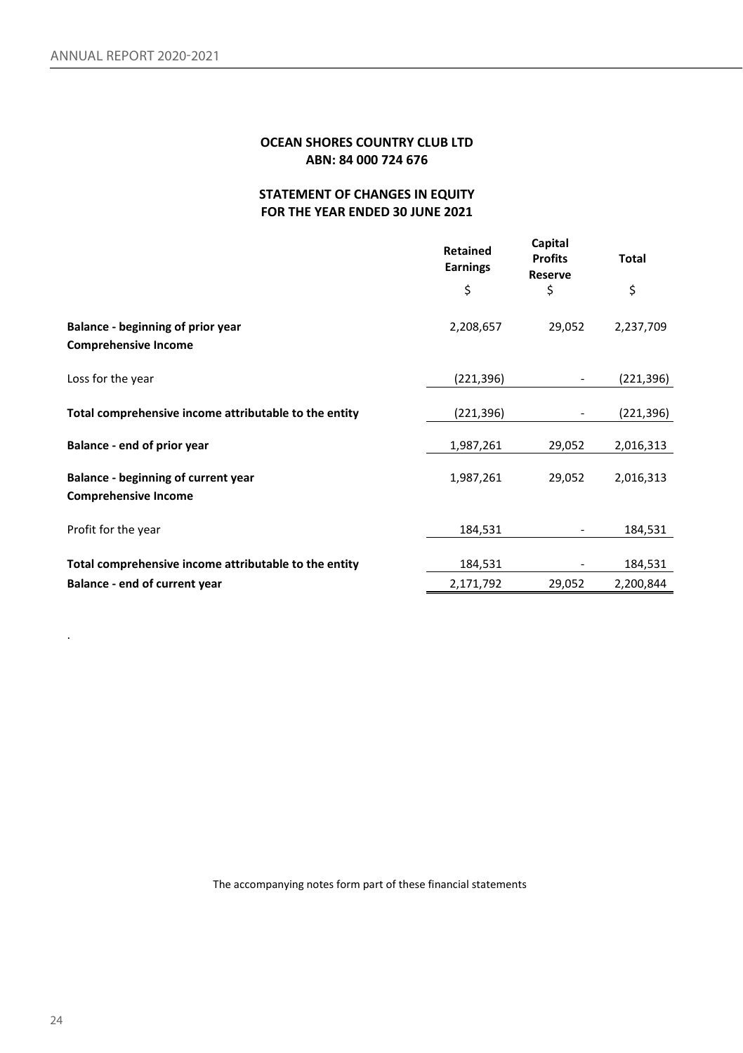**OCEAN SHORES COUNTRY CLUB LTD**
**ABN: 84 000 724 676**

## STATEMENT OF CHANGES IN EQUITY
## FOR THE YEAR ENDED 30 JUNE 2021

| | Retained Earnings | Capital Profits Reserve | Total |
|---|---|---|---|
| | $ | $ | $ |
| **Balance - beginning of prior year** | 2,208,657 | 29,052 | 2,237,709 |
| **Comprehensive Income** | | | |
| Loss for the year | (221,396) | - | (221,396) |
| **Total comprehensive income attributable to the entity** | (221,396) | - | (221,396) |
| **Balance - end of prior year** | 1,987,261 | 29,052 | 2,016,313 |
| **Balance - beginning of current year** | 1,987,261 | 29,052 | 2,016,313 |
| **Comprehensive Income** | | | |
| Profit for the year | 184,531 | - | 184,531 |
| **Total comprehensive income attributable to the entity** | 184,531 | - | 184,531 |
| **Balance - end of current year** | 2,171,792 | 29,052 | 2,200,844 |

.

The accompanying notes form part of these financial statements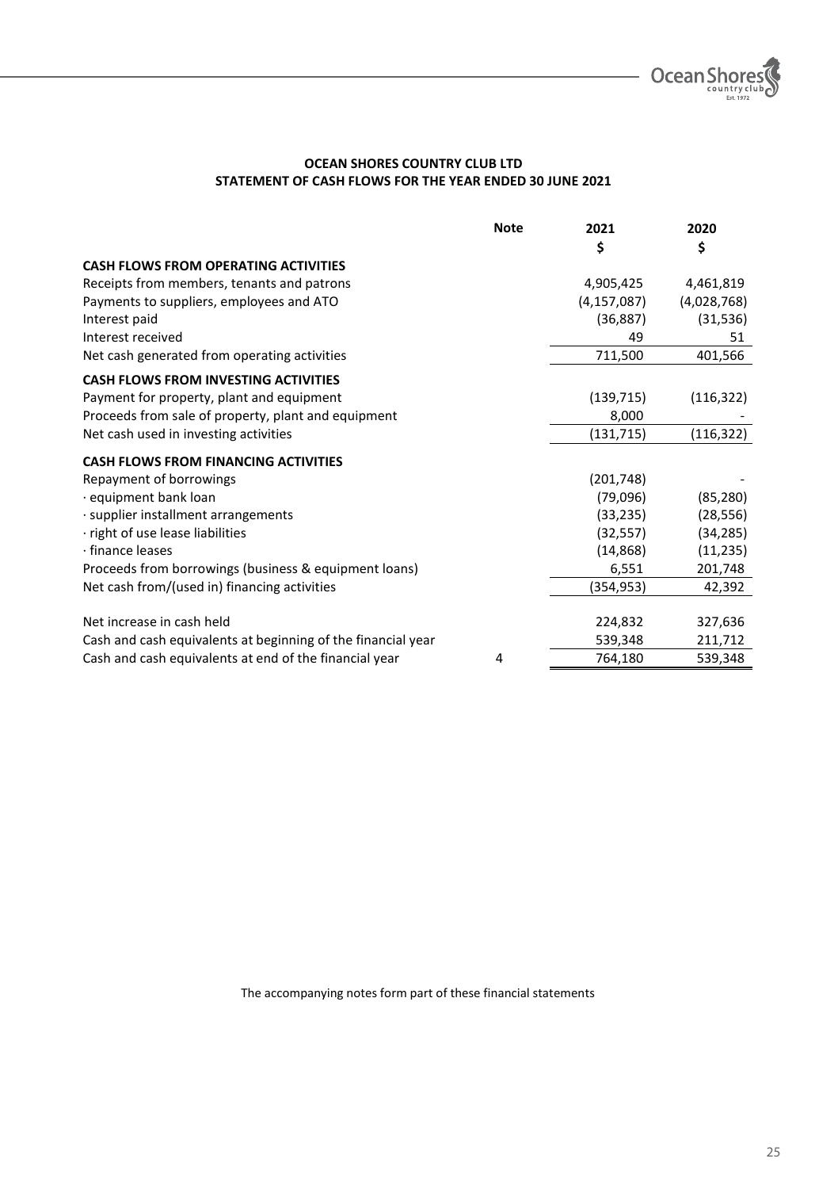**OCEAN SHORES COUNTRY CLUB LTD**
**STATEMENT OF CASH FLOWS FOR THE YEAR ENDED 30 JUNE 2021**

| | Note | 2021 | 2020 |
|---|---|---|---|
| | | $ | $ |
| **CASH FLOWS FROM OPERATING ACTIVITIES** | | | |
| Receipts from members, tenants and patrons | | 4,905,425 | 4,461,819 |
| Payments to suppliers, employees and ATO | | (4,157,087) | (4,028,768) |
| Interest paid | | (36,887) | (31,536) |
| Interest received | | 49 | 51 |
| Net cash generated from operating activities | | 711,500 | 401,566 |
| **CASH FLOWS FROM INVESTING ACTIVITIES** | | | |
| Payment for property, plant and equipment | | (139,715) | (116,322) |
| Proceeds from sale of property, plant and equipment | | 8,000 | - |
| Net cash used in investing activities | | (131,715) | (116,322) |
| **CASH FLOWS FROM FINANCING ACTIVITIES** | | | |
| Repayment of borrowings | | (201,748) | - |
| · equipment bank loan | | (79,096) | (85,280) |
| · supplier installment arrangements | | (33,235) | (28,556) |
| · right of use lease liabilities | | (32,557) | (34,285) |
| · finance leases | | (14,868) | (11,235) |
| Proceeds from borrowings (business & equipment loans) | | 6,551 | 201,748 |
| Net cash from/(used in) financing activities | | (354,953) | 42,392 |
| Net increase in cash held | | 224,832 | 327,636 |
| Cash and cash equivalents at beginning of the financial year | | 539,348 | 211,712 |
| Cash and cash equivalents at end of the financial year | 4 | 764,180 | 539,348 |

The accompanying notes form part of these financial statements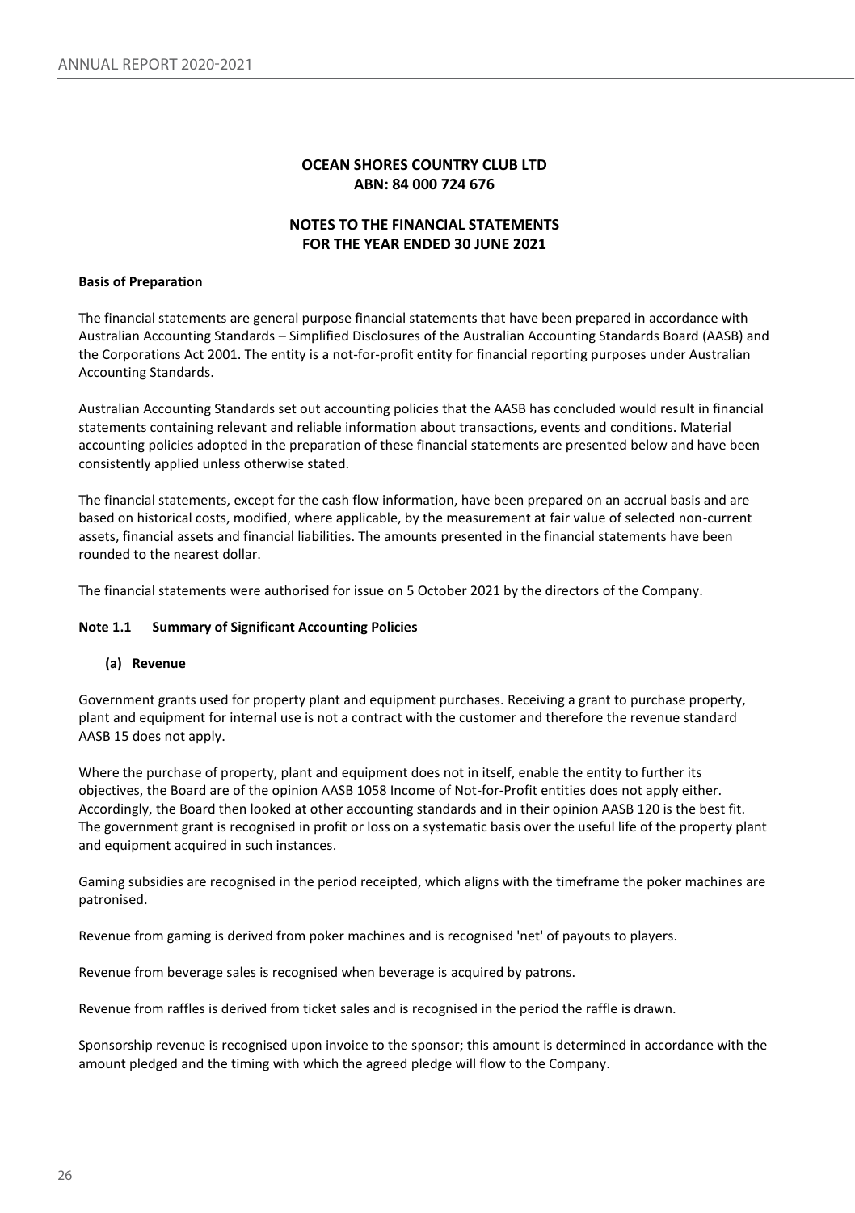# OCEAN SHORES COUNTRY CLUB LTD
# ABN: 84 000 724 676

## NOTES TO THE FINANCIAL STATEMENTS FOR THE YEAR ENDED 30 JUNE 2021

**Basis of Preparation**

The financial statements are general purpose financial statements that have been prepared in accordance with Australian Accounting Standards – Simplified Disclosures of the Australian Accounting Standards Board (AASB) and the Corporations Act 2001. The entity is a not-for-profit entity for financial reporting purposes under Australian Accounting Standards.

Australian Accounting Standards set out accounting policies that the AASB has concluded would result in financial statements containing relevant and reliable information about transactions, events and conditions. Material accounting policies adopted in the preparation of these financial statements are presented below and have been consistently applied unless otherwise stated.

The financial statements, except for the cash flow information, have been prepared on an accrual basis and are based on historical costs, modified, where applicable, by the measurement at fair value of selected non-current assets, financial assets and financial liabilities. The amounts presented in the financial statements have been rounded to the nearest dollar.

The financial statements were authorised for issue on 5 October 2021 by the directors of the Company.

**Note 1.1 Summary of Significant Accounting Policies**

**(a) Revenue**

Government grants used for property plant and equipment purchases. Receiving a grant to purchase property, plant and equipment for internal use is not a contract with the customer and therefore the revenue standard AASB 15 does not apply.

Where the purchase of property, plant and equipment does not in itself, enable the entity to further its objectives, the Board are of the opinion AASB 1058 Income of Not-for-Profit entities does not apply either. Accordingly, the Board then looked at other accounting standards and in their opinion AASB 120 is the best fit. The government grant is recognised in profit or loss on a systematic basis over the useful life of the property plant and equipment acquired in such instances.

Gaming subsidies are recognised in the period receipted, which aligns with the timeframe the poker machines are patronised.

Revenue from gaming is derived from poker machines and is recognised 'net' of payouts to players.

Revenue from beverage sales is recognised when beverage is acquired by patrons.

Revenue from raffles is derived from ticket sales and is recognised in the period the raffle is drawn.

Sponsorship revenue is recognised upon invoice to the sponsor; this amount is determined in accordance with the amount pledged and the timing with which the agreed pledge will flow to the Company.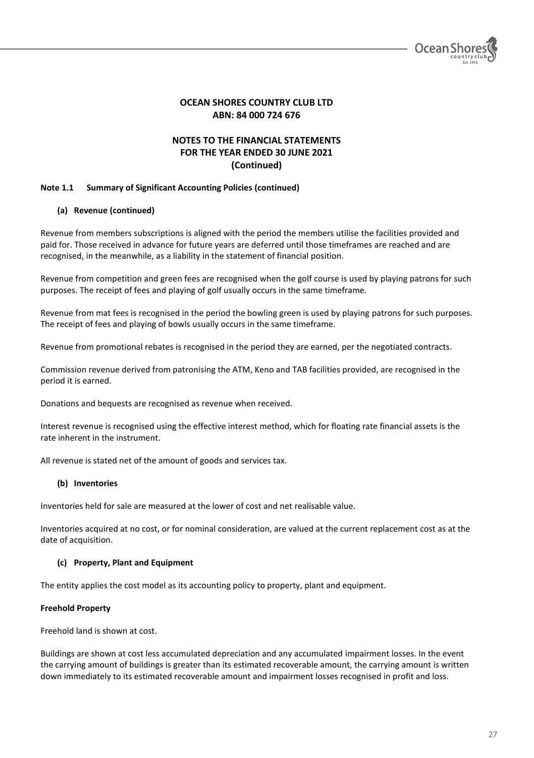**OCEAN SHORES COUNTRY CLUB LTD**
**ABN: 84 000 724 676**

**NOTES TO THE FINANCIAL STATEMENTS**
**FOR THE YEAR ENDED 30 JUNE 2021**
**(Continued)**

**Note 1.1 Summary of Significant Accounting Policies (continued)**

**(a) Revenue (continued)**

Revenue from members subscriptions is aligned with the period the members utilise the facilities provided and paid for. Those received in advance for future years are deferred until those timeframes are reached and are recognised, in the meanwhile, as a liability in the statement of financial position.

Revenue from competition and green fees are recognised when the golf course is used by playing patrons for such purposes. The receipt of fees and playing of golf usually occurs in the same timeframe.

Revenue from mat fees is recognised in the period the bowling green is used by playing patrons for such purposes. The receipt of fees and playing of bowls usually occurs in the same timeframe.

Revenue from promotional rebates is recognised in the period they are earned, per the negotiated contracts.

Commission revenue derived from patronising the ATM, Keno and TAB facilities provided, are recognised in the period it is earned.

Donations and bequests are recognised as revenue when received.

Interest revenue is recognised using the effective interest method, which for floating rate financial assets is the rate inherent in the instrument.

All revenue is stated net of the amount of goods and services tax.

**(b) Inventories**

Inventories held for sale are measured at the lower of cost and net realisable value.

Inventories acquired at no cost, or for nominal consideration, are valued at the current replacement cost as at the date of acquisition.

**(c) Property, Plant and Equipment**

The entity applies the cost model as its accounting policy to property, plant and equipment.

**Freehold Property**

Freehold land is shown at cost.

Buildings are shown at cost less accumulated depreciation and any accumulated impairment losses. In the event the carrying amount of buildings is greater than its estimated recoverable amount, the carrying amount is written down immediately to its estimated recoverable amount and impairment losses recognised in profit and loss.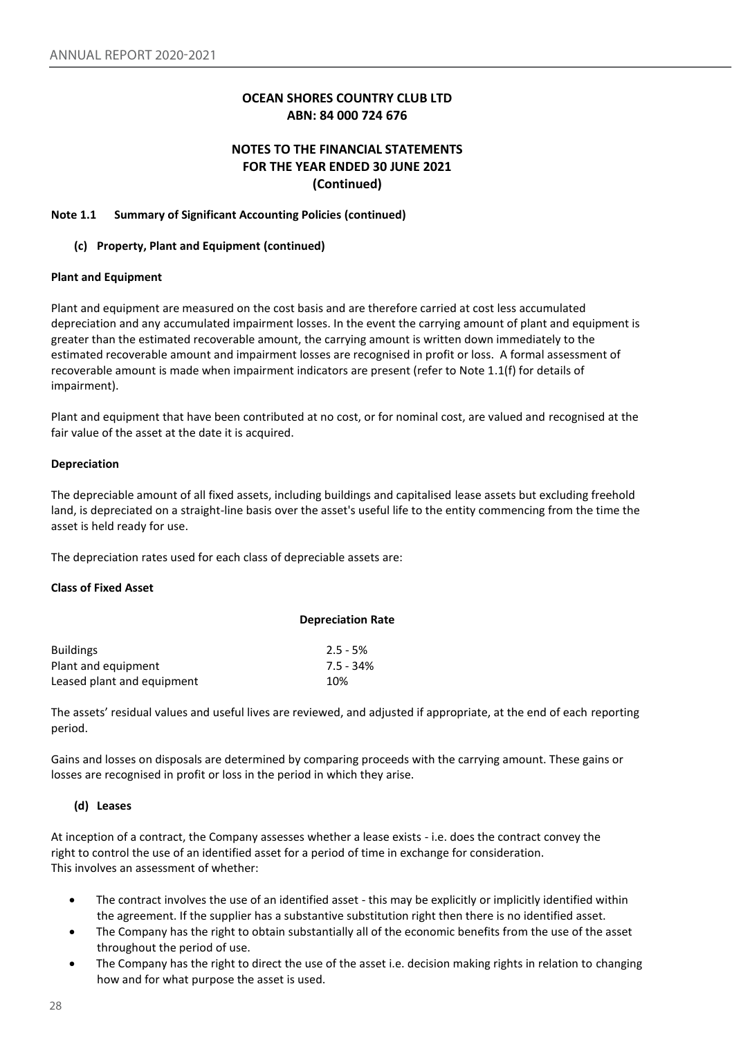**OCEAN SHORES COUNTRY CLUB LTD**
**ABN: 84 000 724 676**

**NOTES TO THE FINANCIAL STATEMENTS**
**FOR THE YEAR ENDED 30 JUNE 2021**
**(Continued)**

**Note 1.1 Summary of Significant Accounting Policies (continued)**

**(c) Property, Plant and Equipment (continued)**

**Plant and Equipment**

Plant and equipment are measured on the cost basis and are therefore carried at cost less accumulated depreciation and any accumulated impairment losses. In the event the carrying amount of plant and equipment is greater than the estimated recoverable amount, the carrying amount is written down immediately to the estimated recoverable amount and impairment losses are recognised in profit or loss. A formal assessment of recoverable amount is made when impairment indicators are present (refer to Note 1.1(f) for details of impairment).

Plant and equipment that have been contributed at no cost, or for nominal cost, are valued and recognised at the fair value of the asset at the date it is acquired.

**Depreciation**

The depreciable amount of all fixed assets, including buildings and capitalised lease assets but excluding freehold land, is depreciated on a straight-line basis over the asset's useful life to the entity commencing from the time the asset is held ready for use.

The depreciation rates used for each class of depreciable assets are:

| Class of Fixed Asset | Depreciation Rate |
|---|---|
| Buildings | 2.5 - 5% |
| Plant and equipment | 7.5 - 34% |
| Leased plant and equipment | 10% |

The assets' residual values and useful lives are reviewed, and adjusted if appropriate, at the end of each reporting period.

Gains and losses on disposals are determined by comparing proceeds with the carrying amount. These gains or losses are recognised in profit or loss in the period in which they arise.

**(d) Leases**

At inception of a contract, the Company assesses whether a lease exists - i.e. does the contract convey the right to control the use of an identified asset for a period of time in exchange for consideration. This involves an assessment of whether:

- The contract involves the use of an identified asset - this may be explicitly or implicitly identified within the agreement. If the supplier has a substantive substitution right then there is no identified asset.
- The Company has the right to obtain substantially all of the economic benefits from the use of the asset throughout the period of use.
- The Company has the right to direct the use of the asset i.e. decision making rights in relation to changing how and for what purpose the asset is used.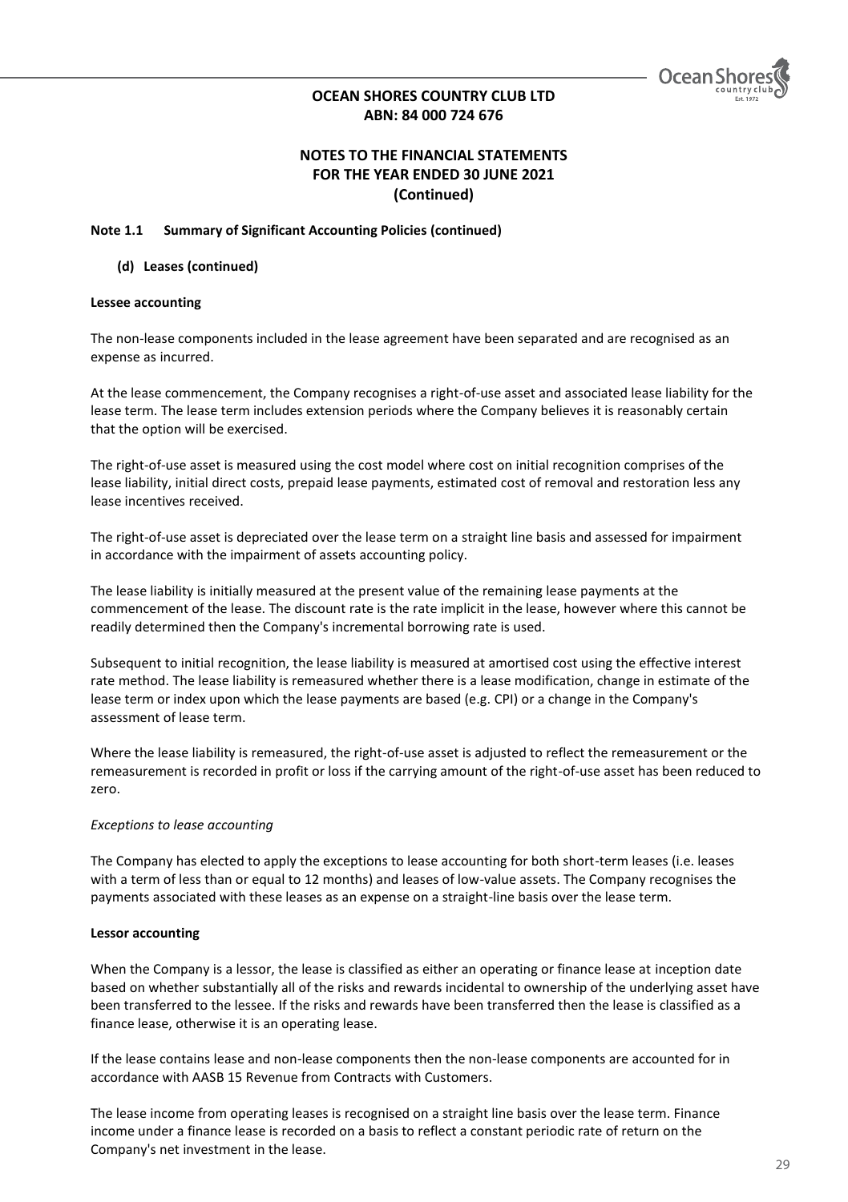# OCEAN SHORES COUNTRY CLUB LTD
# ABN: 84 000 724 676

## NOTES TO THE FINANCIAL STATEMENTS FOR THE YEAR ENDED 30 JUNE 2021 (Continued)

**Note 1.1 Summary of Significant Accounting Policies (continued)**

**(d) Leases (continued)**

**Lessee accounting**

The non-lease components included in the lease agreement have been separated and are recognised as an expense as incurred.

At the lease commencement, the Company recognises a right-of-use asset and associated lease liability for the lease term. The lease term includes extension periods where the Company believes it is reasonably certain that the option will be exercised.

The right-of-use asset is measured using the cost model where cost on initial recognition comprises of the lease liability, initial direct costs, prepaid lease payments, estimated cost of removal and restoration less any lease incentives received.

The right-of-use asset is depreciated over the lease term on a straight line basis and assessed for impairment in accordance with the impairment of assets accounting policy.

The lease liability is initially measured at the present value of the remaining lease payments at the commencement of the lease. The discount rate is the rate implicit in the lease, however where this cannot be readily determined then the Company's incremental borrowing rate is used.

Subsequent to initial recognition, the lease liability is measured at amortised cost using the effective interest rate method. The lease liability is remeasured whether there is a lease modification, change in estimate of the lease term or index upon which the lease payments are based (e.g. CPI) or a change in the Company's assessment of lease term.

Where the lease liability is remeasured, the right-of-use asset is adjusted to reflect the remeasurement or the remeasurement is recorded in profit or loss if the carrying amount of the right-of-use asset has been reduced to zero.

*Exceptions to lease accounting*

The Company has elected to apply the exceptions to lease accounting for both short-term leases (i.e. leases with a term of less than or equal to 12 months) and leases of low-value assets. The Company recognises the payments associated with these leases as an expense on a straight-line basis over the lease term.

**Lessor accounting**

When the Company is a lessor, the lease is classified as either an operating or finance lease at inception date based on whether substantially all of the risks and rewards incidental to ownership of the underlying asset have been transferred to the lessee. If the risks and rewards have been transferred then the lease is classified as a finance lease, otherwise it is an operating lease.

If the lease contains lease and non-lease components then the non-lease components are accounted for in accordance with AASB 15 Revenue from Contracts with Customers.

The lease income from operating leases is recognised on a straight line basis over the lease term. Finance income under a finance lease is recorded on a basis to reflect a constant periodic rate of return on the Company's net investment in the lease.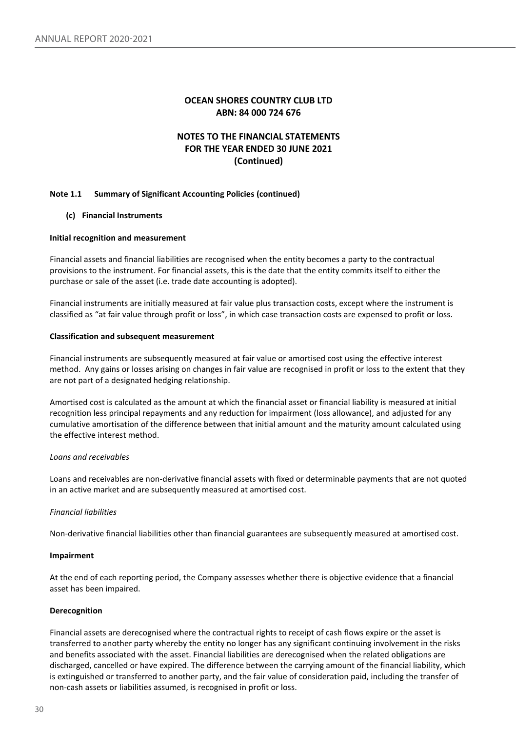## OCEAN SHORES COUNTRY CLUB LTD
## ABN: 84 000 724 676

## NOTES TO THE FINANCIAL STATEMENTS
## FOR THE YEAR ENDED 30 JUNE 2021
## (Continued)

**Note 1.1 Summary of Significant Accounting Policies (continued)**

**(c) Financial Instruments**

**Initial recognition and measurement**

Financial assets and financial liabilities are recognised when the entity becomes a party to the contractual provisions to the instrument. For financial assets, this is the date that the entity commits itself to either the purchase or sale of the asset (i.e. trade date accounting is adopted).

Financial instruments are initially measured at fair value plus transaction costs, except where the instrument is classified as "at fair value through profit or loss", in which case transaction costs are expensed to profit or loss.

**Classification and subsequent measurement**

Financial instruments are subsequently measured at fair value or amortised cost using the effective interest method. Any gains or losses arising on changes in fair value are recognised in profit or loss to the extent that they are not part of a designated hedging relationship.

Amortised cost is calculated as the amount at which the financial asset or financial liability is measured at initial recognition less principal repayments and any reduction for impairment (loss allowance), and adjusted for any cumulative amortisation of the difference between that initial amount and the maturity amount calculated using the effective interest method.

*Loans and receivables*

Loans and receivables are non-derivative financial assets with fixed or determinable payments that are not quoted in an active market and are subsequently measured at amortised cost.

*Financial liabilities*

Non-derivative financial liabilities other than financial guarantees are subsequently measured at amortised cost.

**Impairment**

At the end of each reporting period, the Company assesses whether there is objective evidence that a financial asset has been impaired.

**Derecognition**

Financial assets are derecognised where the contractual rights to receipt of cash flows expire or the asset is transferred to another party whereby the entity no longer has any significant continuing involvement in the risks and benefits associated with the asset. Financial liabilities are derecognised when the related obligations are discharged, cancelled or have expired. The difference between the carrying amount of the financial liability, which is extinguished or transferred to another party, and the fair value of consideration paid, including the transfer of non-cash assets or liabilities assumed, is recognised in profit or loss.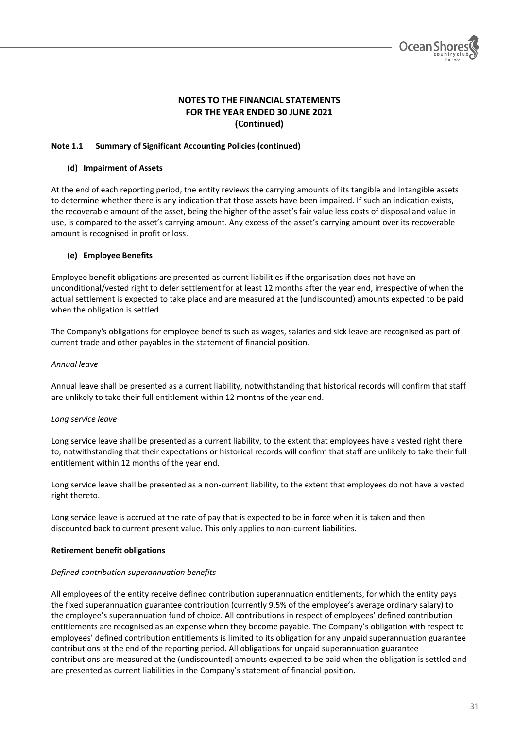# NOTES TO THE FINANCIAL STATEMENTS
# FOR THE YEAR ENDED 30 JUNE 2021
# (Continued)

**Note 1.1 Summary of Significant Accounting Policies (continued)**

### (d) Impairment of Assets

At the end of each reporting period, the entity reviews the carrying amounts of its tangible and intangible assets to determine whether there is any indication that those assets have been impaired. If such an indication exists, the recoverable amount of the asset, being the higher of the asset's fair value less costs of disposal and value in use, is compared to the asset's carrying amount. Any excess of the asset's carrying amount over its recoverable amount is recognised in profit or loss.

### (e) Employee Benefits

Employee benefit obligations are presented as current liabilities if the organisation does not have an unconditional/vested right to defer settlement for at least 12 months after the year end, irrespective of when the actual settlement is expected to take place and are measured at the (undiscounted) amounts expected to be paid when the obligation is settled.

The Company's obligations for employee benefits such as wages, salaries and sick leave are recognised as part of current trade and other payables in the statement of financial position.

*Annual leave*

Annual leave shall be presented as a current liability, notwithstanding that historical records will confirm that staff are unlikely to take their full entitlement within 12 months of the year end.

*Long service leave*

Long service leave shall be presented as a current liability, to the extent that employees have a vested right there to, notwithstanding that their expectations or historical records will confirm that staff are unlikely to take their full entitlement within 12 months of the year end.

Long service leave shall be presented as a non-current liability, to the extent that employees do not have a vested right thereto.

Long service leave is accrued at the rate of pay that is expected to be in force when it is taken and then discounted back to current present value. This only applies to non-current liabilities.

**Retirement benefit obligations**

*Defined contribution superannuation benefits*

All employees of the entity receive defined contribution superannuation entitlements, for which the entity pays the fixed superannuation guarantee contribution (currently 9.5% of the employee's average ordinary salary) to the employee's superannuation fund of choice. All contributions in respect of employees' defined contribution entitlements are recognised as an expense when they become payable. The Company's obligation with respect to employees' defined contribution entitlements is limited to its obligation for any unpaid superannuation guarantee contributions at the end of the reporting period. All obligations for unpaid superannuation guarantee contributions are measured at the (undiscounted) amounts expected to be paid when the obligation is settled and are presented as current liabilities in the Company's statement of financial position.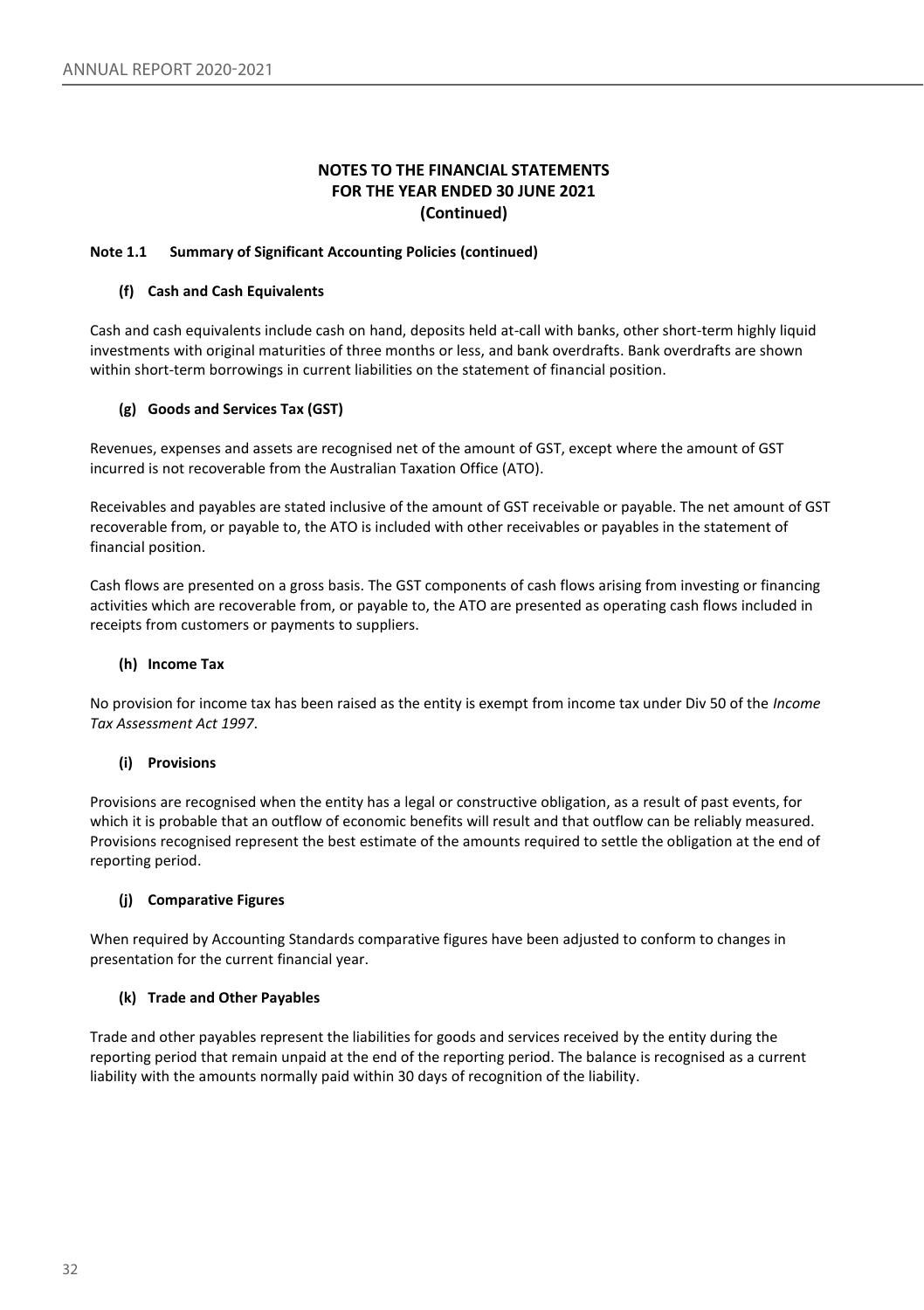## NOTES TO THE FINANCIAL STATEMENTS FOR THE YEAR ENDED 30 JUNE 2021 (Continued)

### Note 1.1 Summary of Significant Accounting Policies (continued)

#### (f) Cash and Cash Equivalents

Cash and cash equivalents include cash on hand, deposits held at-call with banks, other short-term highly liquid investments with original maturities of three months or less, and bank overdrafts. Bank overdrafts are shown within short-term borrowings in current liabilities on the statement of financial position.

#### (g) Goods and Services Tax (GST)

Revenues, expenses and assets are recognised net of the amount of GST, except where the amount of GST incurred is not recoverable from the Australian Taxation Office (ATO).

Receivables and payables are stated inclusive of the amount of GST receivable or payable. The net amount of GST recoverable from, or payable to, the ATO is included with other receivables or payables in the statement of financial position.

Cash flows are presented on a gross basis. The GST components of cash flows arising from investing or financing activities which are recoverable from, or payable to, the ATO are presented as operating cash flows included in receipts from customers or payments to suppliers.

#### (h) Income Tax

No provision for income tax has been raised as the entity is exempt from income tax under Div 50 of the *Income Tax Assessment Act 1997*.

#### (i) Provisions

Provisions are recognised when the entity has a legal or constructive obligation, as a result of past events, for which it is probable that an outflow of economic benefits will result and that outflow can be reliably measured. Provisions recognised represent the best estimate of the amounts required to settle the obligation at the end of reporting period.

#### (j) Comparative Figures

When required by Accounting Standards comparative figures have been adjusted to conform to changes in presentation for the current financial year.

#### (k) Trade and Other Payables

Trade and other payables represent the liabilities for goods and services received by the entity during the reporting period that remain unpaid at the end of the reporting period. The balance is recognised as a current liability with the amounts normally paid within 30 days of recognition of the liability.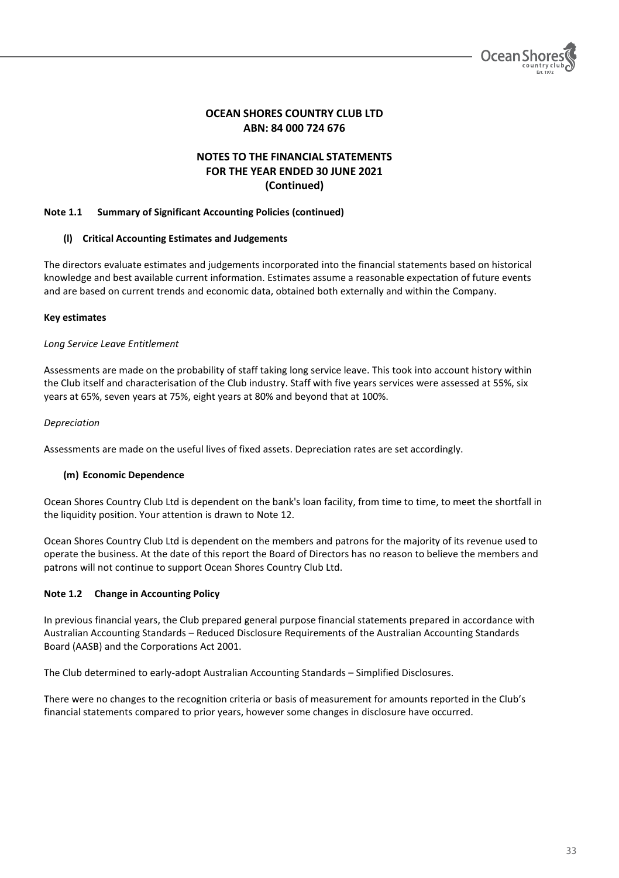**OCEAN SHORES COUNTRY CLUB LTD**
**ABN: 84 000 724 676**

**NOTES TO THE FINANCIAL STATEMENTS**
**FOR THE YEAR ENDED 30 JUNE 2021**
**(Continued)**

**Note 1.1 Summary of Significant Accounting Policies (continued)**

**(l) Critical Accounting Estimates and Judgements**

The directors evaluate estimates and judgements incorporated into the financial statements based on historical knowledge and best available current information. Estimates assume a reasonable expectation of future events and are based on current trends and economic data, obtained both externally and within the Company.

**Key estimates**

*Long Service Leave Entitlement*

Assessments are made on the probability of staff taking long service leave. This took into account history within the Club itself and characterisation of the Club industry. Staff with five years services were assessed at 55%, six years at 65%, seven years at 75%, eight years at 80% and beyond that at 100%.

*Depreciation*

Assessments are made on the useful lives of fixed assets. Depreciation rates are set accordingly.

**(m) Economic Dependence**

Ocean Shores Country Club Ltd is dependent on the bank's loan facility, from time to time, to meet the shortfall in the liquidity position. Your attention is drawn to Note 12.

Ocean Shores Country Club Ltd is dependent on the members and patrons for the majority of its revenue used to operate the business. At the date of this report the Board of Directors has no reason to believe the members and patrons will not continue to support Ocean Shores Country Club Ltd.

**Note 1.2 Change in Accounting Policy**

In previous financial years, the Club prepared general purpose financial statements prepared in accordance with Australian Accounting Standards – Reduced Disclosure Requirements of the Australian Accounting Standards Board (AASB) and the Corporations Act 2001.

The Club determined to early-adopt Australian Accounting Standards – Simplified Disclosures.

There were no changes to the recognition criteria or basis of measurement for amounts reported in the Club's financial statements compared to prior years, however some changes in disclosure have occurred.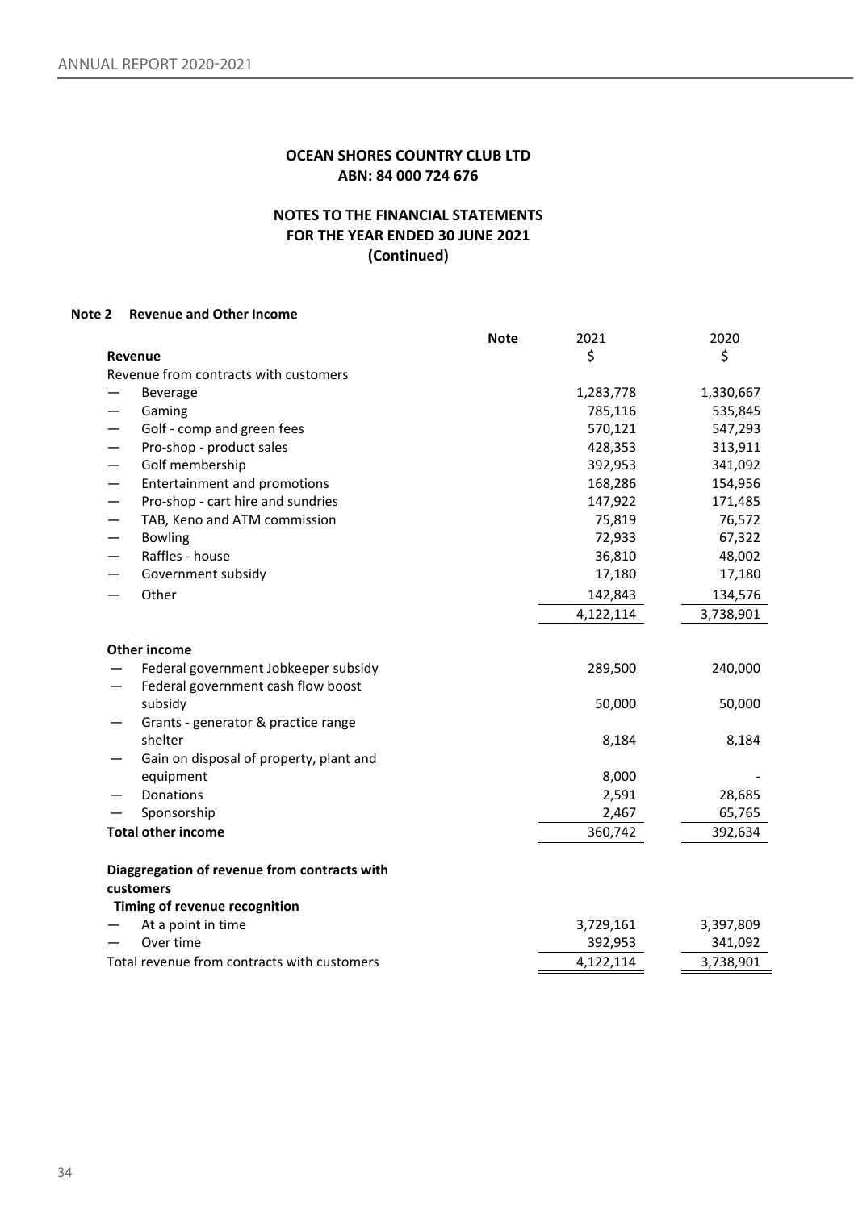**OCEAN SHORES COUNTRY CLUB LTD**
**ABN: 84 000 724 676**

**NOTES TO THE FINANCIAL STATEMENTS**
**FOR THE YEAR ENDED 30 JUNE 2021**
**(Continued)**

**Note 2 Revenue and Other Income**

| | Note | 2021 | 2020 |
|---|---|---|---|
| **Revenue** | | $ | $ |
| Revenue from contracts with customers | | | |
| — Beverage | | 1,283,778 | 1,330,667 |
| — Gaming | | 785,116 | 535,845 |
| — Golf - comp and green fees | | 570,121 | 547,293 |
| — Pro-shop - product sales | | 428,353 | 313,911 |
| — Golf membership | | 392,953 | 341,092 |
| — Entertainment and promotions | | 168,286 | 154,956 |
| — Pro-shop - cart hire and sundries | | 147,922 | 171,485 |
| — TAB, Keno and ATM commission | | 75,819 | 76,572 |
| — Bowling | | 72,933 | 67,322 |
| — Raffles - house | | 36,810 | 48,002 |
| — Government subsidy | | 17,180 | 17,180 |
| — Other | | 142,843 | 134,576 |
| | | 4,122,114 | 3,738,901 |
| **Other income** | | | |
| — Federal government Jobkeeper subsidy | | 289,500 | 240,000 |
| — Federal government cash flow boost subsidy | | 50,000 | 50,000 |
| — Grants - generator & practice range shelter | | 8,184 | 8,184 |
| — Gain on disposal of property, plant and equipment | | 8,000 | - |
| — Donations | | 2,591 | 28,685 |
| — Sponsorship | | 2,467 | 65,765 |
| **Total other income** | | 360,742 | 392,634 |
| **Diaggregation of revenue from contracts with customers** | | | |
| **Timing of revenue recognition** | | | |
| — At a point in time | | 3,729,161 | 3,397,809 |
| — Over time | | 392,953 | 341,092 |
| Total revenue from contracts with customers | | 4,122,114 | 3,738,901 |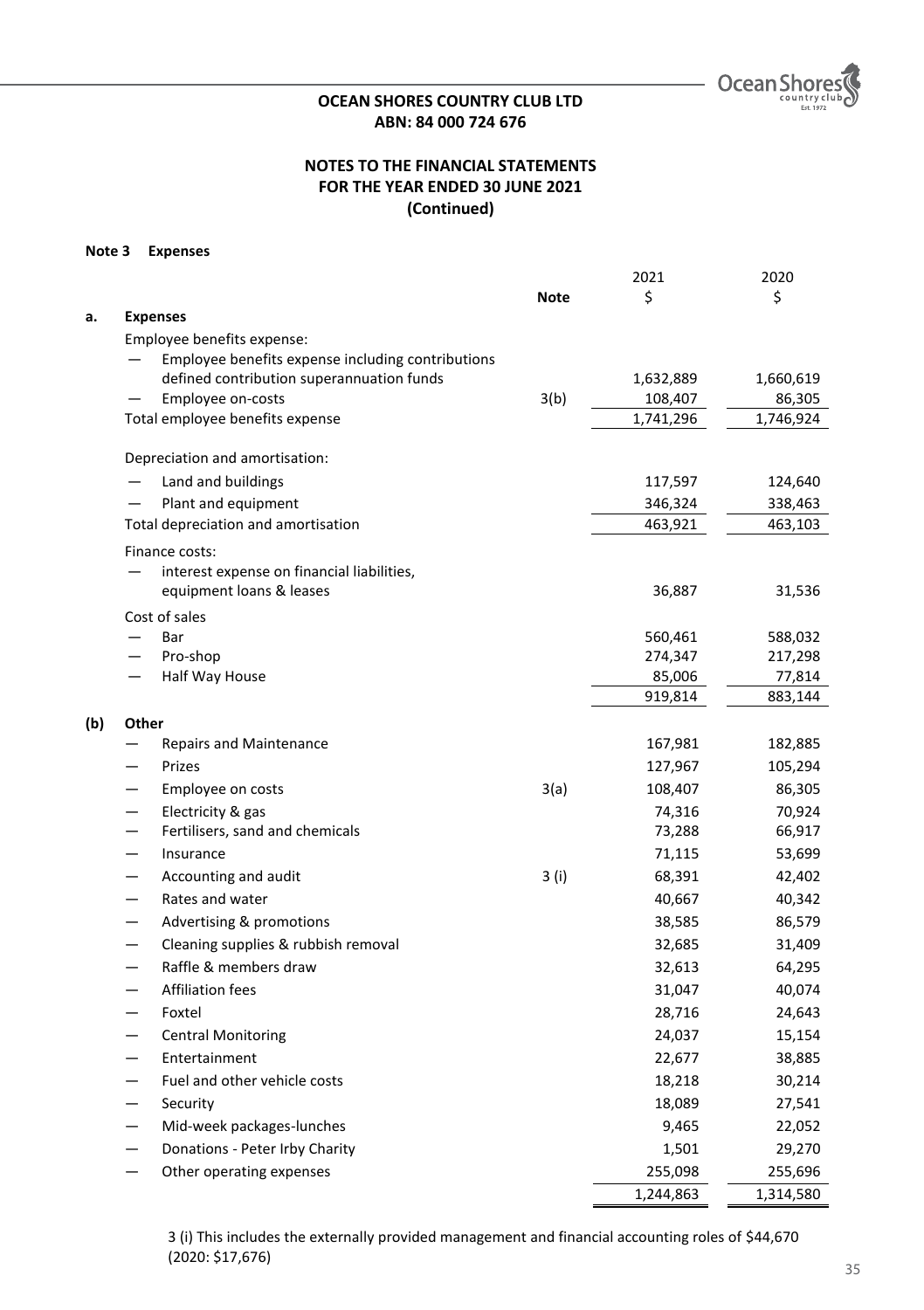**OCEAN SHORES COUNTRY CLUB LTD**
**ABN: 84 000 724 676**

**NOTES TO THE FINANCIAL STATEMENTS**
**FOR THE YEAR ENDED 30 JUNE 2021**
**(Continued)**

**Note 3 Expenses**

| | | Note | 2021 $ | 2020 $ |
|---|---|---|---|---|
| **a.** | **Expenses** | | | |
| | Employee benefits expense: | | | |
| | — Employee benefits expense including contributions defined contribution superannuation funds | | 1,632,889 | 1,660,619 |
| | — Employee on-costs | 3(b) | 108,407 | 86,305 |
| | Total employee benefits expense | | 1,741,296 | 1,746,924 |
| | Depreciation and amortisation: | | | |
| | — Land and buildings | | 117,597 | 124,640 |
| | — Plant and equipment | | 346,324 | 338,463 |
| | Total depreciation and amortisation | | 463,921 | 463,103 |
| | Finance costs: | | | |
| | — interest expense on financial liabilities, equipment loans & leases | | 36,887 | 31,536 |
| | Cost of sales | | | |
| | — Bar | | 560,461 | 588,032 |
| | — Pro-shop | | 274,347 | 217,298 |
| | — Half Way House | | 85,006 | 77,814 |
| | | | 919,814 | 883,144 |
| **(b)** | **Other** | | | |
| | — Repairs and Maintenance | | 167,981 | 182,885 |
| | — Prizes | | 127,967 | 105,294 |
| | — Employee on costs | 3(a) | 108,407 | 86,305 |
| | — Electricity & gas | | 74,316 | 70,924 |
| | — Fertilisers, sand and chemicals | | 73,288 | 66,917 |
| | — Insurance | | 71,115 | 53,699 |
| | — Accounting and audit | 3 (i) | 68,391 | 42,402 |
| | — Rates and water | | 40,667 | 40,342 |
| | — Advertising & promotions | | 38,585 | 86,579 |
| | — Cleaning supplies & rubbish removal | | 32,685 | 31,409 |
| | — Raffle & members draw | | 32,613 | 64,295 |
| | — Affiliation fees | | 31,047 | 40,074 |
| | — Foxtel | | 28,716 | 24,643 |
| | — Central Monitoring | | 24,037 | 15,154 |
| | — Entertainment | | 22,677 | 38,885 |
| | — Fuel and other vehicle costs | | 18,218 | 30,214 |
| | — Security | | 18,089 | 27,541 |
| | — Mid-week packages-lunches | | 9,465 | 22,052 |
| | — Donations - Peter Irby Charity | | 1,501 | 29,270 |
| | — Other operating expenses | | 255,098 | 255,696 |
| | | | 1,244,863 | 1,314,580 |

3 (i) This includes the externally provided management and financial accounting roles of $44,670 (2020: $17,676)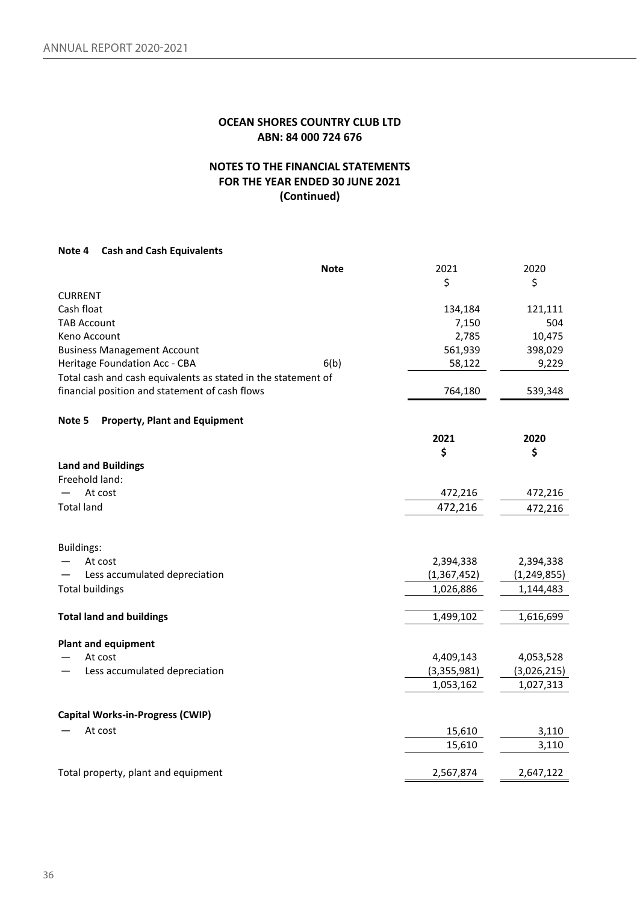**OCEAN SHORES COUNTRY CLUB LTD**
**ABN: 84 000 724 676**

**NOTES TO THE FINANCIAL STATEMENTS**
**FOR THE YEAR ENDED 30 JUNE 2021**
**(Continued)**

**Note 4 Cash and Cash Equivalents**

| | Note | 2021 $ | 2020 $ |
|---|---|---|---|
| CURRENT | | | |
| Cash float | | 134,184 | 121,111 |
| TAB Account | | 7,150 | 504 |
| Keno Account | | 2,785 | 10,475 |
| Business Management Account | | 561,939 | 398,029 |
| Heritage Foundation Acc - CBA | 6(b) | 58,122 | 9,229 |
| Total cash and cash equivalents as stated in the statement of financial position and statement of cash flows | | 764,180 | 539,348 |

**Note 5 Property, Plant and Equipment**

| | 2021 $ | 2020 $ |
|---|---|---|
| **Land and Buildings** | | |
| Freehold land: | | |
| — At cost | 472,216 | 472,216 |
| Total land | 472,216 | 472,216 |
| Buildings: | | |
| — At cost | 2,394,338 | 2,394,338 |
| — Less accumulated depreciation | (1,367,452) | (1,249,855) |
| Total buildings | 1,026,886 | 1,144,483 |
| **Total land and buildings** | 1,499,102 | 1,616,699 |
| **Plant and equipment** | | |
| — At cost | 4,409,143 | 4,053,528 |
| — Less accumulated depreciation | (3,355,981) | (3,026,215) |
| | 1,053,162 | 1,027,313 |
| **Capital Works-in-Progress (CWIP)** | | |
| — At cost | 15,610 | 3,110 |
| | 15,610 | 3,110 |
| Total property, plant and equipment | 2,567,874 | 2,647,122 |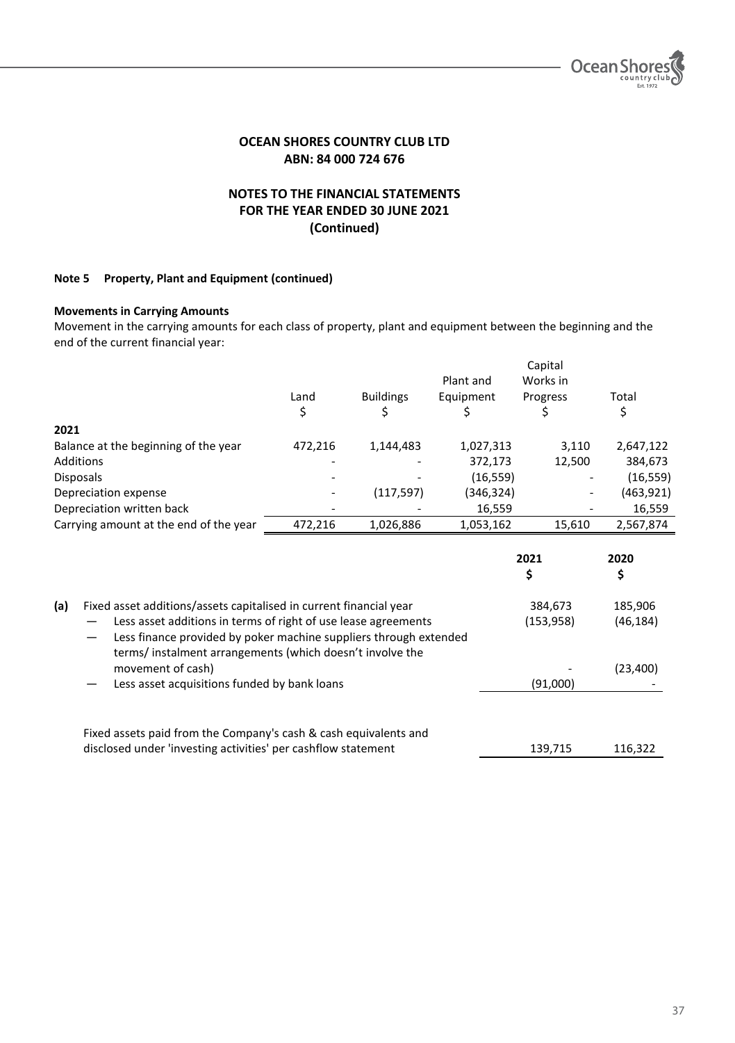**OCEAN SHORES COUNTRY CLUB LTD**
**ABN: 84 000 724 676**

**NOTES TO THE FINANCIAL STATEMENTS**
**FOR THE YEAR ENDED 30 JUNE 2021**
**(Continued)**

**Note 5 Property, Plant and Equipment (continued)**

**Movements in Carrying Amounts**

Movement in the carrying amounts for each class of property, plant and equipment between the beginning and the end of the current financial year:

| | Land<br>$ | Buildings<br>$ | Plant and Equipment<br>$ | Capital Works in Progress<br>$ | Total<br>$ |
|---|---|---|---|---|---|
| **2021** | | | | | |
| Balance at the beginning of the year | 472,216 | 1,144,483 | 1,027,313 | 3,110 | 2,647,122 |
| Additions | - | - | 372,173 | 12,500 | 384,673 |
| Disposals | - | - | (16,559) | - | (16,559) |
| Depreciation expense | - | (117,597) | (346,324) | - | (463,921) |
| Depreciation written back | - | - | 16,559 | - | 16,559 |
| Carrying amount at the end of the year | 472,216 | 1,026,886 | 1,053,162 | 15,610 | 2,567,874 |

| | | 2021<br>$ | 2020<br>$ |
|---|---|---|---|
| (a) | Fixed asset additions/assets capitalised in current financial year | 384,673 | 185,906 |
| | — Less asset additions in terms of right of use lease agreements | (153,958) | (46,184) |
| | — Less finance provided by poker machine suppliers through extended terms/ instalment arrangements (which doesn't involve the movement of cash) | - | (23,400) |
| | — Less asset acquisitions funded by bank loans | (91,000) | - |
| | Fixed assets paid from the Company's cash & cash equivalents and disclosed under 'investing activities' per cashflow statement | 139,715 | 116,322 |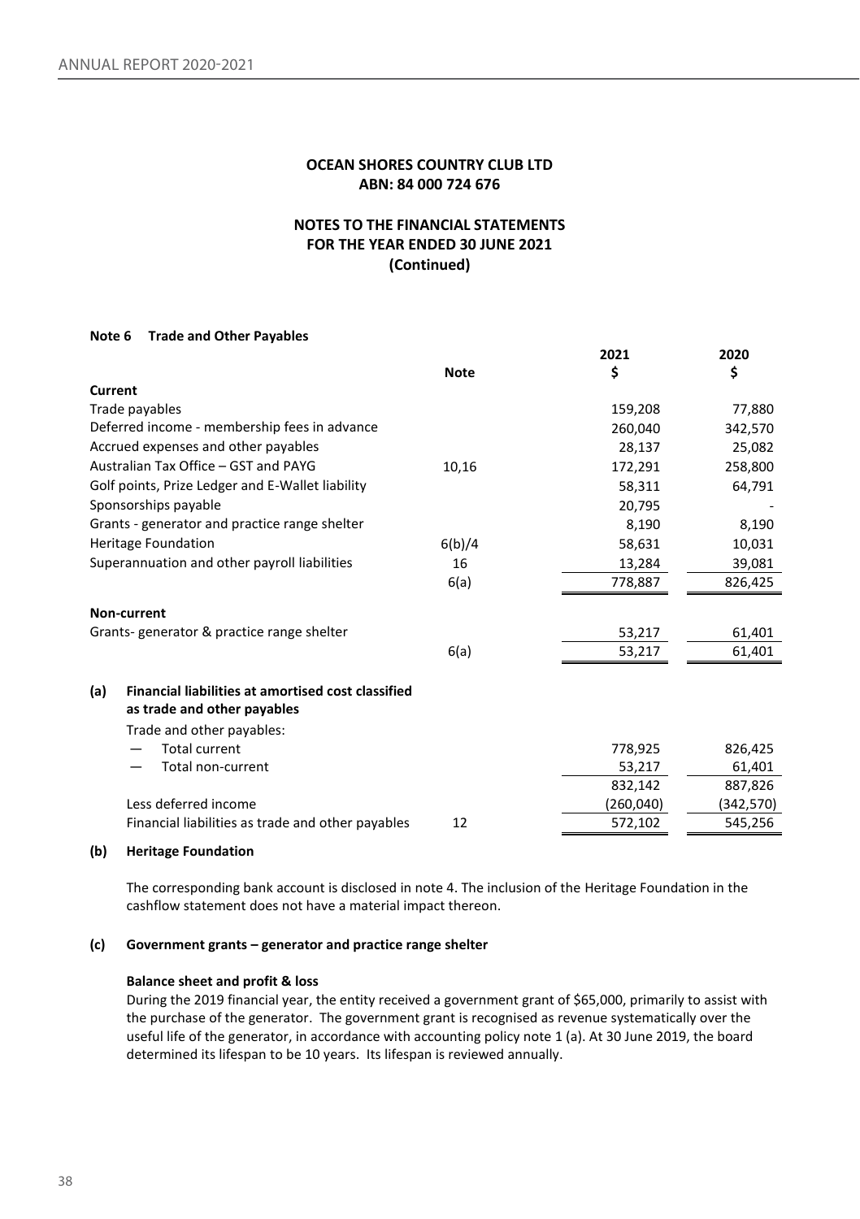**OCEAN SHORES COUNTRY CLUB LTD**
**ABN: 84 000 724 676**

**NOTES TO THE FINANCIAL STATEMENTS**
**FOR THE YEAR ENDED 30 JUNE 2021**
**(Continued)**

#### Note 6 Trade and Other Payables

| | Note | 2021 $ | 2020 $ |
|---|---|---|---|
| **Current** | | | |
| Trade payables | | 159,208 | 77,880 |
| Deferred income - membership fees in advance | | 260,040 | 342,570 |
| Accrued expenses and other payables | | 28,137 | 25,082 |
| Australian Tax Office – GST and PAYG | 10,16 | 172,291 | 258,800 |
| Golf points, Prize Ledger and E-Wallet liability | | 58,311 | 64,791 |
| Sponsorships payable | | 20,795 | - |
| Grants - generator and practice range shelter | | 8,190 | 8,190 |
| Heritage Foundation | 6(b)/4 | 58,631 | 10,031 |
| Superannuation and other payroll liabilities | 16 | 13,284 | 39,081 |
| | 6(a) | 778,887 | 826,425 |
| **Non-current** | | | |
| Grants- generator & practice range shelter | | 53,217 | 61,401 |
| | 6(a) | 53,217 | 61,401 |

**(a) Financial liabilities at amortised cost classified as trade and other payables**

| | Note | 2021 $ | 2020 $ |
|---|---|---|---|
| Trade and other payables: | | | |
| — Total current | | 778,925 | 826,425 |
| — Total non-current | | 53,217 | 61,401 |
| | | 832,142 | 887,826 |
| Less deferred income | | (260,040) | (342,570) |
| Financial liabilities as trade and other payables | 12 | 572,102 | 545,256 |

**(b) Heritage Foundation**

The corresponding bank account is disclosed in note 4. The inclusion of the Heritage Foundation in the cashflow statement does not have a material impact thereon.

**(c) Government grants – generator and practice range shelter**

**Balance sheet and profit & loss**

During the 2019 financial year, the entity received a government grant of $65,000, primarily to assist with the purchase of the generator. The government grant is recognised as revenue systematically over the useful life of the generator, in accordance with accounting policy note 1 (a). At 30 June 2019, the board determined its lifespan to be 10 years. Its lifespan is reviewed annually.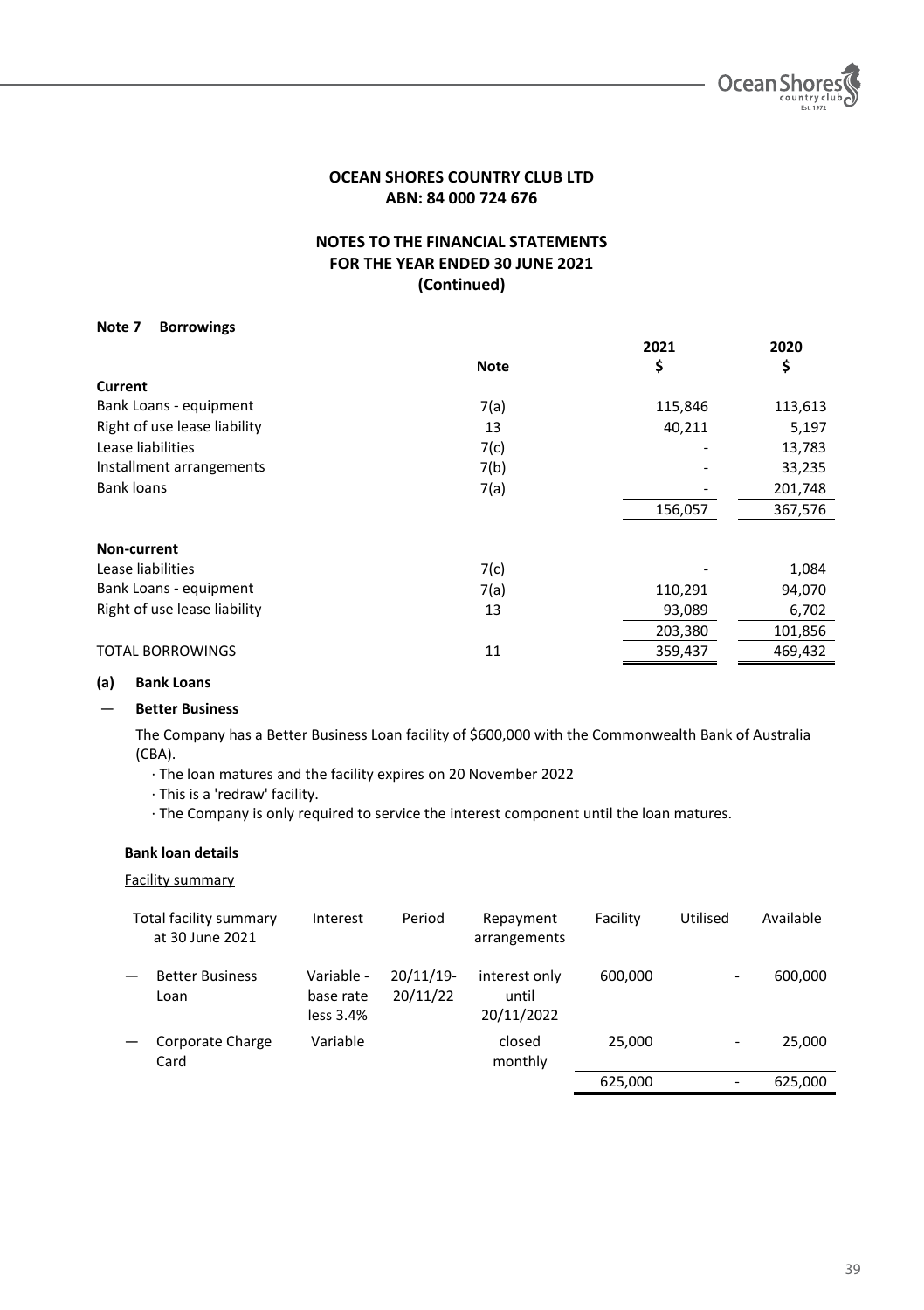**OCEAN SHORES COUNTRY CLUB LTD**
**ABN: 84 000 724 676**

**NOTES TO THE FINANCIAL STATEMENTS**
**FOR THE YEAR ENDED 30 JUNE 2021**
**(Continued)**

### Note 7 Borrowings

| | Note | 2021 $ | 2020 $ |
|---|---|---|---|
| **Current** | | | |
| Bank Loans - equipment | 7(a) | 115,846 | 113,613 |
| Right of use lease liability | 13 | 40,211 | 5,197 |
| Lease liabilities | 7(c) | - | 13,783 |
| Installment arrangements | 7(b) | - | 33,235 |
| Bank loans | 7(a) | - | 201,748 |
| | | 156,057 | 367,576 |
| **Non-current** | | | |
| Lease liabilities | 7(c) | - | 1,084 |
| Bank Loans - equipment | 7(a) | 110,291 | 94,070 |
| Right of use lease liability | 13 | 93,089 | 6,702 |
| | | 203,380 | 101,856 |
| TOTAL BORROWINGS | 11 | 359,437 | 469,432 |

**(a) Bank Loans**

— **Better Business**

The Company has a Better Business Loan facility of $600,000 with the Commonwealth Bank of Australia (CBA).

- The loan matures and the facility expires on 20 November 2022
- This is a 'redraw' facility.
- The Company is only required to service the interest component until the loan matures.

**Bank loan details**

Facility summary

| Total facility summary at 30 June 2021 | Interest | Period | Repayment arrangements | Facility | Utilised | Available |
|---|---|---|---|---|---|---|
| — Better Business Loan | Variable - base rate less 3.4% | 20/11/19-20/11/22 | interest only until 20/11/2022 | 600,000 | - | 600,000 |
| — Corporate Charge Card | Variable | | closed monthly | 25,000 | - | 25,000 |
| | | | | 625,000 | - | 625,000 |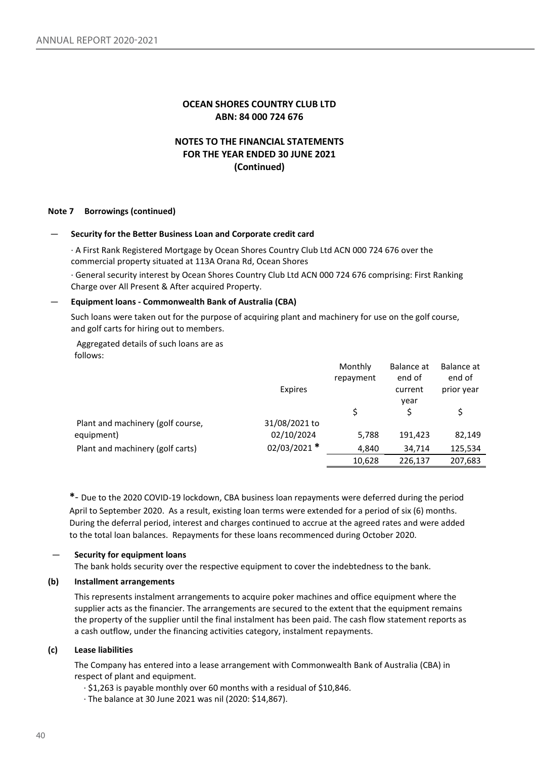**OCEAN SHORES COUNTRY CLUB LTD**
**ABN: 84 000 724 676**

**NOTES TO THE FINANCIAL STATEMENTS**
**FOR THE YEAR ENDED 30 JUNE 2021**
**(Continued)**

**Note 7 Borrowings (continued)**

— **Security for the Better Business Loan and Corporate credit card**

· A First Rank Registered Mortgage by Ocean Shores Country Club Ltd ACN 000 724 676 over the commercial property situated at 113A Orana Rd, Ocean Shores

· General security interest by Ocean Shores Country Club Ltd ACN 000 724 676 comprising: First Ranking Charge over All Present & After acquired Property.

— **Equipment loans - Commonwealth Bank of Australia (CBA)**

Such loans were taken out for the purpose of acquiring plant and machinery for use on the golf course, and golf carts for hiring out to members.

Aggregated details of such loans are as follows:

| | Expires | Monthly repayment | Balance at end of current year | Balance at end of prior year |
|---|---|---|---|---|
| | | $ | $ | $ |
| Plant and machinery (golf course, equipment) | 31/08/2021 to 02/10/2024 | 5,788 | 191,423 | 82,149 |
| Plant and machinery (golf carts) | 02/03/2021 * | 4,840 | 34,714 | 125,534 |
| | | 10,628 | 226,137 | 207,683 |

*- Due to the 2020 COVID-19 lockdown, CBA business loan repayments were deferred during the period April to September 2020. As a result, existing loan terms were extended for a period of six (6) months. During the deferral period, interest and charges continued to accrue at the agreed rates and were added to the total loan balances. Repayments for these loans recommenced during October 2020.

— **Security for equipment loans**

The bank holds security over the respective equipment to cover the indebtedness to the bank.

**(b) Installment arrangements**

This represents instalment arrangements to acquire poker machines and office equipment where the supplier acts as the financier. The arrangements are secured to the extent that the equipment remains the property of the supplier until the final instalment has been paid. The cash flow statement reports as a cash outflow, under the financing activities category, instalment repayments.

**(c) Lease liabilities**

The Company has entered into a lease arrangement with Commonwealth Bank of Australia (CBA) in respect of plant and equipment.

· $1,263 is payable monthly over 60 months with a residual of $10,846.

· The balance at 30 June 2021 was nil (2020: $14,867).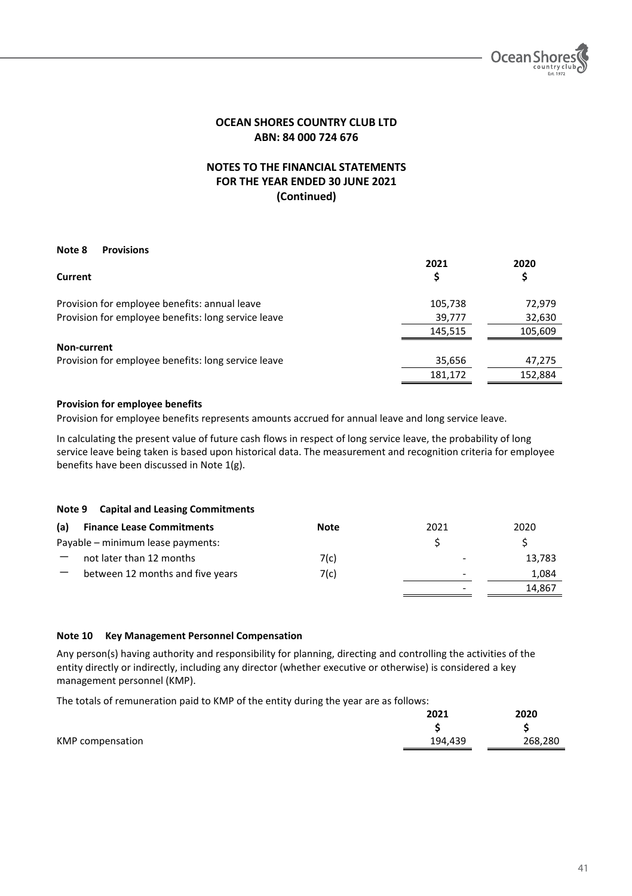**OCEAN SHORES COUNTRY CLUB LTD**
**ABN: 84 000 724 676**

**NOTES TO THE FINANCIAL STATEMENTS**
**FOR THE YEAR ENDED 30 JUNE 2021**
**(Continued)**

**Note 8 Provisions**

| **Current** | **2021 $** | **2020 $** |
|---|---|---|
| Provision for employee benefits: annual leave | 105,738 | 72,979 |
| Provision for employee benefits: long service leave | 39,777 | 32,630 |
| | 145,515 | 105,609 |
| **Non-current** | | |
| Provision for employee benefits: long service leave | 35,656 | 47,275 |
| | 181,172 | 152,884 |

**Provision for employee benefits**

Provision for employee benefits represents amounts accrued for annual leave and long service leave.

In calculating the present value of future cash flows in respect of long service leave, the probability of long service leave being taken is based upon historical data. The measurement and recognition criteria for employee benefits have been discussed in Note 1(g).

**Note 9 Capital and Leasing Commitments**

| **(a) Finance Lease Commitments** | **Note** | 2021 | 2020 |
|---|---|---|---|
| Payable – minimum lease payments: | | $ | $ |
| – not later than 12 months | 7(c) | - | 13,783 |
| – between 12 months and five years | 7(c) | - | 1,084 |
| | | - | 14,867 |

**Note 10 Key Management Personnel Compensation**

Any person(s) having authority and responsibility for planning, directing and controlling the activities of the entity directly or indirectly, including any director (whether executive or otherwise) is considered a key management personnel (KMP).

The totals of remuneration paid to KMP of the entity during the year are as follows:

| | **2021 $** | **2020 $** |
|---|---|---|
| KMP compensation | 194,439 | 268,280 |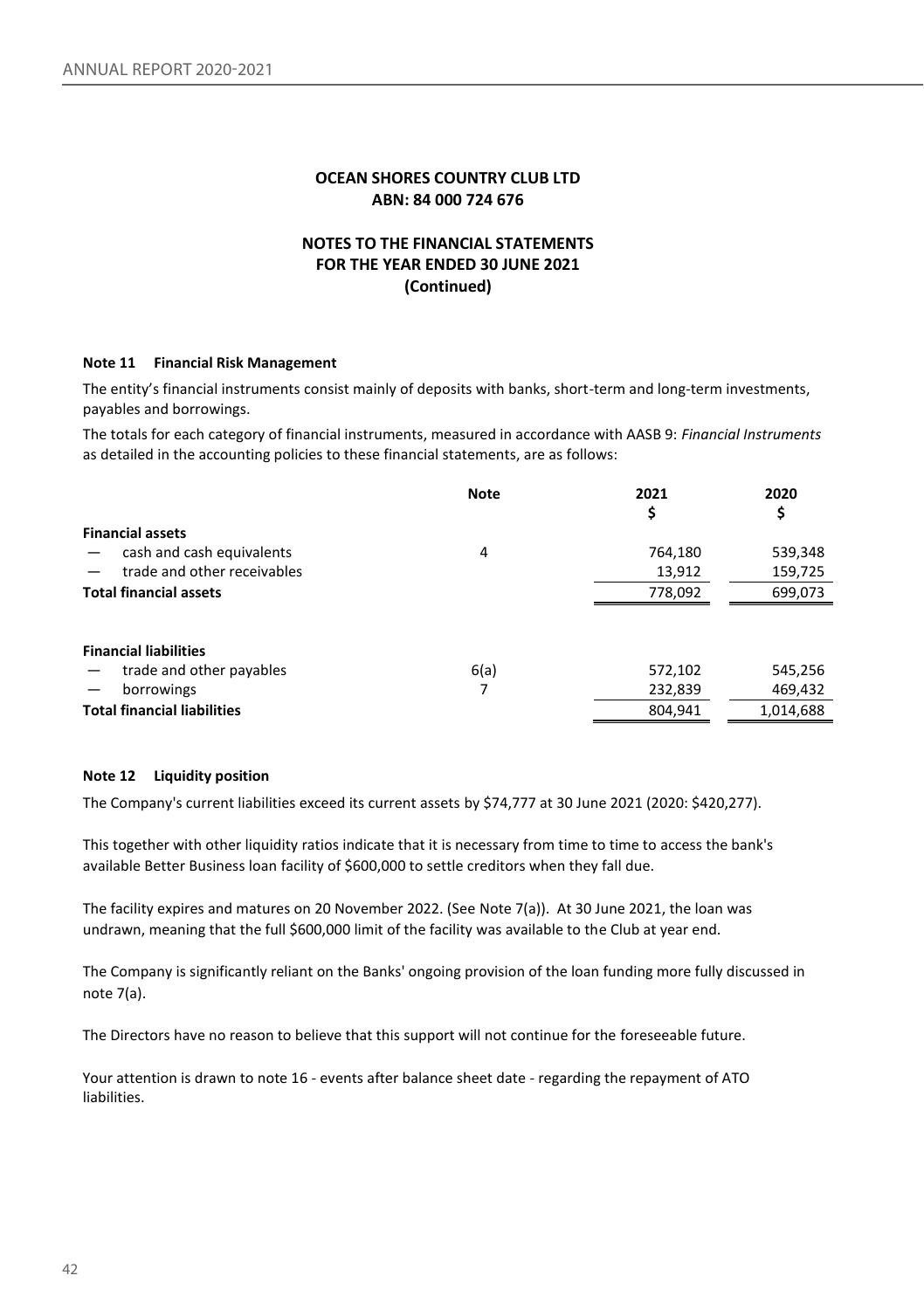# OCEAN SHORES COUNTRY CLUB LTD
## ABN: 84 000 724 676

## NOTES TO THE FINANCIAL STATEMENTS FOR THE YEAR ENDED 30 JUNE 2021 (Continued)

### Note 11 Financial Risk Management

The entity's financial instruments consist mainly of deposits with banks, short-term and long-term investments, payables and borrowings.

The totals for each category of financial instruments, measured in accordance with AASB 9: *Financial Instruments* as detailed in the accounting policies to these financial statements, are as follows:

| | Note | 2021 $ | 2020 $ |
|---|---|---|---|
| **Financial assets** | | | |
| — cash and cash equivalents | 4 | 764,180 | 539,348 |
| — trade and other receivables | | 13,912 | 159,725 |
| **Total financial assets** | | 778,092 | 699,073 |
| | | | |
| **Financial liabilities** | | | |
| — trade and other payables | 6(a) | 572,102 | 545,256 |
| — borrowings | 7 | 232,839 | 469,432 |
| **Total financial liabilities** | | 804,941 | 1,014,688 |

### Note 12 Liquidity position

The Company's current liabilities exceed its current assets by $74,777 at 30 June 2021 (2020: $420,277).

This together with other liquidity ratios indicate that it is necessary from time to time to access the bank's available Better Business loan facility of $600,000 to settle creditors when they fall due.

The facility expires and matures on 20 November 2022. (See Note 7(a)). At 30 June 2021, the loan was undrawn, meaning that the full $600,000 limit of the facility was available to the Club at year end.

The Company is significantly reliant on the Banks' ongoing provision of the loan funding more fully discussed in note 7(a).

The Directors have no reason to believe that this support will not continue for the foreseeable future.

Your attention is drawn to note 16 - events after balance sheet date - regarding the repayment of ATO liabilities.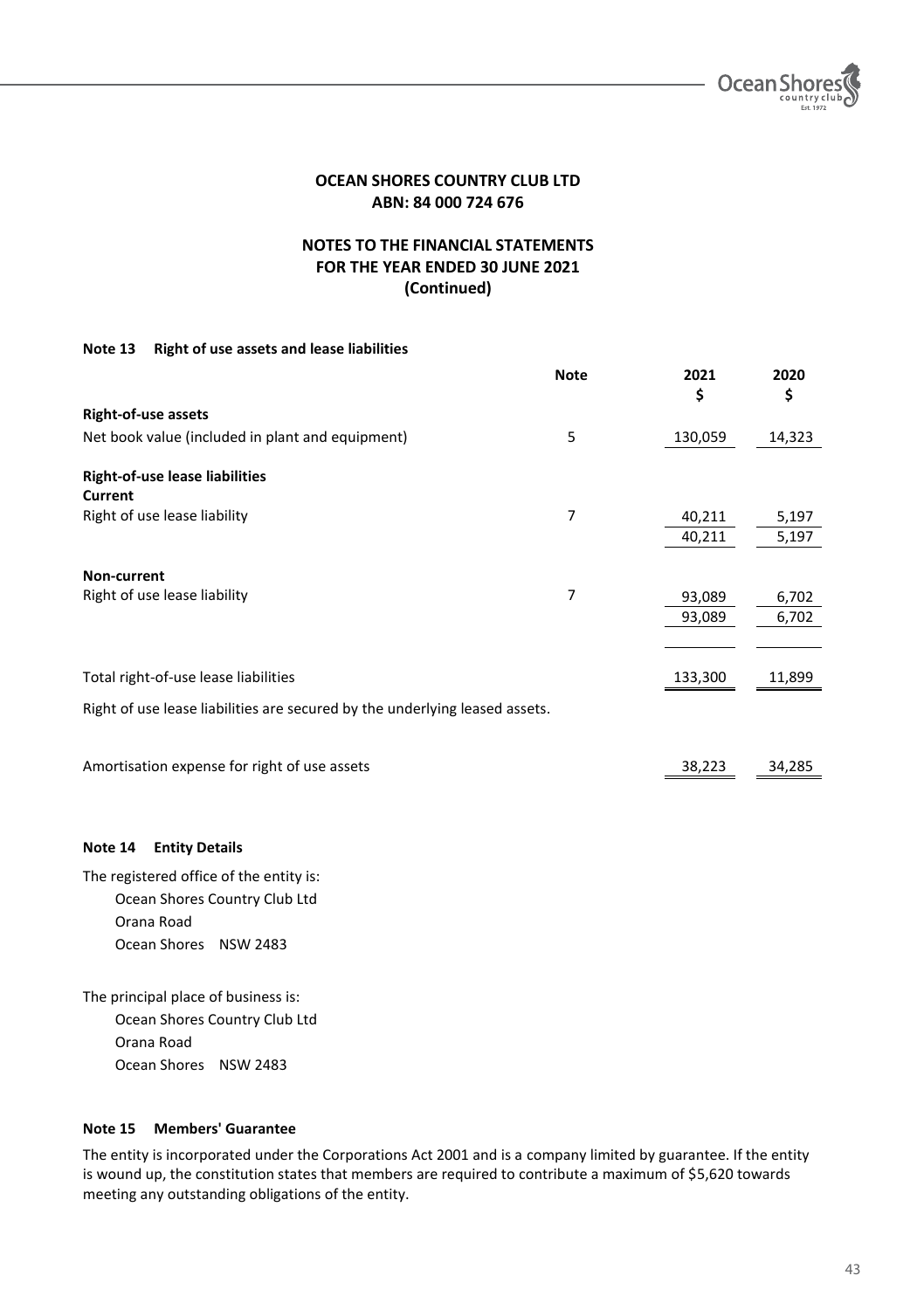# OCEAN SHORES COUNTRY CLUB LTD
## ABN: 84 000 724 676

## NOTES TO THE FINANCIAL STATEMENTS FOR THE YEAR ENDED 30 JUNE 2021 (Continued)

### Note 13 Right of use assets and lease liabilities

| | Note | 2021 $ | 2020 $ |
|---|---|---|---|
| **Right-of-use assets** | | | |
| Net book value (included in plant and equipment) | 5 | 130,059 | 14,323 |
| **Right-of-use lease liabilities** | | | |
| **Current** | | | |
| Right of use lease liability | 7 | 40,211 | 5,197 |
| | | 40,211 | 5,197 |
| **Non-current** | | | |
| Right of use lease liability | 7 | 93,089 | 6,702 |
| | | 93,089 | 6,702 |
| Total right-of-use lease liabilities | | 133,300 | 11,899 |

Right of use lease liabilities are secured by the underlying leased assets.

| | 2021 | 2020 |
|---|---|---|
| Amortisation expense for right of use assets | 38,223 | 34,285 |

### Note 14 Entity Details

The registered office of the entity is:

Ocean Shores Country Club Ltd
Orana Road
Ocean Shores NSW 2483

The principal place of business is:

Ocean Shores Country Club Ltd
Orana Road
Ocean Shores NSW 2483

### Note 15 Members' Guarantee

The entity is incorporated under the Corporations Act 2001 and is a company limited by guarantee. If the entity is wound up, the constitution states that members are required to contribute a maximum of $5,620 towards meeting any outstanding obligations of the entity.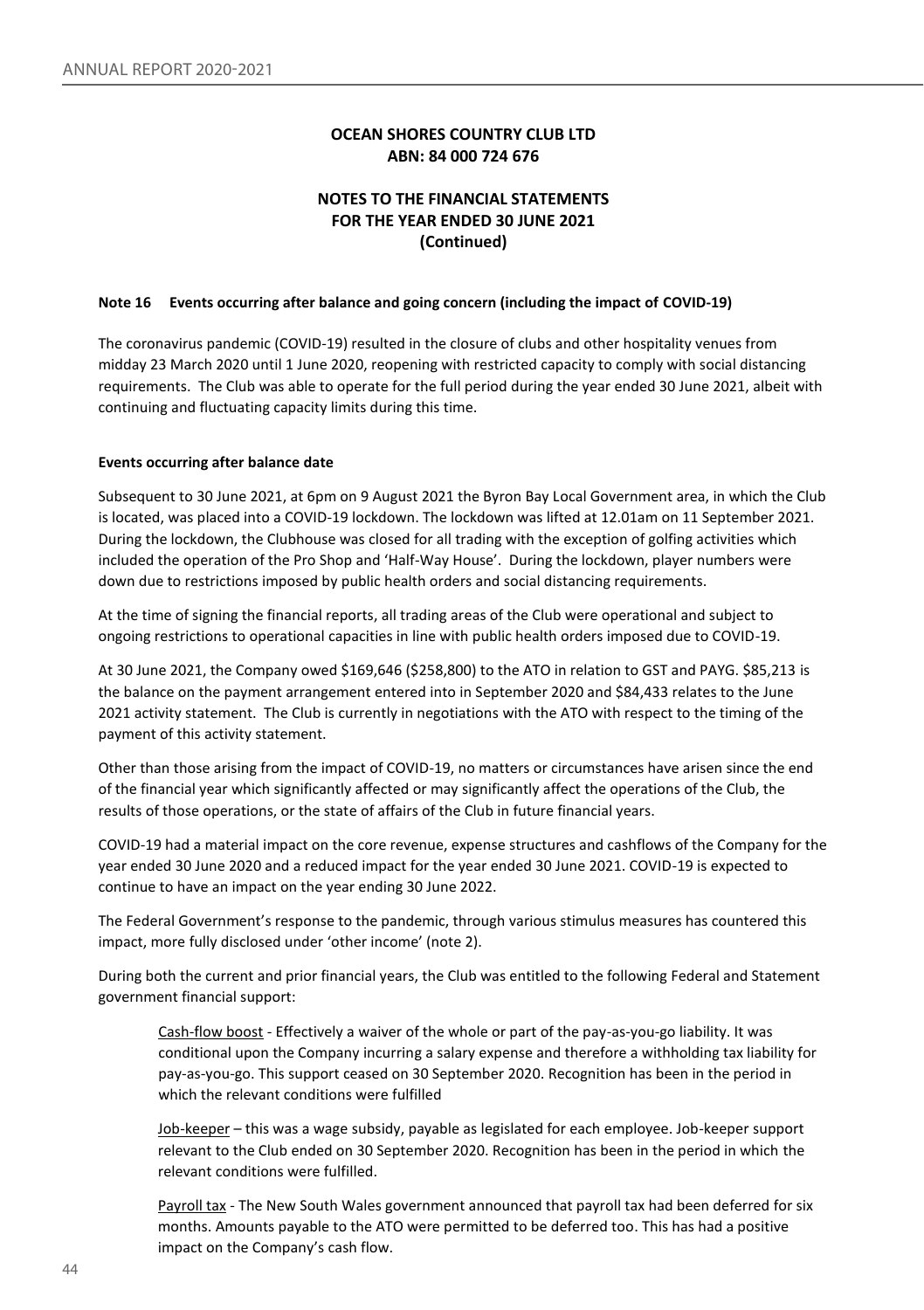# OCEAN SHORES COUNTRY CLUB LTD
# ABN: 84 000 724 676

## NOTES TO THE FINANCIAL STATEMENTS FOR THE YEAR ENDED 30 JUNE 2021 (Continued)

**Note 16 Events occurring after balance and going concern (including the impact of COVID-19)**

The coronavirus pandemic (COVID-19) resulted in the closure of clubs and other hospitality venues from midday 23 March 2020 until 1 June 2020, reopening with restricted capacity to comply with social distancing requirements. The Club was able to operate for the full period during the year ended 30 June 2021, albeit with continuing and fluctuating capacity limits during this time.

**Events occurring after balance date**

Subsequent to 30 June 2021, at 6pm on 9 August 2021 the Byron Bay Local Government area, in which the Club is located, was placed into a COVID-19 lockdown. The lockdown was lifted at 12.01am on 11 September 2021. During the lockdown, the Clubhouse was closed for all trading with the exception of golfing activities which included the operation of the Pro Shop and 'Half-Way House'. During the lockdown, player numbers were down due to restrictions imposed by public health orders and social distancing requirements.

At the time of signing the financial reports, all trading areas of the Club were operational and subject to ongoing restrictions to operational capacities in line with public health orders imposed due to COVID-19.

At 30 June 2021, the Company owed $169,646 ($258,800) to the ATO in relation to GST and PAYG. $85,213 is the balance on the payment arrangement entered into in September 2020 and $84,433 relates to the June 2021 activity statement. The Club is currently in negotiations with the ATO with respect to the timing of the payment of this activity statement.

Other than those arising from the impact of COVID-19, no matters or circumstances have arisen since the end of the financial year which significantly affected or may significantly affect the operations of the Club, the results of those operations, or the state of affairs of the Club in future financial years.

COVID-19 had a material impact on the core revenue, expense structures and cashflows of the Company for the year ended 30 June 2020 and a reduced impact for the year ended 30 June 2021. COVID-19 is expected to continue to have an impact on the year ending 30 June 2022.

The Federal Government's response to the pandemic, through various stimulus measures has countered this impact, more fully disclosed under 'other income' (note 2).

During both the current and prior financial years, the Club was entitled to the following Federal and Statement government financial support:

Cash-flow boost - Effectively a waiver of the whole or part of the pay-as-you-go liability. It was conditional upon the Company incurring a salary expense and therefore a withholding tax liability for pay-as-you-go. This support ceased on 30 September 2020. Recognition has been in the period in which the relevant conditions were fulfilled

Job-keeper – this was a wage subsidy, payable as legislated for each employee. Job-keeper support relevant to the Club ended on 30 September 2020. Recognition has been in the period in which the relevant conditions were fulfilled.

Payroll tax - The New South Wales government announced that payroll tax had been deferred for six months. Amounts payable to the ATO were permitted to be deferred too. This has had a positive impact on the Company's cash flow.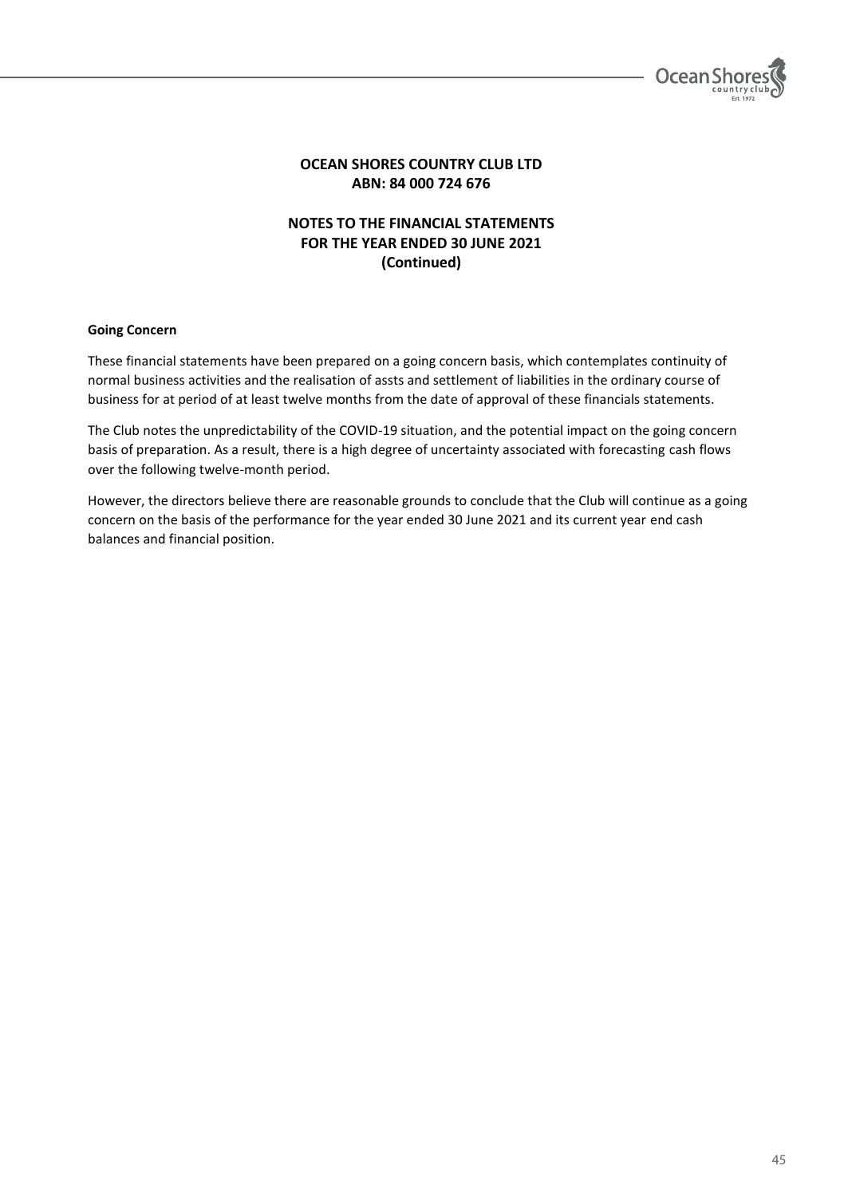**OCEAN SHORES COUNTRY CLUB LTD**
**ABN: 84 000 724 676**

**NOTES TO THE FINANCIAL STATEMENTS**
**FOR THE YEAR ENDED 30 JUNE 2021**
**(Continued)**

**Going Concern**

These financial statements have been prepared on a going concern basis, which contemplates continuity of normal business activities and the realisation of assts and settlement of liabilities in the ordinary course of business for at period of at least twelve months from the date of approval of these financials statements.

The Club notes the unpredictability of the COVID-19 situation, and the potential impact on the going concern basis of preparation. As a result, there is a high degree of uncertainty associated with forecasting cash flows over the following twelve-month period.

However, the directors believe there are reasonable grounds to conclude that the Club will continue as a going concern on the basis of the performance for the year ended 30 June 2021 and its current year end cash balances and financial position.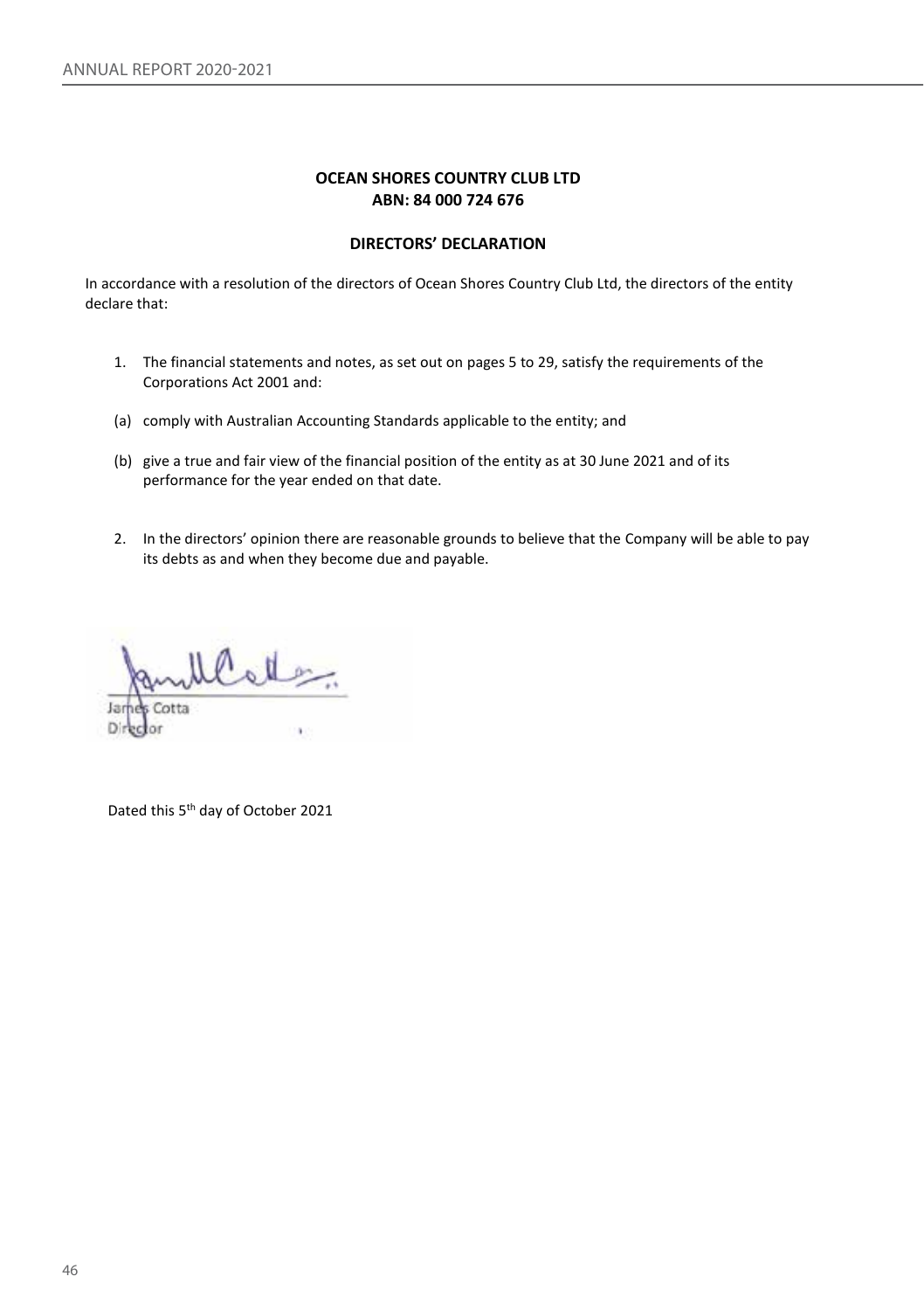**OCEAN SHORES COUNTRY CLUB LTD**
**ABN: 84 000 724 676**

**DIRECTORS' DECLARATION**

In accordance with a resolution of the directors of Ocean Shores Country Club Ltd, the directors of the entity declare that:

1. The financial statements and notes, as set out on pages 5 to 29, satisfy the requirements of the Corporations Act 2001 and:

(a) comply with Australian Accounting Standards applicable to the entity; and

(b) give a true and fair view of the financial position of the entity as at 30 June 2021 and of its performance for the year ended on that date.

2. In the directors' opinion there are reasonable grounds to believe that the Company will be able to pay its debts as and when they become due and payable.

James Cotta
Director

Dated this 5th day of October 2021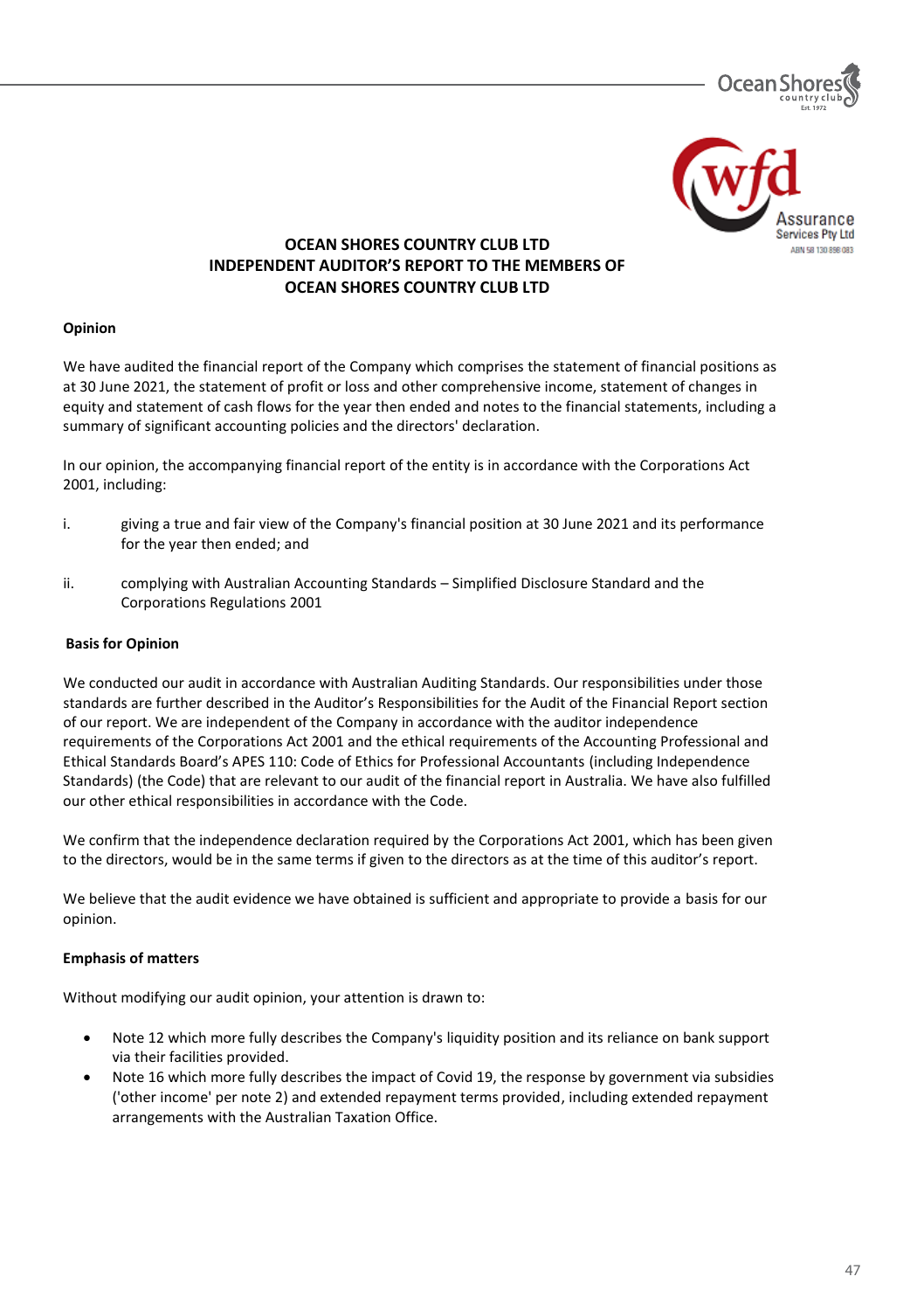# OCEAN SHORES COUNTRY CLUB LTD
# INDEPENDENT AUDITOR'S REPORT TO THE MEMBERS OF OCEAN SHORES COUNTRY CLUB LTD

**Opinion**

We have audited the financial report of the Company which comprises the statement of financial positions as at 30 June 2021, the statement of profit or loss and other comprehensive income, statement of changes in equity and statement of cash flows for the year then ended and notes to the financial statements, including a summary of significant accounting policies and the directors' declaration.

In our opinion, the accompanying financial report of the entity is in accordance with the Corporations Act 2001, including:

i. giving a true and fair view of the Company's financial position at 30 June 2021 and its performance for the year then ended; and

ii. complying with Australian Accounting Standards – Simplified Disclosure Standard and the Corporations Regulations 2001

**Basis for Opinion**

We conducted our audit in accordance with Australian Auditing Standards. Our responsibilities under those standards are further described in the Auditor's Responsibilities for the Audit of the Financial Report section of our report. We are independent of the Company in accordance with the auditor independence requirements of the Corporations Act 2001 and the ethical requirements of the Accounting Professional and Ethical Standards Board's APES 110: Code of Ethics for Professional Accountants (including Independence Standards) (the Code) that are relevant to our audit of the financial report in Australia. We have also fulfilled our other ethical responsibilities in accordance with the Code.

We confirm that the independence declaration required by the Corporations Act 2001, which has been given to the directors, would be in the same terms if given to the directors as at the time of this auditor's report.

We believe that the audit evidence we have obtained is sufficient and appropriate to provide a basis for our opinion.

**Emphasis of matters**

Without modifying our audit opinion, your attention is drawn to:

- Note 12 which more fully describes the Company's liquidity position and its reliance on bank support via their facilities provided.
- Note 16 which more fully describes the impact of Covid 19, the response by government via subsidies ('other income' per note 2) and extended repayment terms provided, including extended repayment arrangements with the Australian Taxation Office.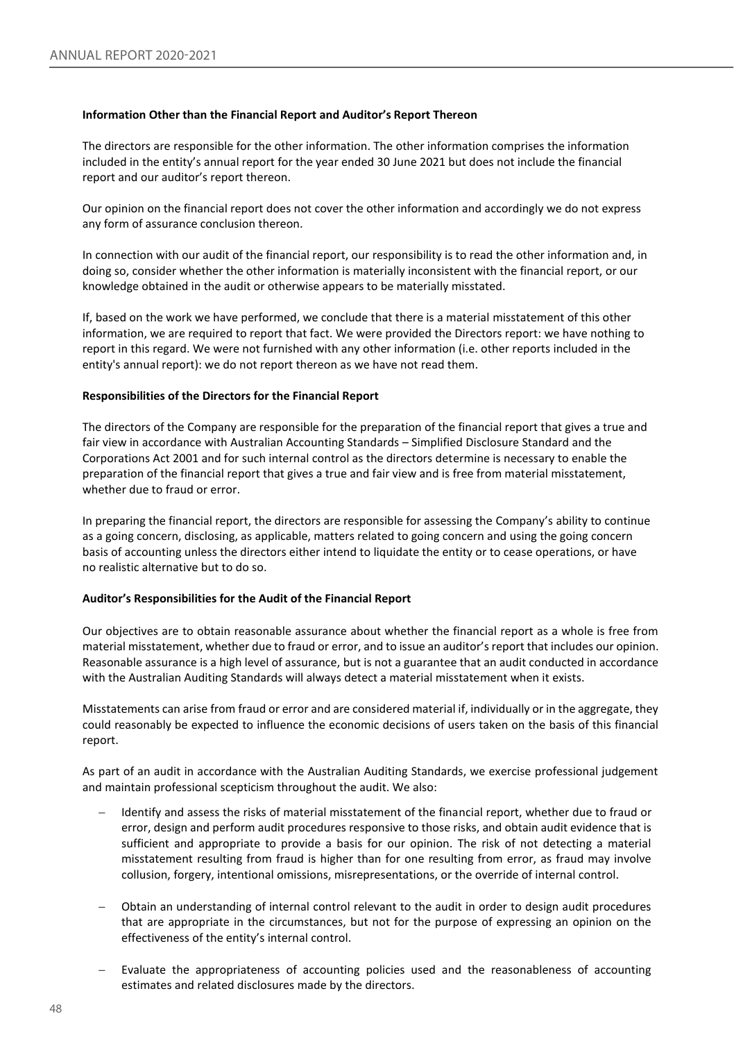### Information Other than the Financial Report and Auditor's Report Thereon

The directors are responsible for the other information. The other information comprises the information included in the entity's annual report for the year ended 30 June 2021 but does not include the financial report and our auditor's report thereon.

Our opinion on the financial report does not cover the other information and accordingly we do not express any form of assurance conclusion thereon.

In connection with our audit of the financial report, our responsibility is to read the other information and, in doing so, consider whether the other information is materially inconsistent with the financial report, or our knowledge obtained in the audit or otherwise appears to be materially misstated.

If, based on the work we have performed, we conclude that there is a material misstatement of this other information, we are required to report that fact. We were provided the Directors report: we have nothing to report in this regard. We were not furnished with any other information (i.e. other reports included in the entity's annual report): we do not report thereon as we have not read them.

### Responsibilities of the Directors for the Financial Report

The directors of the Company are responsible for the preparation of the financial report that gives a true and fair view in accordance with Australian Accounting Standards – Simplified Disclosure Standard and the Corporations Act 2001 and for such internal control as the directors determine is necessary to enable the preparation of the financial report that gives a true and fair view and is free from material misstatement, whether due to fraud or error.

In preparing the financial report, the directors are responsible for assessing the Company's ability to continue as a going concern, disclosing, as applicable, matters related to going concern and using the going concern basis of accounting unless the directors either intend to liquidate the entity or to cease operations, or have no realistic alternative but to do so.

### Auditor's Responsibilities for the Audit of the Financial Report

Our objectives are to obtain reasonable assurance about whether the financial report as a whole is free from material misstatement, whether due to fraud or error, and to issue an auditor's report that includes our opinion. Reasonable assurance is a high level of assurance, but is not a guarantee that an audit conducted in accordance with the Australian Auditing Standards will always detect a material misstatement when it exists.

Misstatements can arise from fraud or error and are considered material if, individually or in the aggregate, they could reasonably be expected to influence the economic decisions of users taken on the basis of this financial report.

As part of an audit in accordance with the Australian Auditing Standards, we exercise professional judgement and maintain professional scepticism throughout the audit. We also:

- Identify and assess the risks of material misstatement of the financial report, whether due to fraud or error, design and perform audit procedures responsive to those risks, and obtain audit evidence that is sufficient and appropriate to provide a basis for our opinion. The risk of not detecting a material misstatement resulting from fraud is higher than for one resulting from error, as fraud may involve collusion, forgery, intentional omissions, misrepresentations, or the override of internal control.

- Obtain an understanding of internal control relevant to the audit in order to design audit procedures that are appropriate in the circumstances, but not for the purpose of expressing an opinion on the effectiveness of the entity's internal control.

- Evaluate the appropriateness of accounting policies used and the reasonableness of accounting estimates and related disclosures made by the directors.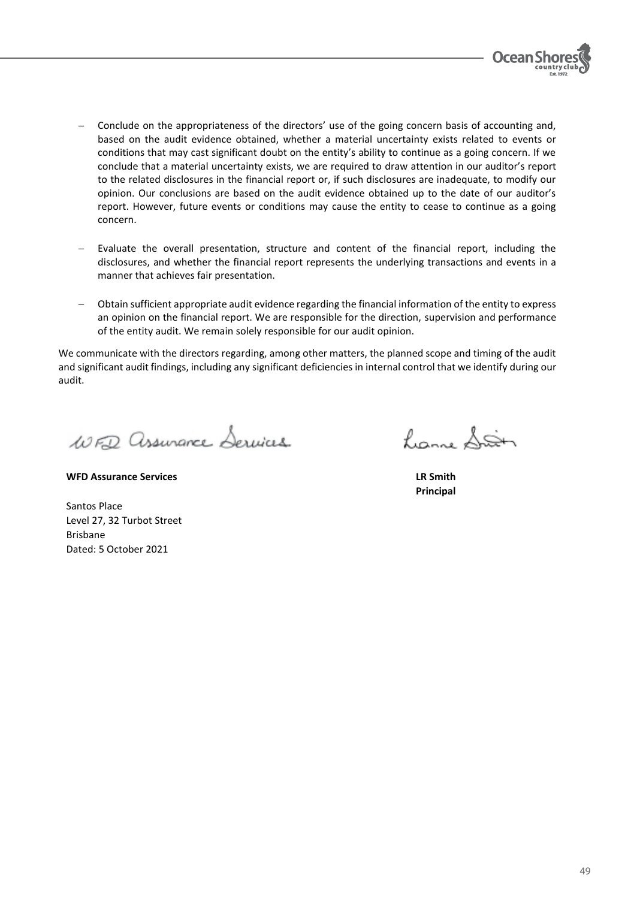- Conclude on the appropriateness of the directors' use of the going concern basis of accounting and, based on the audit evidence obtained, whether a material uncertainty exists related to events or conditions that may cast significant doubt on the entity's ability to continue as a going concern. If we conclude that a material uncertainty exists, we are required to draw attention in our auditor's report to the related disclosures in the financial report or, if such disclosures are inadequate, to modify our opinion. Our conclusions are based on the audit evidence obtained up to the date of our auditor's report. However, future events or conditions may cause the entity to cease to continue as a going concern.

- Evaluate the overall presentation, structure and content of the financial report, including the disclosures, and whether the financial report represents the underlying transactions and events in a manner that achieves fair presentation.

- Obtain sufficient appropriate audit evidence regarding the financial information of the entity to express an opinion on the financial report. We are responsible for the direction, supervision and performance of the entity audit. We remain solely responsible for our audit opinion.

We communicate with the directors regarding, among other matters, the planned scope and timing of the audit and significant audit findings, including any significant deficiencies in internal control that we identify during our audit.

WFD Assurance Services

**WFD Assurance Services**

Santos Place
Level 27, 32 Turbot Street
Brisbane
Dated: 5 October 2021

Lianne Smith

**LR Smith**
**Principal**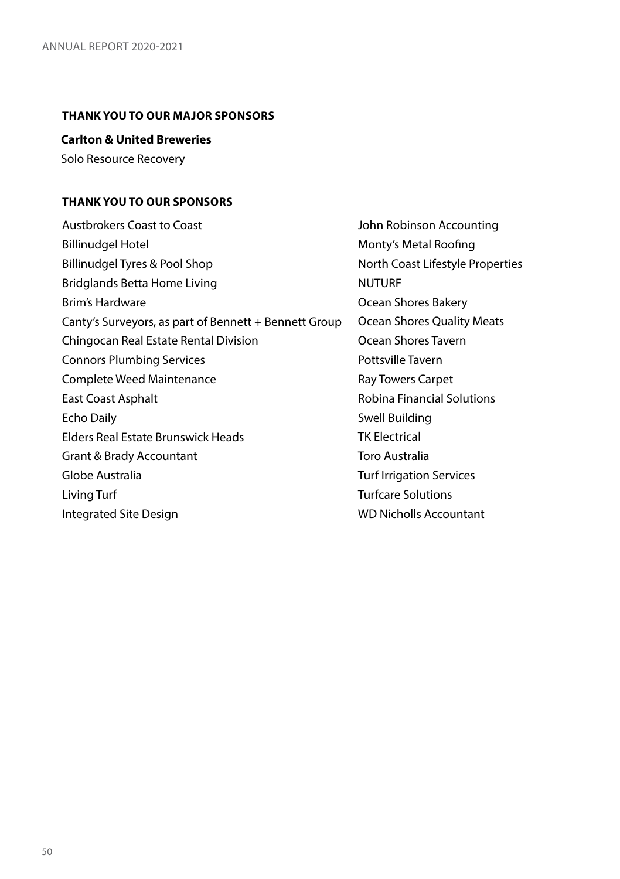## THANK YOU TO OUR MAJOR SPONSORS

**Carlton & United Breweries**

Solo Resource Recovery

## THANK YOU TO OUR SPONSORS

Austbrokers Coast to Coast
Billinudgel Hotel
Billinudgel Tyres & Pool Shop
Bridglands Betta Home Living
Brim's Hardware
Canty's Surveyors, as part of Bennett + Bennett Group
Chingocan Real Estate Rental Division
Connors Plumbing Services
Complete Weed Maintenance
East Coast Asphalt
Echo Daily
Elders Real Estate Brunswick Heads
Grant & Brady Accountant
Globe Australia
Living Turf
Integrated Site Design
John Robinson Accounting
Monty's Metal Roofing
North Coast Lifestyle Properties
NUTURF
Ocean Shores Bakery
Ocean Shores Quality Meats
Ocean Shores Tavern
Pottsville Tavern
Ray Towers Carpet
Robina Financial Solutions
Swell Building
TK Electrical
Toro Australia
Turf Irrigation Services
Turfcare Solutions
WD Nicholls Accountant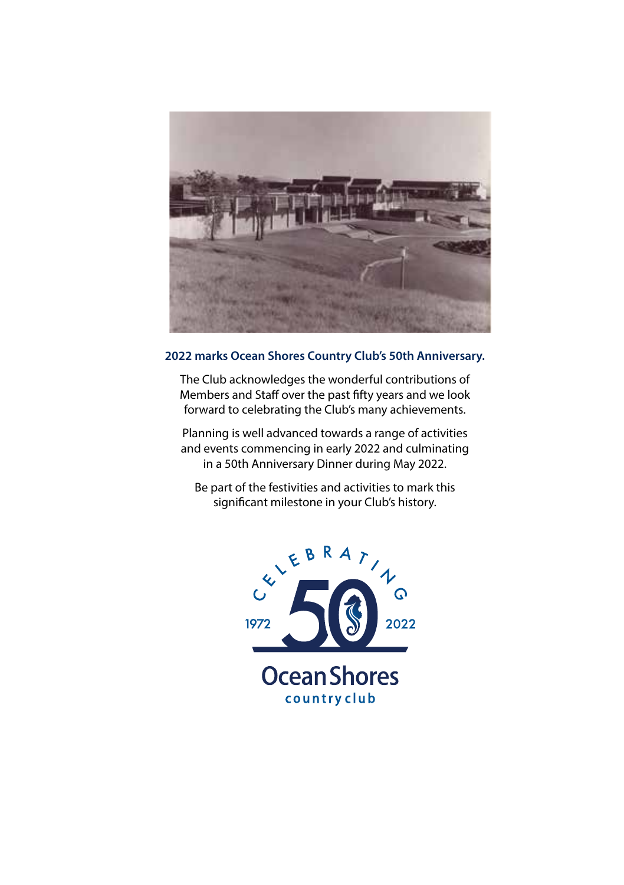**2022 marks Ocean Shores Country Club's 50th Anniversary.**

The Club acknowledges the wonderful contributions of Members and Staff over the past fifty years and we look forward to celebrating the Club's many achievements.

Planning is well advanced towards a range of activities and events commencing in early 2022 and culminating in a 50th Anniversary Dinner during May 2022.

Be part of the festivities and activities to mark this significant milestone in your Club's history.

CELEBRATING 50

1972 2022

Ocean Shores

country club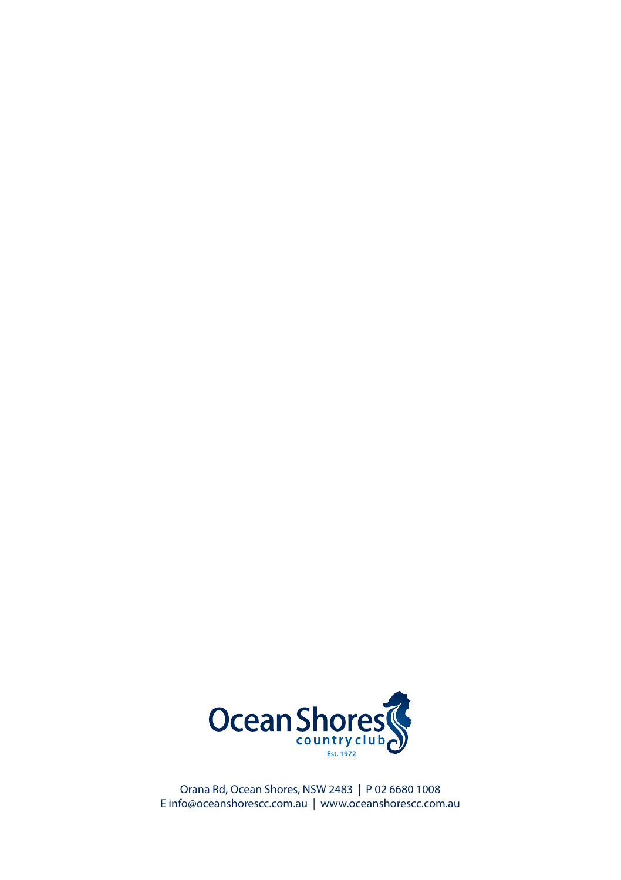Ocean Shores
country club
Est. 1972

Orana Rd, Ocean Shores, NSW 2483 | P 02 6680 1008
E info@oceanshorescc.com.au | www.oceanshorescc.com.au